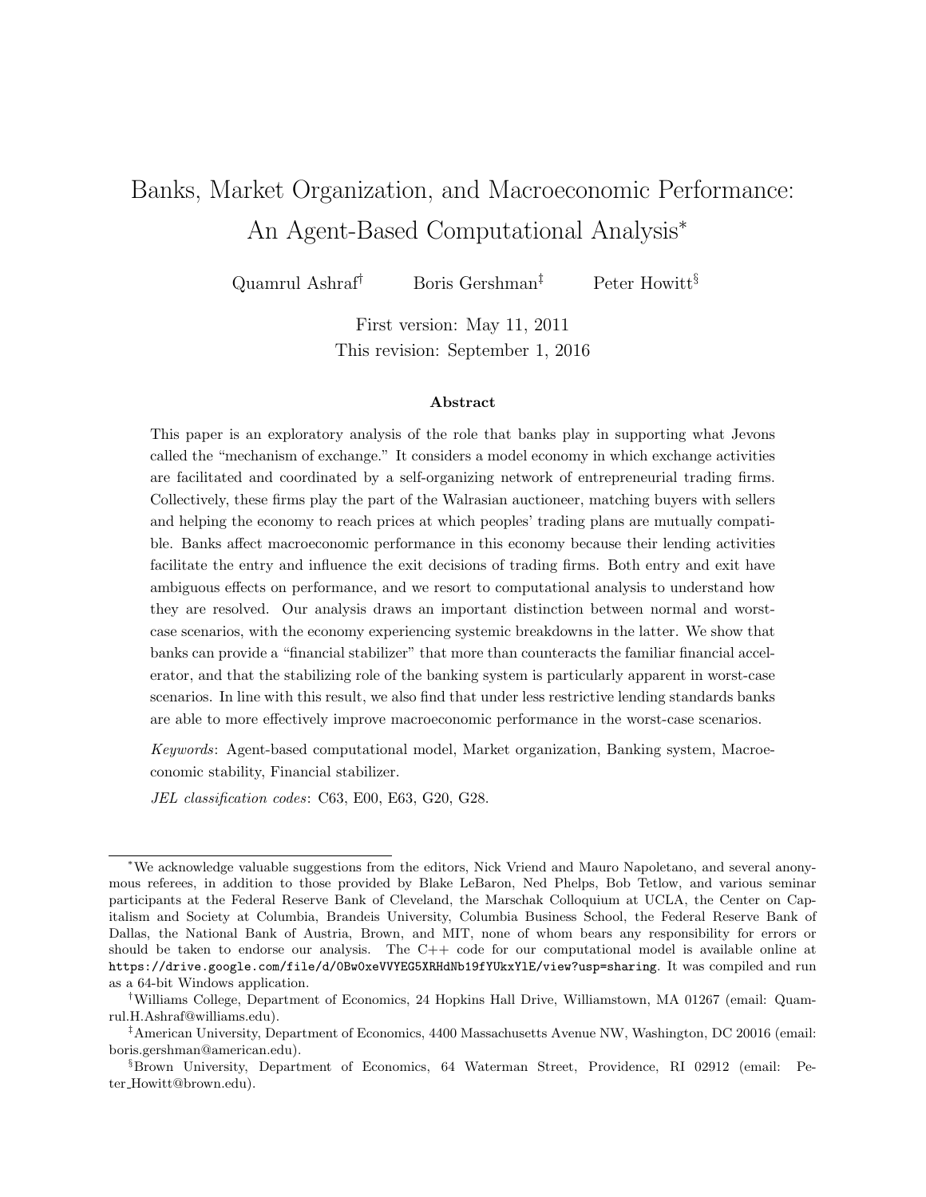# Banks, Market Organization, and Macroeconomic Performance: An Agent-Based Computational Analysis*

Quamrul Ashraf[†] Boris Gershman[‡] Peter Howitt[§]

First version: May 11, 2011
This revision: September 1, 2016

### Abstract

This paper is an exploratory analysis of the role that banks play in supporting what Jevons called the "mechanism of exchange." It considers a model economy in which exchange activities are facilitated and coordinated by a self-organizing network of entrepreneurial trading firms. Collectively, these firms play the part of the Walrasian auctioneer, matching buyers with sellers and helping the economy to reach prices at which peoples' trading plans are mutually compatible. Banks affect macroeconomic performance in this economy because their lending activities facilitate the entry and influence the exit decisions of trading firms. Both entry and exit have ambiguous effects on performance, and we resort to computational analysis to understand how they are resolved. Our analysis draws an important distinction between normal and worst-case scenarios, with the economy experiencing systemic breakdowns in the latter. We show that banks can provide a "financial stabilizer" that more than counteracts the familiar financial accelerator, and that the stabilizing role of the banking system is particularly apparent in worst-case scenarios. In line with this result, we also find that under less restrictive lending standards banks are able to more effectively improve macroeconomic performance in the worst-case scenarios.

*Keywords*: Agent-based computational model, Market organization, Banking system, Macroeconomic stability, Financial stabilizer.

*JEL classification codes*: C63, E00, E63, G20, G28.

---

*We acknowledge valuable suggestions from the editors, Nick Vriend and Mauro Napoletano, and several anonymous referees, in addition to those provided by Blake LeBaron, Ned Phelps, Bob Tetlow, and various seminar participants at the Federal Reserve Bank of Cleveland, the Marschak Colloquium at UCLA, the Center on Capitalism and Society at Columbia, Brandeis University, Columbia Business School, the Federal Reserve Bank of Dallas, the National Bank of Austria, Brown, and MIT, none of whom bears any responsibility for errors or should be taken to endorse our analysis. The C++ code for our computational model is available online at `https://drive.google.com/file/d/0Bw0xeVVYEG5XRHdNb19fYUkxYlE/view?usp=sharing`. It was compiled and run as a 64-bit Windows application.

[†]Williams College, Department of Economics, 24 Hopkins Hall Drive, Williamstown, MA 01267 (email: Quamrul.H.Ashraf@williams.edu).

[‡]American University, Department of Economics, 4400 Massachusetts Avenue NW, Washington, DC 20016 (email: boris.gershman@american.edu).

[§]Brown University, Department of Economics, 64 Waterman Street, Providence, RI 02912 (email: Peter_Howitt@brown.edu).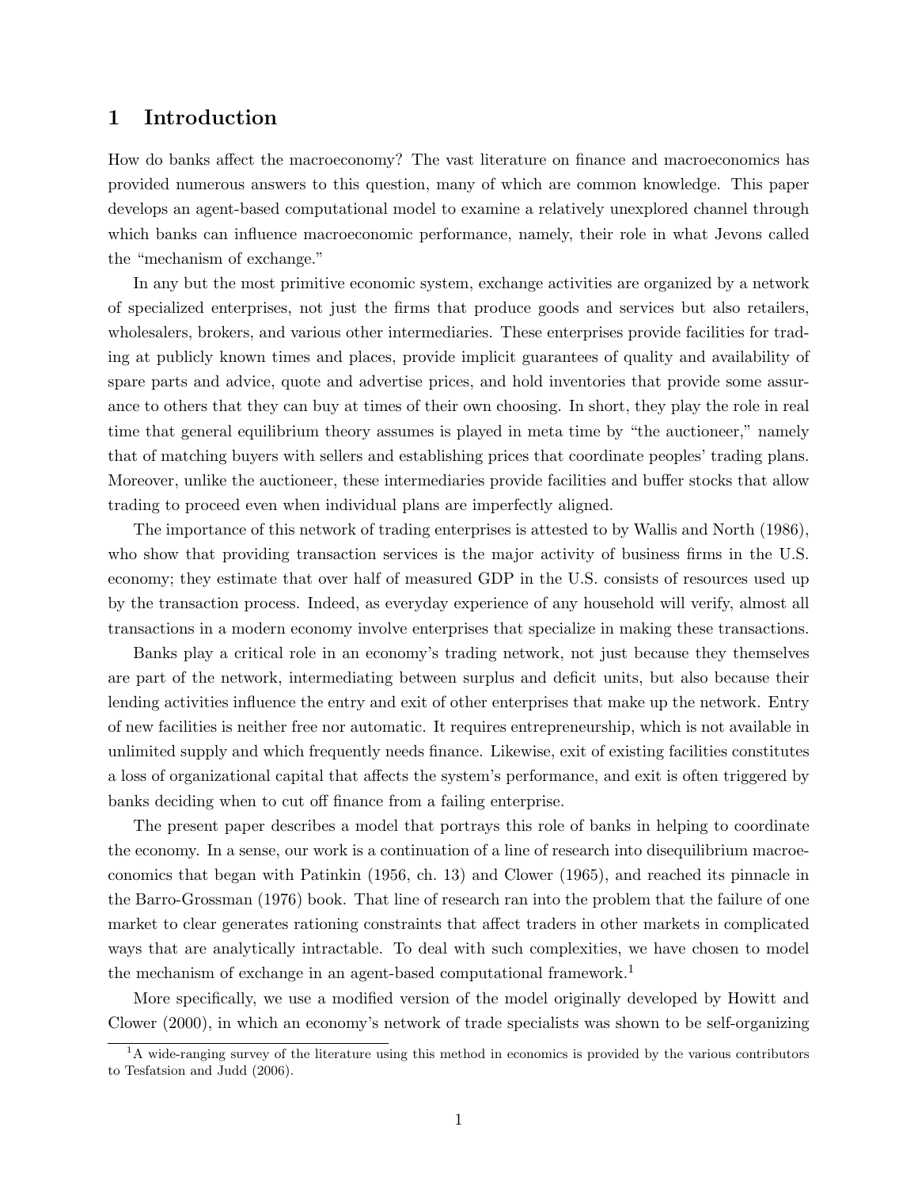# 1 Introduction

How do banks affect the macroeconomy? The vast literature on finance and macroeconomics has provided numerous answers to this question, many of which are common knowledge. This paper develops an agent-based computational model to examine a relatively unexplored channel through which banks can influence macroeconomic performance, namely, their role in what Jevons called the "mechanism of exchange."

In any but the most primitive economic system, exchange activities are organized by a network of specialized enterprises, not just the firms that produce goods and services but also retailers, wholesalers, brokers, and various other intermediaries. These enterprises provide facilities for trading at publicly known times and places, provide implicit guarantees of quality and availability of spare parts and advice, quote and advertise prices, and hold inventories that provide some assurance to others that they can buy at times of their own choosing. In short, they play the role in real time that general equilibrium theory assumes is played in meta time by "the auctioneer," namely that of matching buyers with sellers and establishing prices that coordinate peoples' trading plans. Moreover, unlike the auctioneer, these intermediaries provide facilities and buffer stocks that allow trading to proceed even when individual plans are imperfectly aligned.

The importance of this network of trading enterprises is attested to by Wallis and North (1986), who show that providing transaction services is the major activity of business firms in the U.S. economy; they estimate that over half of measured GDP in the U.S. consists of resources used up by the transaction process. Indeed, as everyday experience of any household will verify, almost all transactions in a modern economy involve enterprises that specialize in making these transactions.

Banks play a critical role in an economy's trading network, not just because they themselves are part of the network, intermediating between surplus and deficit units, but also because their lending activities influence the entry and exit of other enterprises that make up the network. Entry of new facilities is neither free nor automatic. It requires entrepreneurship, which is not available in unlimited supply and which frequently needs finance. Likewise, exit of existing facilities constitutes a loss of organizational capital that affects the system's performance, and exit is often triggered by banks deciding when to cut off finance from a failing enterprise.

The present paper describes a model that portrays this role of banks in helping to coordinate the economy. In a sense, our work is a continuation of a line of research into disequilibrium macroeconomics that began with Patinkin (1956, ch. 13) and Clower (1965), and reached its pinnacle in the Barro-Grossman (1976) book. That line of research ran into the problem that the failure of one market to clear generates rationing constraints that affect traders in other markets in complicated ways that are analytically intractable. To deal with such complexities, we have chosen to model the mechanism of exchange in an agent-based computational framework.[1]

More specifically, we use a modified version of the model originally developed by Howitt and Clower (2000), in which an economy's network of trade specialists was shown to be self-organizing

[1] A wide-ranging survey of the literature using this method in economics is provided by the various contributors to Tesfatsion and Judd (2006).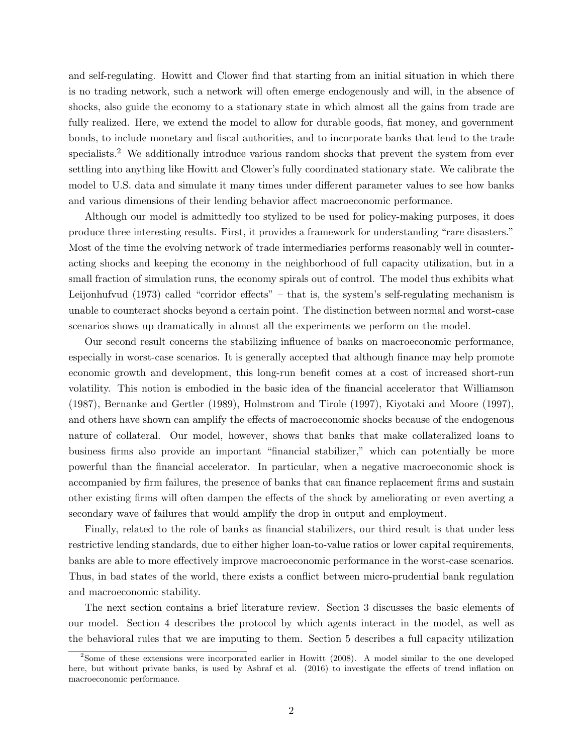and self-regulating. Howitt and Clower find that starting from an initial situation in which there is no trading network, such a network will often emerge endogenously and will, in the absence of shocks, also guide the economy to a stationary state in which almost all the gains from trade are fully realized. Here, we extend the model to allow for durable goods, fiat money, and government bonds, to include monetary and fiscal authorities, and to incorporate banks that lend to the trade specialists.[2] We additionally introduce various random shocks that prevent the system from ever settling into anything like Howitt and Clower's fully coordinated stationary state. We calibrate the model to U.S. data and simulate it many times under different parameter values to see how banks and various dimensions of their lending behavior affect macroeconomic performance.

Although our model is admittedly too stylized to be used for policy-making purposes, it does produce three interesting results. First, it provides a framework for understanding "rare disasters." Most of the time the evolving network of trade intermediaries performs reasonably well in counteracting shocks and keeping the economy in the neighborhood of full capacity utilization, but in a small fraction of simulation runs, the economy spirals out of control. The model thus exhibits what Leijonhufvud (1973) called "corridor effects" – that is, the system's self-regulating mechanism is unable to counteract shocks beyond a certain point. The distinction between normal and worst-case scenarios shows up dramatically in almost all the experiments we perform on the model.

Our second result concerns the stabilizing influence of banks on macroeconomic performance, especially in worst-case scenarios. It is generally accepted that although finance may help promote economic growth and development, this long-run benefit comes at a cost of increased short-run volatility. This notion is embodied in the basic idea of the financial accelerator that Williamson (1987), Bernanke and Gertler (1989), Holmstrom and Tirole (1997), Kiyotaki and Moore (1997), and others have shown can amplify the effects of macroeconomic shocks because of the endogenous nature of collateral. Our model, however, shows that banks that make collateralized loans to business firms also provide an important "financial stabilizer," which can potentially be more powerful than the financial accelerator. In particular, when a negative macroeconomic shock is accompanied by firm failures, the presence of banks that can finance replacement firms and sustain other existing firms will often dampen the effects of the shock by ameliorating or even averting a secondary wave of failures that would amplify the drop in output and employment.

Finally, related to the role of banks as financial stabilizers, our third result is that under less restrictive lending standards, due to either higher loan-to-value ratios or lower capital requirements, banks are able to more effectively improve macroeconomic performance in the worst-case scenarios. Thus, in bad states of the world, there exists a conflict between micro-prudential bank regulation and macroeconomic stability.

The next section contains a brief literature review. Section 3 discusses the basic elements of our model. Section 4 describes the protocol by which agents interact in the model, as well as the behavioral rules that we are imputing to them. Section 5 describes a full capacity utilization

[2] Some of these extensions were incorporated earlier in Howitt (2008). A model similar to the one developed here, but without private banks, is used by Ashraf et al. (2016) to investigate the effects of trend inflation on macroeconomic performance.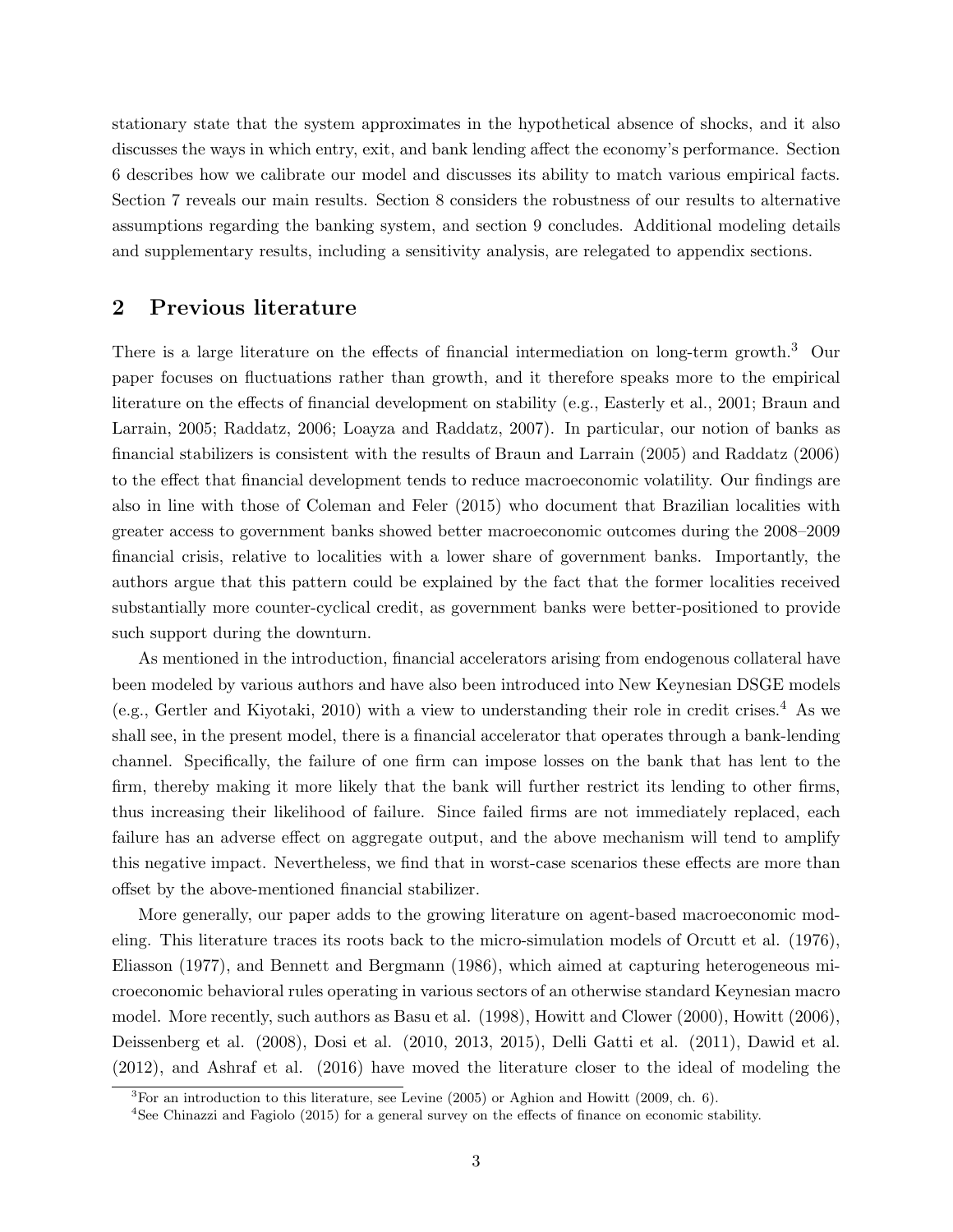stationary state that the system approximates in the hypothetical absence of shocks, and it also discusses the ways in which entry, exit, and bank lending affect the economy's performance. Section 6 describes how we calibrate our model and discusses its ability to match various empirical facts. Section 7 reveals our main results. Section 8 considers the robustness of our results to alternative assumptions regarding the banking system, and section 9 concludes. Additional modeling details and supplementary results, including a sensitivity analysis, are relegated to appendix sections.

## 2 Previous literature

There is a large literature on the effects of financial intermediation on long-term growth.[3] Our paper focuses on fluctuations rather than growth, and it therefore speaks more to the empirical literature on the effects of financial development on stability (e.g., Easterly et al., 2001; Braun and Larrain, 2005; Raddatz, 2006; Loayza and Raddatz, 2007). In particular, our notion of banks as financial stabilizers is consistent with the results of Braun and Larrain (2005) and Raddatz (2006) to the effect that financial development tends to reduce macroeconomic volatility. Our findings are also in line with those of Coleman and Feler (2015) who document that Brazilian localities with greater access to government banks showed better macroeconomic outcomes during the 2008–2009 financial crisis, relative to localities with a lower share of government banks. Importantly, the authors argue that this pattern could be explained by the fact that the former localities received substantially more counter-cyclical credit, as government banks were better-positioned to provide such support during the downturn.

As mentioned in the introduction, financial accelerators arising from endogenous collateral have been modeled by various authors and have also been introduced into New Keynesian DSGE models (e.g., Gertler and Kiyotaki, 2010) with a view to understanding their role in credit crises.[4] As we shall see, in the present model, there is a financial accelerator that operates through a bank-lending channel. Specifically, the failure of one firm can impose losses on the bank that has lent to the firm, thereby making it more likely that the bank will further restrict its lending to other firms, thus increasing their likelihood of failure. Since failed firms are not immediately replaced, each failure has an adverse effect on aggregate output, and the above mechanism will tend to amplify this negative impact. Nevertheless, we find that in worst-case scenarios these effects are more than offset by the above-mentioned financial stabilizer.

More generally, our paper adds to the growing literature on agent-based macroeconomic modeling. This literature traces its roots back to the micro-simulation models of Orcutt et al. (1976), Eliasson (1977), and Bennett and Bergmann (1986), which aimed at capturing heterogeneous microeconomic behavioral rules operating in various sectors of an otherwise standard Keynesian macro model. More recently, such authors as Basu et al. (1998), Howitt and Clower (2000), Howitt (2006), Deissenberg et al. (2008), Dosi et al. (2010, 2013, 2015), Delli Gatti et al. (2011), Dawid et al. (2012), and Ashraf et al. (2016) have moved the literature closer to the ideal of modeling the

[3] For an introduction to this literature, see Levine (2005) or Aghion and Howitt (2009, ch. 6).

[4] See Chinazzi and Fagiolo (2015) for a general survey on the effects of finance on economic stability.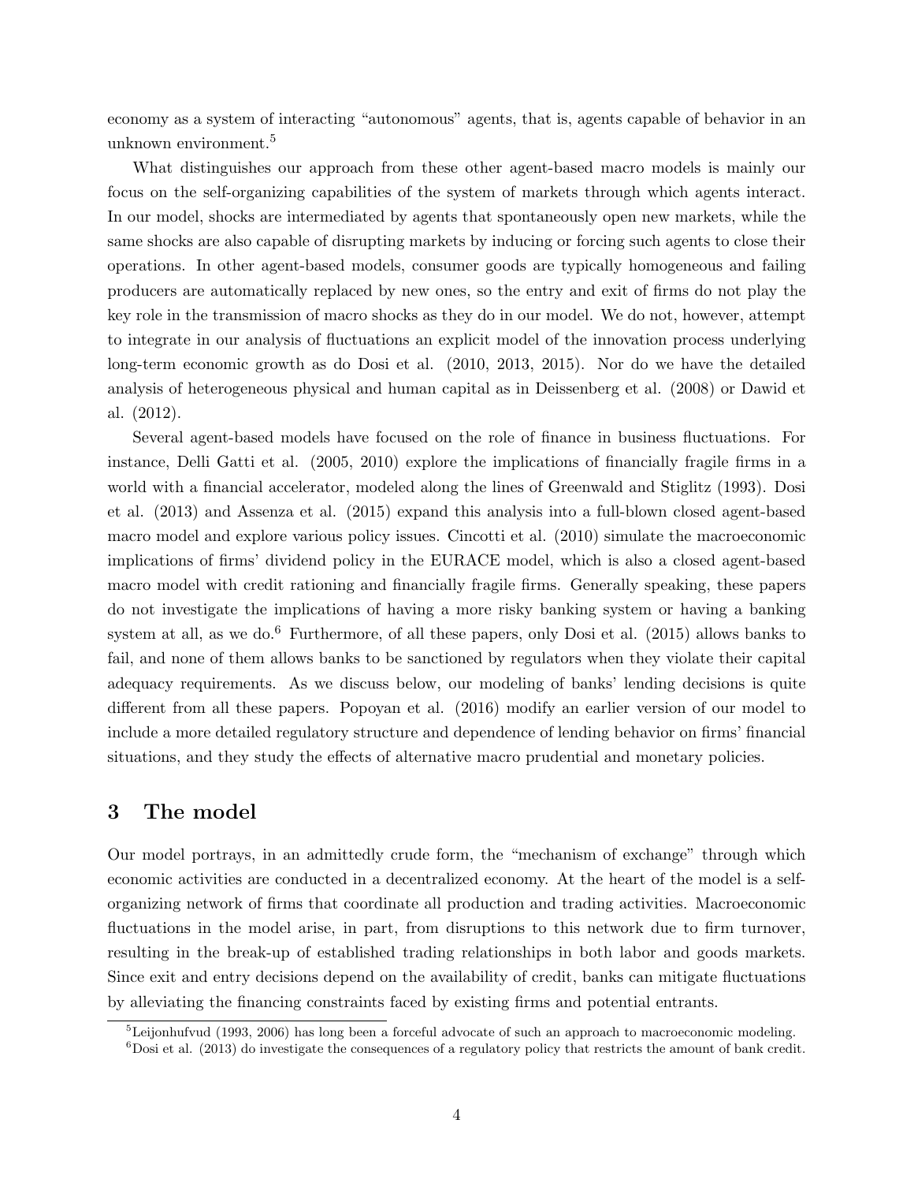economy as a system of interacting "autonomous" agents, that is, agents capable of behavior in an unknown environment.[5]

What distinguishes our approach from these other agent-based macro models is mainly our focus on the self-organizing capabilities of the system of markets through which agents interact. In our model, shocks are intermediated by agents that spontaneously open new markets, while the same shocks are also capable of disrupting markets by inducing or forcing such agents to close their operations. In other agent-based models, consumer goods are typically homogeneous and failing producers are automatically replaced by new ones, so the entry and exit of firms do not play the key role in the transmission of macro shocks as they do in our model. We do not, however, attempt to integrate in our analysis of fluctuations an explicit model of the innovation process underlying long-term economic growth as do Dosi et al. (2010, 2013, 2015). Nor do we have the detailed analysis of heterogeneous physical and human capital as in Deissenberg et al. (2008) or Dawid et al. (2012).

Several agent-based models have focused on the role of finance in business fluctuations. For instance, Delli Gatti et al. (2005, 2010) explore the implications of financially fragile firms in a world with a financial accelerator, modeled along the lines of Greenwald and Stiglitz (1993). Dosi et al. (2013) and Assenza et al. (2015) expand this analysis into a full-blown closed agent-based macro model and explore various policy issues. Cincotti et al. (2010) simulate the macroeconomic implications of firms' dividend policy in the EURACE model, which is also a closed agent-based macro model with credit rationing and financially fragile firms. Generally speaking, these papers do not investigate the implications of having a more risky banking system or having a banking system at all, as we do.[6] Furthermore, of all these papers, only Dosi et al. (2015) allows banks to fail, and none of them allows banks to be sanctioned by regulators when they violate their capital adequacy requirements. As we discuss below, our modeling of banks' lending decisions is quite different from all these papers. Popoyan et al. (2016) modify an earlier version of our model to include a more detailed regulatory structure and dependence of lending behavior on firms' financial situations, and they study the effects of alternative macro prudential and monetary policies.

# 3 The model

Our model portrays, in an admittedly crude form, the "mechanism of exchange" through which economic activities are conducted in a decentralized economy. At the heart of the model is a self-organizing network of firms that coordinate all production and trading activities. Macroeconomic fluctuations in the model arise, in part, from disruptions to this network due to firm turnover, resulting in the break-up of established trading relationships in both labor and goods markets. Since exit and entry decisions depend on the availability of credit, banks can mitigate fluctuations by alleviating the financing constraints faced by existing firms and potential entrants.

[5] Leijonhufvud (1993, 2006) has long been a forceful advocate of such an approach to macroeconomic modeling.

[6] Dosi et al. (2013) do investigate the consequences of a regulatory policy that restricts the amount of bank credit.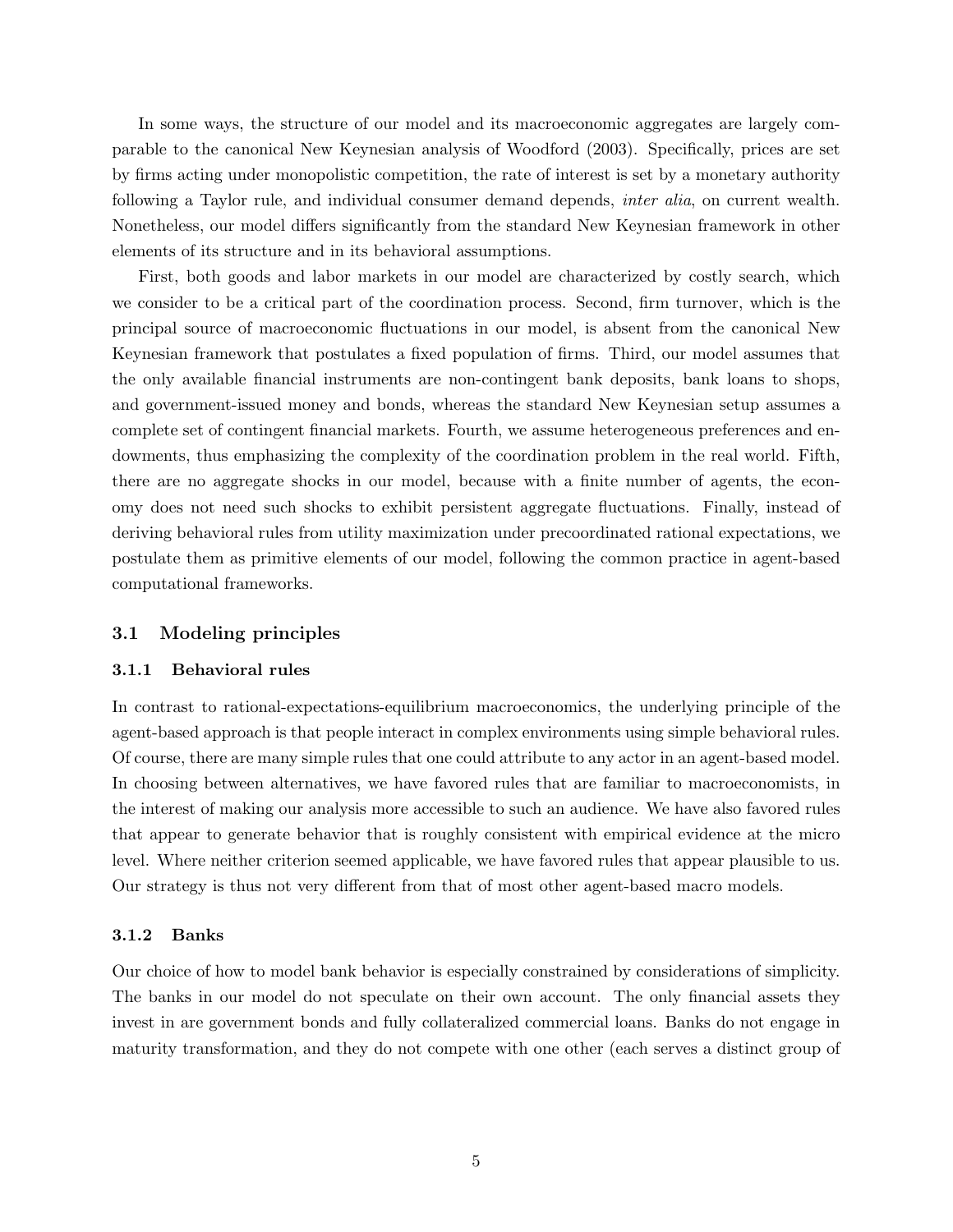In some ways, the structure of our model and its macroeconomic aggregates are largely comparable to the canonical New Keynesian analysis of Woodford (2003). Specifically, prices are set by firms acting under monopolistic competition, the rate of interest is set by a monetary authority following a Taylor rule, and individual consumer demand depends, *inter alia*, on current wealth. Nonetheless, our model differs significantly from the standard New Keynesian framework in other elements of its structure and in its behavioral assumptions.

First, both goods and labor markets in our model are characterized by costly search, which we consider to be a critical part of the coordination process. Second, firm turnover, which is the principal source of macroeconomic fluctuations in our model, is absent from the canonical New Keynesian framework that postulates a fixed population of firms. Third, our model assumes that the only available financial instruments are non-contingent bank deposits, bank loans to shops, and government-issued money and bonds, whereas the standard New Keynesian setup assumes a complete set of contingent financial markets. Fourth, we assume heterogeneous preferences and endowments, thus emphasizing the complexity of the coordination problem in the real world. Fifth, there are no aggregate shocks in our model, because with a finite number of agents, the economy does not need such shocks to exhibit persistent aggregate fluctuations. Finally, instead of deriving behavioral rules from utility maximization under precoordinated rational expectations, we postulate them as primitive elements of our model, following the common practice in agent-based computational frameworks.

### 3.1 Modeling principles

#### 3.1.1 Behavioral rules

In contrast to rational-expectations-equilibrium macroeconomics, the underlying principle of the agent-based approach is that people interact in complex environments using simple behavioral rules. Of course, there are many simple rules that one could attribute to any actor in an agent-based model. In choosing between alternatives, we have favored rules that are familiar to macroeconomists, in the interest of making our analysis more accessible to such an audience. We have also favored rules that appear to generate behavior that is roughly consistent with empirical evidence at the micro level. Where neither criterion seemed applicable, we have favored rules that appear plausible to us. Our strategy is thus not very different from that of most other agent-based macro models.

#### 3.1.2 Banks

Our choice of how to model bank behavior is especially constrained by considerations of simplicity. The banks in our model do not speculate on their own account. The only financial assets they invest in are government bonds and fully collateralized commercial loans. Banks do not engage in maturity transformation, and they do not compete with one other (each serves a distinct group of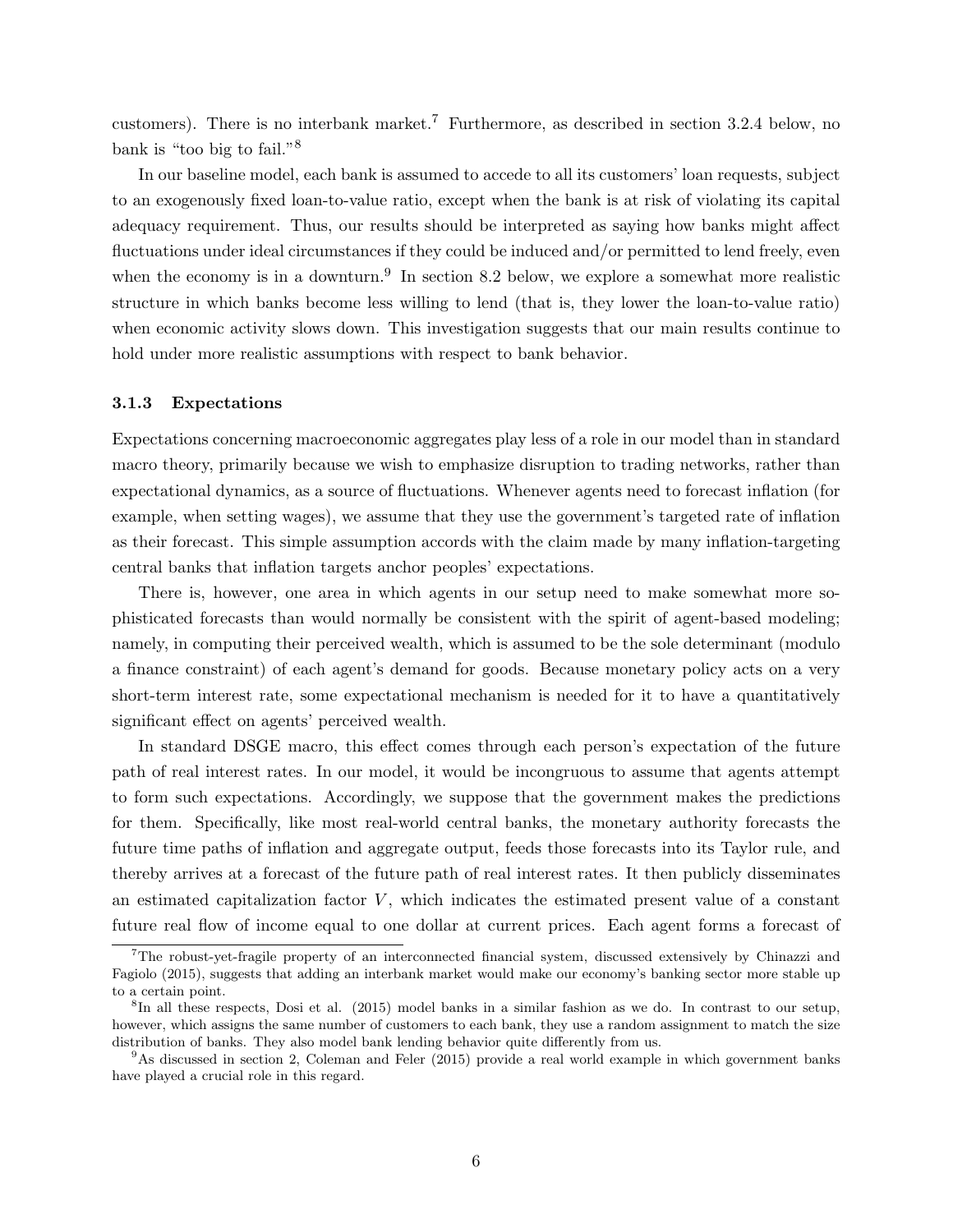customers). There is no interbank market.[7] Furthermore, as described in section 3.2.4 below, no bank is "too big to fail."[8]

In our baseline model, each bank is assumed to accede to all its customers' loan requests, subject to an exogenously fixed loan-to-value ratio, except when the bank is at risk of violating its capital adequacy requirement. Thus, our results should be interpreted as saying how banks might affect fluctuations under ideal circumstances if they could be induced and/or permitted to lend freely, even when the economy is in a downturn.[9] In section 8.2 below, we explore a somewhat more realistic structure in which banks become less willing to lend (that is, they lower the loan-to-value ratio) when economic activity slows down. This investigation suggests that our main results continue to hold under more realistic assumptions with respect to bank behavior.

### 3.1.3 Expectations

Expectations concerning macroeconomic aggregates play less of a role in our model than in standard macro theory, primarily because we wish to emphasize disruption to trading networks, rather than expectational dynamics, as a source of fluctuations. Whenever agents need to forecast inflation (for example, when setting wages), we assume that they use the government's targeted rate of inflation as their forecast. This simple assumption accords with the claim made by many inflation-targeting central banks that inflation targets anchor peoples' expectations.

There is, however, one area in which agents in our setup need to make somewhat more sophisticated forecasts than would normally be consistent with the spirit of agent-based modeling; namely, in computing their perceived wealth, which is assumed to be the sole determinant (modulo a finance constraint) of each agent's demand for goods. Because monetary policy acts on a very short-term interest rate, some expectational mechanism is needed for it to have a quantitatively significant effect on agents' perceived wealth.

In standard DSGE macro, this effect comes through each person's expectation of the future path of real interest rates. In our model, it would be incongruous to assume that agents attempt to form such expectations. Accordingly, we suppose that the government makes the predictions for them. Specifically, like most real-world central banks, the monetary authority forecasts the future time paths of inflation and aggregate output, feeds those forecasts into its Taylor rule, and thereby arrives at a forecast of the future path of real interest rates. It then publicly disseminates an estimated capitalization factor $V$, which indicates the estimated present value of a constant future real flow of income equal to one dollar at current prices. Each agent forms a forecast of

---

[7] The robust-yet-fragile property of an interconnected financial system, discussed extensively by Chinazzi and Fagiolo (2015), suggests that adding an interbank market would make our economy's banking sector more stable up to a certain point.

[8] In all these respects, Dosi et al. (2015) model banks in a similar fashion as we do. In contrast to our setup, however, which assigns the same number of customers to each bank, they use a random assignment to match the size distribution of banks. They also model bank lending behavior quite differently from us.

[9] As discussed in section 2, Coleman and Feler (2015) provide a real world example in which government banks have played a crucial role in this regard.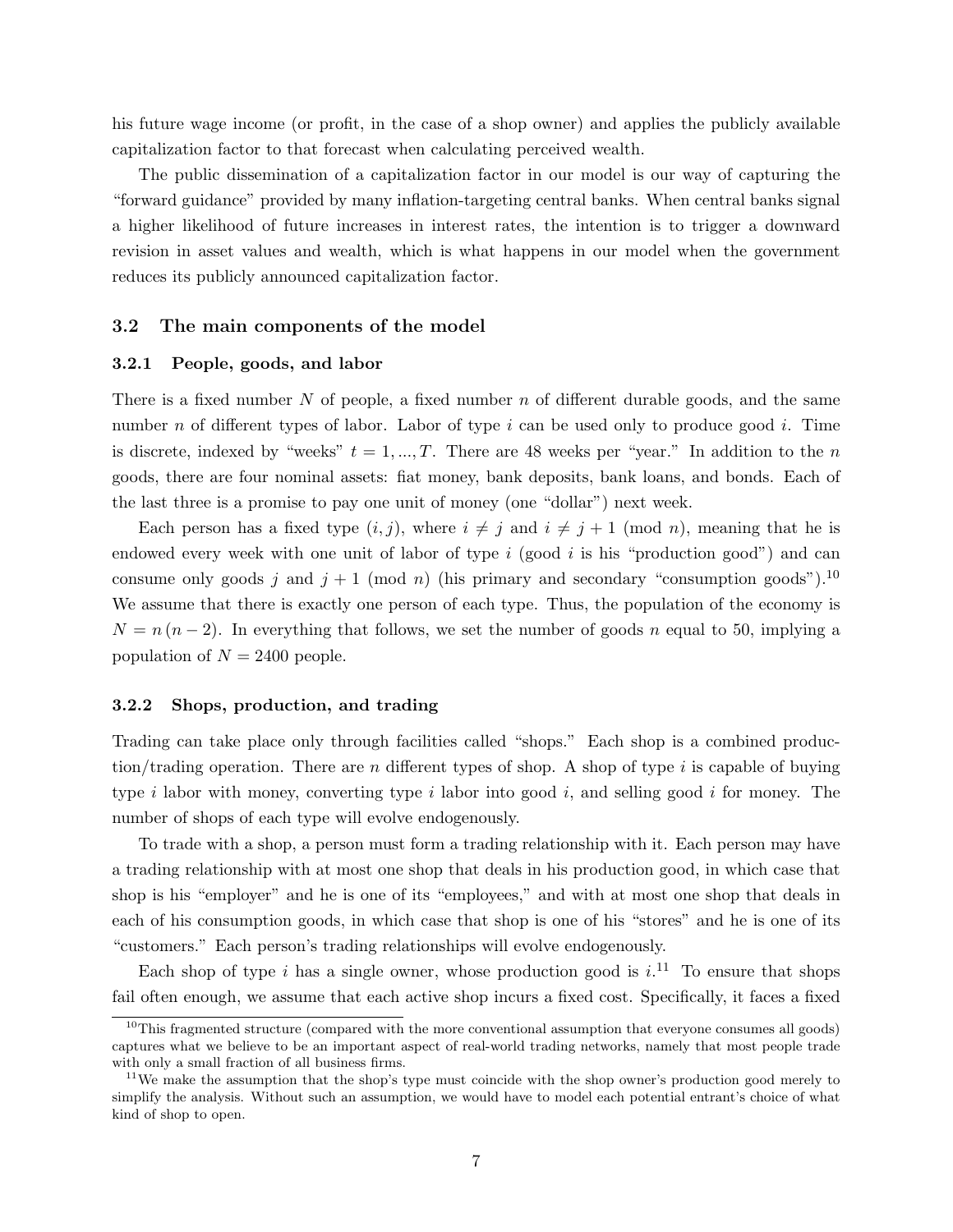his future wage income (or profit, in the case of a shop owner) and applies the publicly available capitalization factor to that forecast when calculating perceived wealth.

The public dissemination of a capitalization factor in our model is our way of capturing the "forward guidance" provided by many inflation-targeting central banks. When central banks signal a higher likelihood of future increases in interest rates, the intention is to trigger a downward revision in asset values and wealth, which is what happens in our model when the government reduces its publicly announced capitalization factor.

### 3.2 The main components of the model

#### 3.2.1 People, goods, and labor

There is a fixed number $N$ of people, a fixed number $n$ of different durable goods, and the same number $n$ of different types of labor. Labor of type $i$ can be used only to produce good $i$. Time is discrete, indexed by "weeks" $t = 1, ..., T$. There are 48 weeks per "year." In addition to the $n$ goods, there are four nominal assets: fiat money, bank deposits, bank loans, and bonds. Each of the last three is a promise to pay one unit of money (one "dollar") next week.

Each person has a fixed type $(i, j)$, where $i \neq j$ and $i \neq j + 1 \pmod{n}$, meaning that he is endowed every week with one unit of labor of type $i$ (good $i$ is his "production good") and can consume only goods $j$ and $j + 1 \pmod{n}$ (his primary and secondary "consumption goods").[10] We assume that there is exactly one person of each type. Thus, the population of the economy is $N = n(n-2)$. In everything that follows, we set the number of goods $n$ equal to 50, implying a population of $N = 2400$ people.

#### 3.2.2 Shops, production, and trading

Trading can take place only through facilities called "shops." Each shop is a combined production/trading operation. There are $n$ different types of shop. A shop of type $i$ is capable of buying type $i$ labor with money, converting type $i$ labor into good $i$, and selling good $i$ for money. The number of shops of each type will evolve endogenously.

To trade with a shop, a person must form a trading relationship with it. Each person may have a trading relationship with at most one shop that deals in his production good, in which case that shop is his "employer" and he is one of its "employees," and with at most one shop that deals in each of his consumption goods, in which case that shop is one of his "stores" and he is one of its "customers." Each person's trading relationships will evolve endogenously.

Each shop of type $i$ has a single owner, whose production good is $i$.[11] To ensure that shops fail often enough, we assume that each active shop incurs a fixed cost. Specifically, it faces a fixed

---

[10] This fragmented structure (compared with the more conventional assumption that everyone consumes all goods) captures what we believe to be an important aspect of real-world trading networks, namely that most people trade with only a small fraction of all business firms.

[11] We make the assumption that the shop's type must coincide with the shop owner's production good merely to simplify the analysis. Without such an assumption, we would have to model each potential entrant's choice of what kind of shop to open.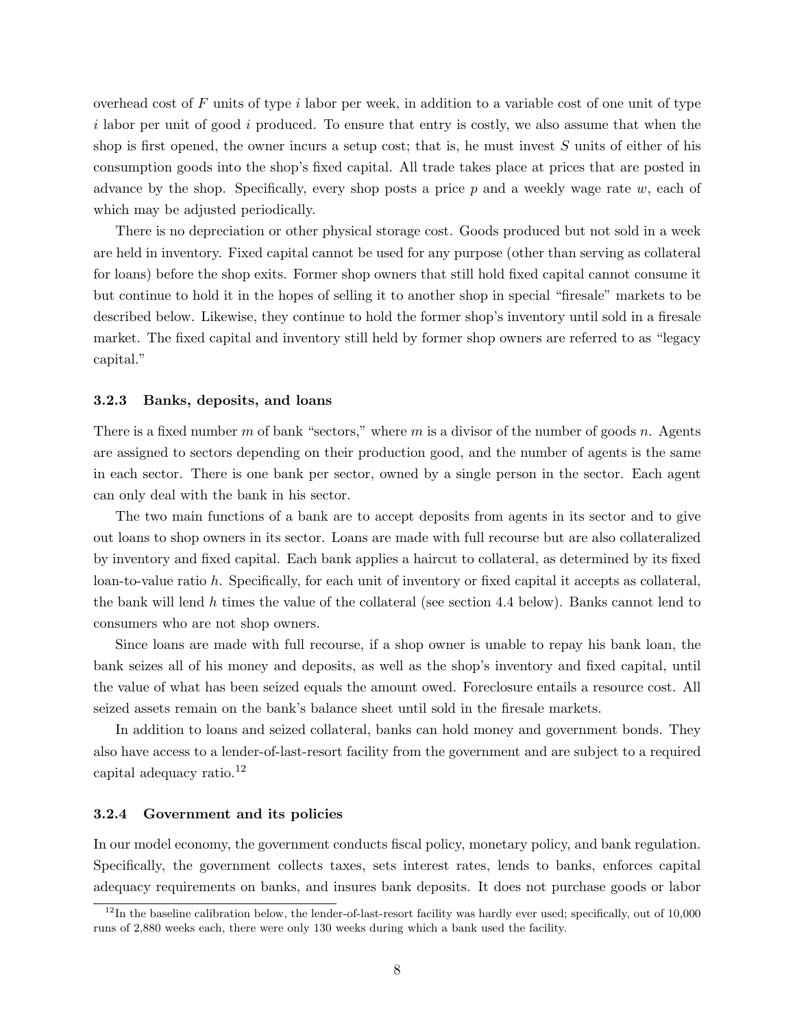overhead cost of $F$ units of type $i$ labor per week, in addition to a variable cost of one unit of type $i$ labor per unit of good $i$ produced. To ensure that entry is costly, we also assume that when the shop is first opened, the owner incurs a setup cost; that is, he must invest $S$ units of either of his consumption goods into the shop's fixed capital. All trade takes place at prices that are posted in advance by the shop. Specifically, every shop posts a price $p$ and a weekly wage rate $w$, each of which may be adjusted periodically.

There is no depreciation or other physical storage cost. Goods produced but not sold in a week are held in inventory. Fixed capital cannot be used for any purpose (other than serving as collateral for loans) before the shop exits. Former shop owners that still hold fixed capital cannot consume it but continue to hold it in the hopes of selling it to another shop in special "firesale" markets to be described below. Likewise, they continue to hold the former shop's inventory until sold in a firesale market. The fixed capital and inventory still held by former shop owners are referred to as "legacy capital."

### 3.2.3 Banks, deposits, and loans

There is a fixed number $m$ of bank "sectors," where $m$ is a divisor of the number of goods $n$. Agents are assigned to sectors depending on their production good, and the number of agents is the same in each sector. There is one bank per sector, owned by a single person in the sector. Each agent can only deal with the bank in his sector.

The two main functions of a bank are to accept deposits from agents in its sector and to give out loans to shop owners in its sector. Loans are made with full recourse but are also collateralized by inventory and fixed capital. Each bank applies a haircut to collateral, as determined by its fixed loan-to-value ratio $h$. Specifically, for each unit of inventory or fixed capital it accepts as collateral, the bank will lend $h$ times the value of the collateral (see section 4.4 below). Banks cannot lend to consumers who are not shop owners.

Since loans are made with full recourse, if a shop owner is unable to repay his bank loan, the bank seizes all of his money and deposits, as well as the shop's inventory and fixed capital, until the value of what has been seized equals the amount owed. Foreclosure entails a resource cost. All seized assets remain on the bank's balance sheet until sold in the firesale markets.

In addition to loans and seized collateral, banks can hold money and government bonds. They also have access to a lender-of-last-resort facility from the government and are subject to a required capital adequacy ratio.[12]

### 3.2.4 Government and its policies

In our model economy, the government conducts fiscal policy, monetary policy, and bank regulation. Specifically, the government collects taxes, sets interest rates, lends to banks, enforces capital adequacy requirements on banks, and insures bank deposits. It does not purchase goods or labor

[12] In the baseline calibration below, the lender-of-last-resort facility was hardly ever used; specifically, out of 10,000 runs of 2,880 weeks each, there were only 130 weeks during which a bank used the facility.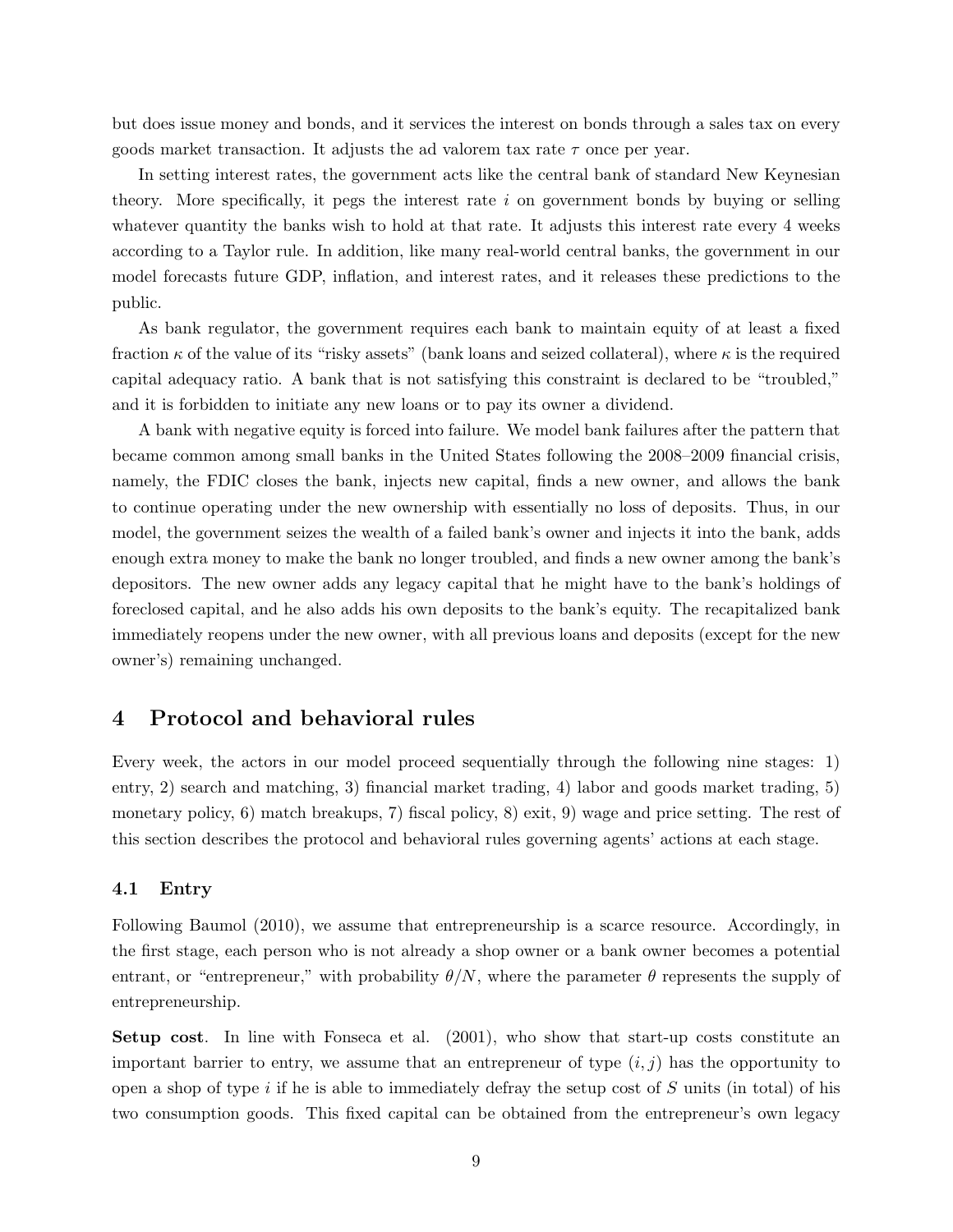but does issue money and bonds, and it services the interest on bonds through a sales tax on every goods market transaction. It adjusts the ad valorem tax rate $\tau$ once per year.

In setting interest rates, the government acts like the central bank of standard New Keynesian theory. More specifically, it pegs the interest rate $i$ on government bonds by buying or selling whatever quantity the banks wish to hold at that rate. It adjusts this interest rate every 4 weeks according to a Taylor rule. In addition, like many real-world central banks, the government in our model forecasts future GDP, inflation, and interest rates, and it releases these predictions to the public.

As bank regulator, the government requires each bank to maintain equity of at least a fixed fraction $\kappa$ of the value of its "risky assets" (bank loans and seized collateral), where $\kappa$ is the required capital adequacy ratio. A bank that is not satisfying this constraint is declared to be "troubled," and it is forbidden to initiate any new loans or to pay its owner a dividend.

A bank with negative equity is forced into failure. We model bank failures after the pattern that became common among small banks in the United States following the 2008–2009 financial crisis, namely, the FDIC closes the bank, injects new capital, finds a new owner, and allows the bank to continue operating under the new ownership with essentially no loss of deposits. Thus, in our model, the government seizes the wealth of a failed bank's owner and injects it into the bank, adds enough extra money to make the bank no longer troubled, and finds a new owner among the bank's depositors. The new owner adds any legacy capital that he might have to the bank's holdings of foreclosed capital, and he also adds his own deposits to the bank's equity. The recapitalized bank immediately reopens under the new owner, with all previous loans and deposits (except for the new owner's) remaining unchanged.

# 4 Protocol and behavioral rules

Every week, the actors in our model proceed sequentially through the following nine stages: 1) entry, 2) search and matching, 3) financial market trading, 4) labor and goods market trading, 5) monetary policy, 6) match breakups, 7) fiscal policy, 8) exit, 9) wage and price setting. The rest of this section describes the protocol and behavioral rules governing agents' actions at each stage.

## 4.1 Entry

Following Baumol (2010), we assume that entrepreneurship is a scarce resource. Accordingly, in the first stage, each person who is not already a shop owner or a bank owner becomes a potential entrant, or "entrepreneur," with probability $\theta/N$, where the parameter $\theta$ represents the supply of entrepreneurship.

**Setup cost**. In line with Fonseca et al. (2001), who show that start-up costs constitute an important barrier to entry, we assume that an entrepreneur of type $(i, j)$ has the opportunity to open a shop of type $i$ if he is able to immediately defray the setup cost of $S$ units (in total) of his two consumption goods. This fixed capital can be obtained from the entrepreneur's own legacy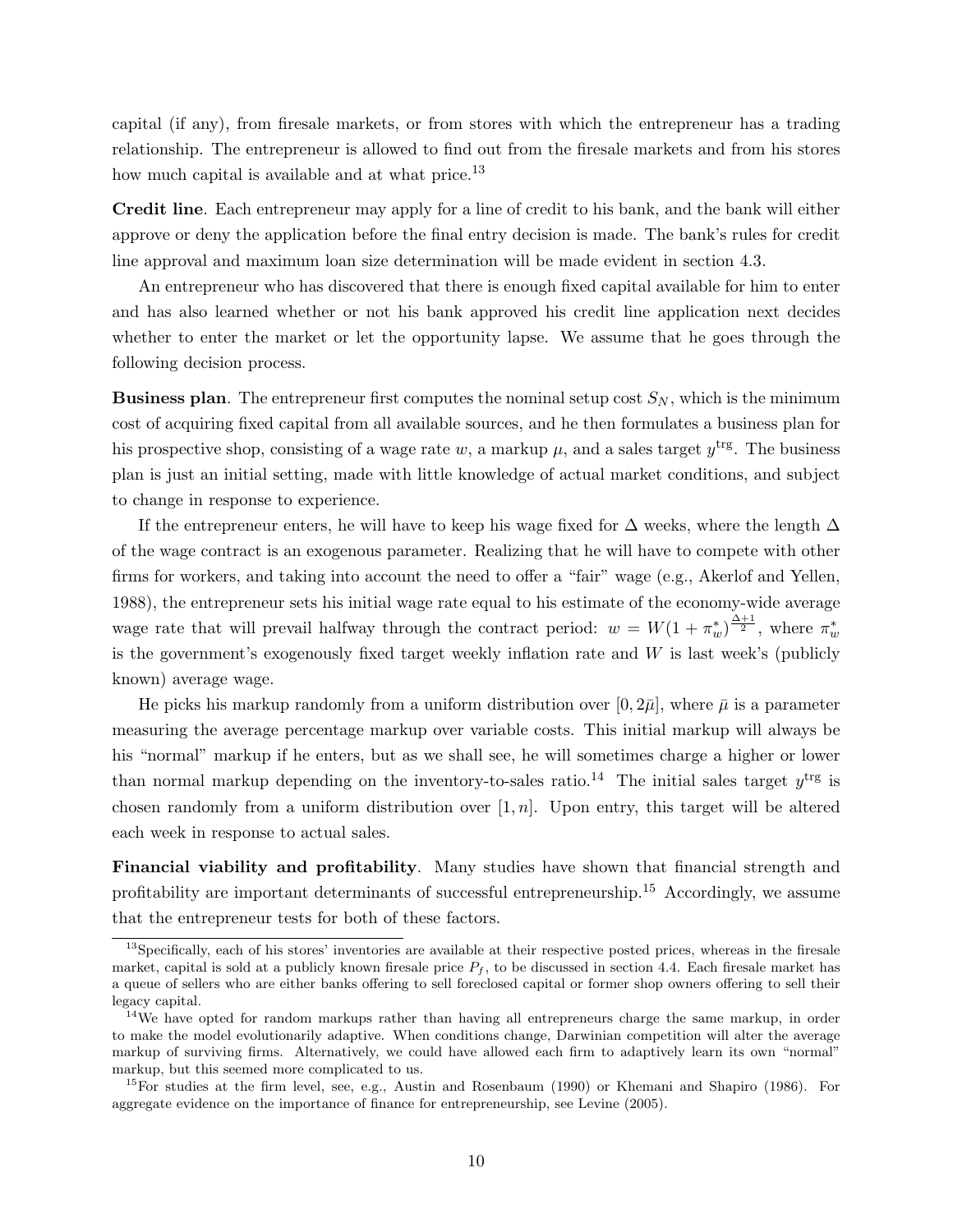capital (if any), from firesale markets, or from stores with which the entrepreneur has a trading relationship. The entrepreneur is allowed to find out from the firesale markets and from his stores how much capital is available and at what price.[13]

**Credit line**. Each entrepreneur may apply for a line of credit to his bank, and the bank will either approve or deny the application before the final entry decision is made. The bank's rules for credit line approval and maximum loan size determination will be made evident in section 4.3.

An entrepreneur who has discovered that there is enough fixed capital available for him to enter and has also learned whether or not his bank approved his credit line application next decides whether to enter the market or let the opportunity lapse. We assume that he goes through the following decision process.

**Business plan**. The entrepreneur first computes the nominal setup cost $S_N$, which is the minimum cost of acquiring fixed capital from all available sources, and he then formulates a business plan for his prospective shop, consisting of a wage rate $w$, a markup $\mu$, and a sales target $y^{\text{trg}}$. The business plan is just an initial setting, made with little knowledge of actual market conditions, and subject to change in response to experience.

If the entrepreneur enters, he will have to keep his wage fixed for $\Delta$ weeks, where the length $\Delta$ of the wage contract is an exogenous parameter. Realizing that he will have to compete with other firms for workers, and taking into account the need to offer a "fair" wage (e.g., Akerlof and Yellen, 1988), the entrepreneur sets his initial wage rate equal to his estimate of the economy-wide average wage rate that will prevail halfway through the contract period: $w = W(1+\pi_w^*)^{\frac{\Delta+1}{2}}$, where $\pi_w^*$ is the government's exogenously fixed target weekly inflation rate and $W$ is last week's (publicly known) average wage.

He picks his markup randomly from a uniform distribution over $[0, 2\bar{\mu}]$, where $\bar{\mu}$ is a parameter measuring the average percentage markup over variable costs. This initial markup will always be his "normal" markup if he enters, but as we shall see, he will sometimes charge a higher or lower than normal markup depending on the inventory-to-sales ratio.[14] The initial sales target $y^{\text{trg}}$ is chosen randomly from a uniform distribution over $[1, n]$. Upon entry, this target will be altered each week in response to actual sales.

**Financial viability and profitability**. Many studies have shown that financial strength and profitability are important determinants of successful entrepreneurship.[15] Accordingly, we assume that the entrepreneur tests for both of these factors.

[13] Specifically, each of his stores' inventories are available at their respective posted prices, whereas in the firesale market, capital is sold at a publicly known firesale price $P_f$, to be discussed in section 4.4. Each firesale market has a queue of sellers who are either banks offering to sell foreclosed capital or former shop owners offering to sell their legacy capital.

[14] We have opted for random markups rather than having all entrepreneurs charge the same markup, in order to make the model evolutionarily adaptive. When conditions change, Darwinian competition will alter the average markup of surviving firms. Alternatively, we could have allowed each firm to adaptively learn its own "normal" markup, but this seemed more complicated to us.

[15] For studies at the firm level, see, e.g., Austin and Rosenbaum (1990) or Khemani and Shapiro (1986). For aggregate evidence on the importance of finance for entrepreneurship, see Levine (2005).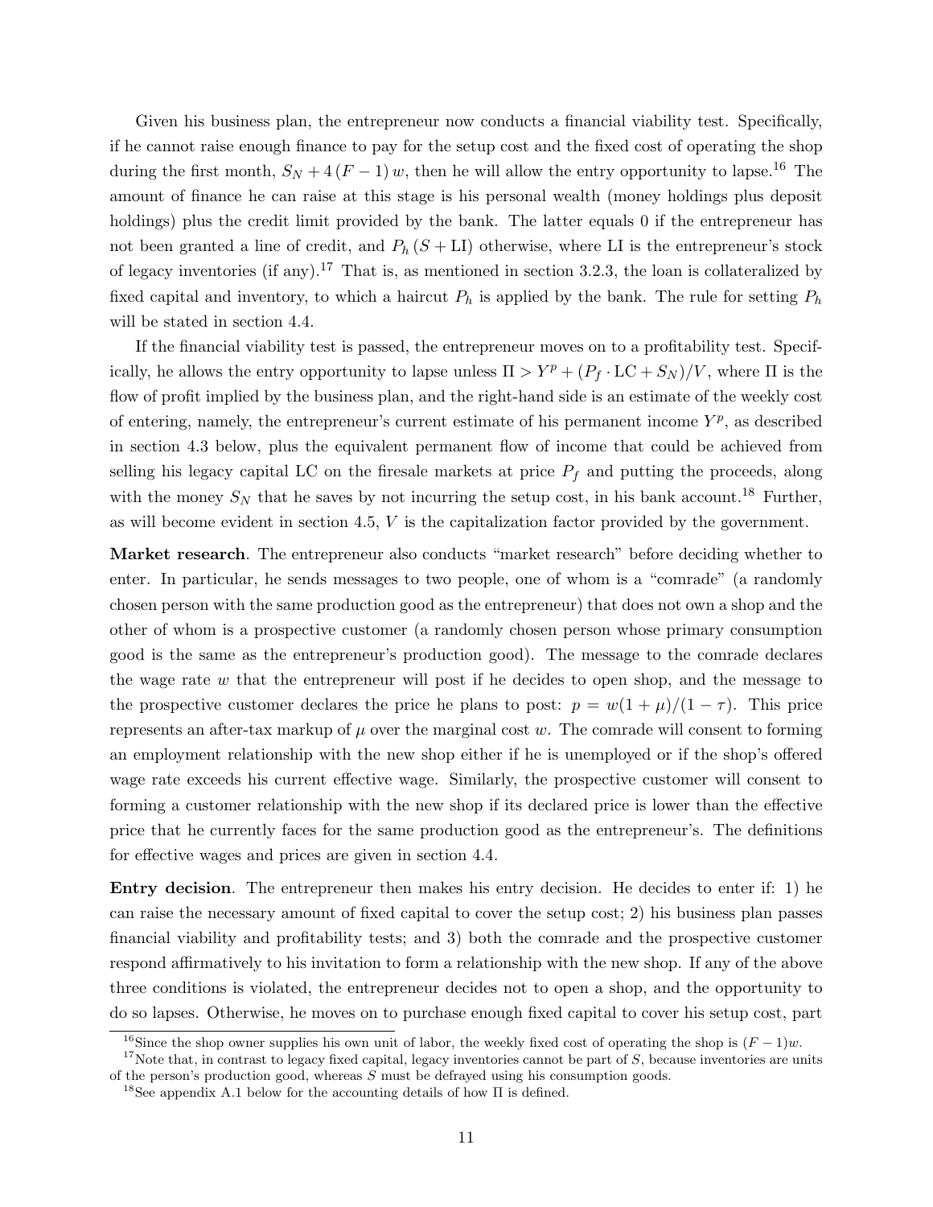Given his business plan, the entrepreneur now conducts a financial viability test. Specifically, if he cannot raise enough finance to pay for the setup cost and the fixed cost of operating the shop during the first month, $S_N + 4(F-1)w$, then he will allow the entry opportunity to lapse.[16] The amount of finance he can raise at this stage is his personal wealth (money holdings plus deposit holdings) plus the credit limit provided by the bank. The latter equals 0 if the entrepreneur has not been granted a line of credit, and $P_h(S + \text{LI})$ otherwise, where LI is the entrepreneur's stock of legacy inventories (if any).[17] That is, as mentioned in section 3.2.3, the loan is collateralized by fixed capital and inventory, to which a haircut $P_h$ is applied by the bank. The rule for setting $P_h$ will be stated in section 4.4.

If the financial viability test is passed, the entrepreneur moves on to a profitability test. Specifically, he allows the entry opportunity to lapse unless $\Pi > Y^p + (P_f \cdot \text{LC} + S_N)/V$, where $\Pi$ is the flow of profit implied by the business plan, and the right-hand side is an estimate of the weekly cost of entering, namely, the entrepreneur's current estimate of his permanent income $Y^p$, as described in section 4.3 below, plus the equivalent permanent flow of income that could be achieved from selling his legacy capital LC on the firesale markets at price $P_f$ and putting the proceeds, along with the money $S_N$ that he saves by not incurring the setup cost, in his bank account.[18] Further, as will become evident in section 4.5, $V$ is the capitalization factor provided by the government.

**Market research**. The entrepreneur also conducts "market research" before deciding whether to enter. In particular, he sends messages to two people, one of whom is a "comrade" (a randomly chosen person with the same production good as the entrepreneur) that does not own a shop and the other of whom is a prospective customer (a randomly chosen person whose primary consumption good is the same as the entrepreneur's production good). The message to the comrade declares the wage rate $w$ that the entrepreneur will post if he decides to open shop, and the message to the prospective customer declares the price he plans to post: $p = w(1+\mu)/(1-\tau)$. This price represents an after-tax markup of $\mu$ over the marginal cost $w$. The comrade will consent to forming an employment relationship with the new shop either if he is unemployed or if the shop's offered wage rate exceeds his current effective wage. Similarly, the prospective customer will consent to forming a customer relationship with the new shop if its declared price is lower than the effective price that he currently faces for the same production good as the entrepreneur's. The definitions for effective wages and prices are given in section 4.4.

**Entry decision**. The entrepreneur then makes his entry decision. He decides to enter if: 1) he can raise the necessary amount of fixed capital to cover the setup cost; 2) his business plan passes financial viability and profitability tests; and 3) both the comrade and the prospective customer respond affirmatively to his invitation to form a relationship with the new shop. If any of the above three conditions is violated, the entrepreneur decides not to open a shop, and the opportunity to do so lapses. Otherwise, he moves on to purchase enough fixed capital to cover his setup cost, part

[16] Since the shop owner supplies his own unit of labor, the weekly fixed cost of operating the shop is $(F-1)w$.

[17] Note that, in contrast to legacy fixed capital, legacy inventories cannot be part of $S$, because inventories are units of the person's production good, whereas $S$ must be defrayed using his consumption goods.

[18] See appendix A.1 below for the accounting details of how $\Pi$ is defined.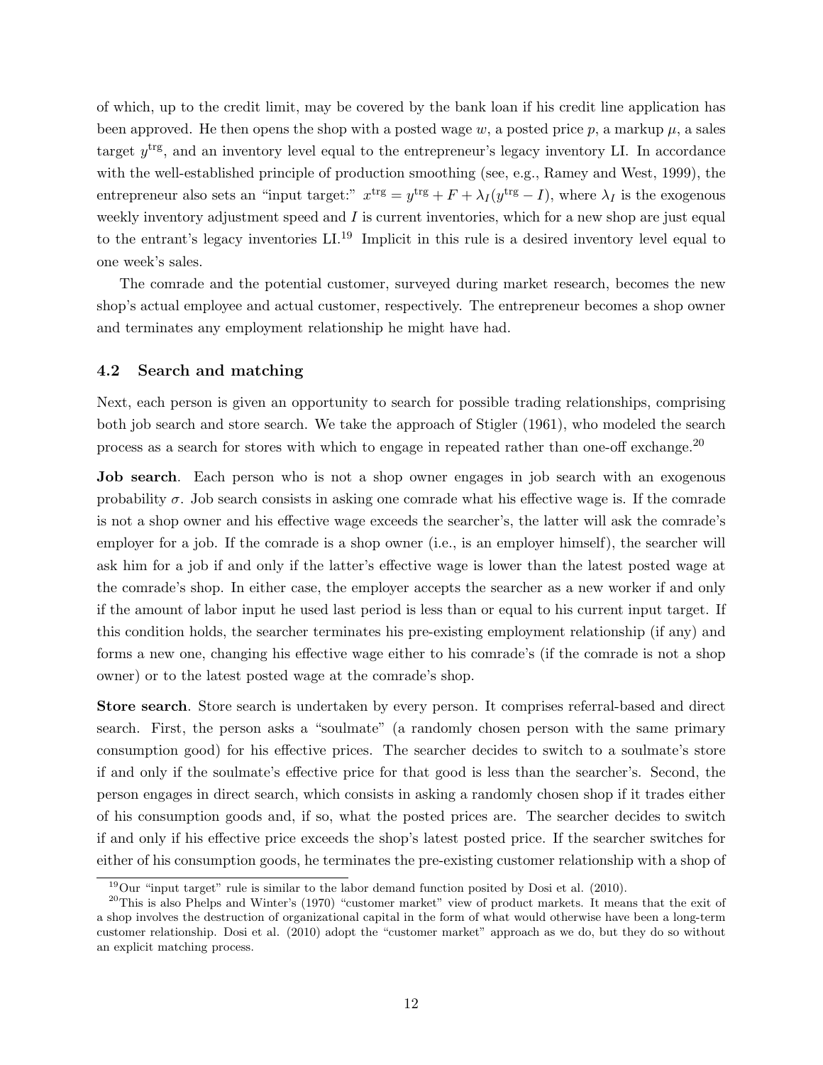of which, up to the credit limit, may be covered by the bank loan if his credit line application has been approved. He then opens the shop with a posted wage $w$, a posted price $p$, a markup $\mu$, a sales target $y^{\text{trg}}$, and an inventory level equal to the entrepreneur's legacy inventory LI. In accordance with the well-established principle of production smoothing (see, e.g., Ramey and West, 1999), the entrepreneur also sets an "input target:" $x^{\text{trg}} = y^{\text{trg}} + F + \lambda_I(y^{\text{trg}} - I)$, where $\lambda_I$ is the exogenous weekly inventory adjustment speed and $I$ is current inventories, which for a new shop are just equal to the entrant's legacy inventories LI.[19] Implicit in this rule is a desired inventory level equal to one week's sales.

The comrade and the potential customer, surveyed during market research, becomes the new shop's actual employee and actual customer, respectively. The entrepreneur becomes a shop owner and terminates any employment relationship he might have had.

### 4.2 Search and matching

Next, each person is given an opportunity to search for possible trading relationships, comprising both job search and store search. We take the approach of Stigler (1961), who modeled the search process as a search for stores with which to engage in repeated rather than one-off exchange.[20]

**Job search**. Each person who is not a shop owner engages in job search with an exogenous probability $\sigma$. Job search consists in asking one comrade what his effective wage is. If the comrade is not a shop owner and his effective wage exceeds the searcher's, the latter will ask the comrade's employer for a job. If the comrade is a shop owner (i.e., is an employer himself), the searcher will ask him for a job if and only if the latter's effective wage is lower than the latest posted wage at the comrade's shop. In either case, the employer accepts the searcher as a new worker if and only if the amount of labor input he used last period is less than or equal to his current input target. If this condition holds, the searcher terminates his pre-existing employment relationship (if any) and forms a new one, changing his effective wage either to his comrade's (if the comrade is not a shop owner) or to the latest posted wage at the comrade's shop.

**Store search**. Store search is undertaken by every person. It comprises referral-based and direct search. First, the person asks a "soulmate" (a randomly chosen person with the same primary consumption good) for his effective prices. The searcher decides to switch to a soulmate's store if and only if the soulmate's effective price for that good is less than the searcher's. Second, the person engages in direct search, which consists in asking a randomly chosen shop if it trades either of his consumption goods and, if so, what the posted prices are. The searcher decides to switch if and only if his effective price exceeds the shop's latest posted price. If the searcher switches for either of his consumption goods, he terminates the pre-existing customer relationship with a shop of

[19] Our "input target" rule is similar to the labor demand function posited by Dosi et al. (2010).

[20] This is also Phelps and Winter's (1970) "customer market" view of product markets. It means that the exit of a shop involves the destruction of organizational capital in the form of what would otherwise have been a long-term customer relationship. Dosi et al. (2010) adopt the "customer market" approach as we do, but they do so without an explicit matching process.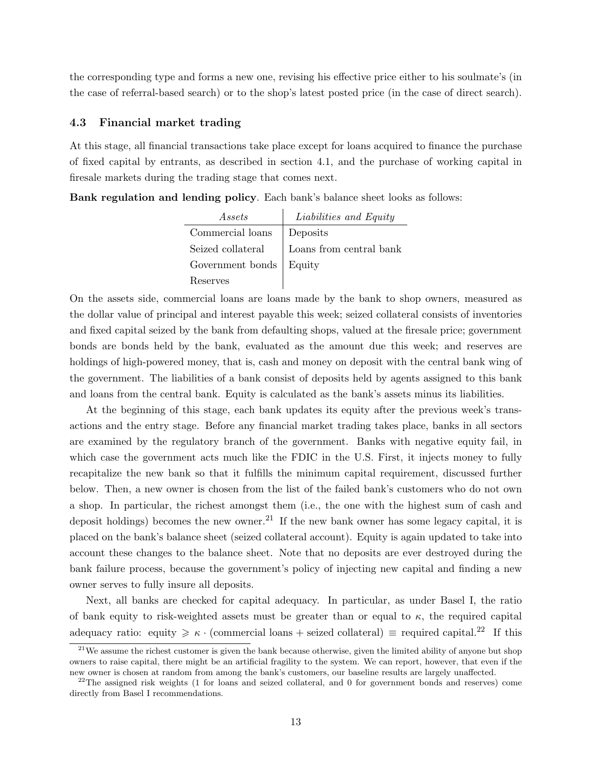the corresponding type and forms a new one, revising his effective price either to his soulmate's (in the case of referral-based search) or to the shop's latest posted price (in the case of direct search).

### 4.3 Financial market trading

At this stage, all financial transactions take place except for loans acquired to finance the purchase of fixed capital by entrants, as described in section 4.1, and the purchase of working capital in firesale markets during the trading stage that comes next.

**Bank regulation and lending policy**. Each bank's balance sheet looks as follows:

| *Assets* | *Liabilities and Equity* |
|---|---|
| Commercial loans | Deposits |
| Seized collateral | Loans from central bank |
| Government bonds | Equity |
| Reserves | |

On the assets side, commercial loans are loans made by the bank to shop owners, measured as the dollar value of principal and interest payable this week; seized collateral consists of inventories and fixed capital seized by the bank from defaulting shops, valued at the firesale price; government bonds are bonds held by the bank, evaluated as the amount due this week; and reserves are holdings of high-powered money, that is, cash and money on deposit with the central bank wing of the government. The liabilities of a bank consist of deposits held by agents assigned to this bank and loans from the central bank. Equity is calculated as the bank's assets minus its liabilities.

At the beginning of this stage, each bank updates its equity after the previous week's transactions and the entry stage. Before any financial market trading takes place, banks in all sectors are examined by the regulatory branch of the government. Banks with negative equity fail, in which case the government acts much like the FDIC in the U.S. First, it injects money to fully recapitalize the new bank so that it fulfills the minimum capital requirement, discussed further below. Then, a new owner is chosen from the list of the failed bank's customers who do not own a shop. In particular, the richest amongst them (i.e., the one with the highest sum of cash and deposit holdings) becomes the new owner.[21] If the new bank owner has some legacy capital, it is placed on the bank's balance sheet (seized collateral account). Equity is again updated to take into account these changes to the balance sheet. Note that no deposits are ever destroyed during the bank failure process, because the government's policy of injecting new capital and finding a new owner serves to fully insure all deposits.

Next, all banks are checked for capital adequacy. In particular, as under Basel I, the ratio of bank equity to risk-weighted assets must be greater than or equal to $\kappa$, the required capital adequacy ratio: equity $\geqslant \kappa \cdot$ (commercial loans + seized collateral) $\equiv$ required capital.[22] If this

[21] We assume the richest customer is given the bank because otherwise, given the limited ability of anyone but shop owners to raise capital, there might be an artificial fragility to the system. We can report, however, that even if the new owner is chosen at random from among the bank's customers, our baseline results are largely unaffected.

[22] The assigned risk weights (1 for loans and seized collateral, and 0 for government bonds and reserves) come directly from Basel I recommendations.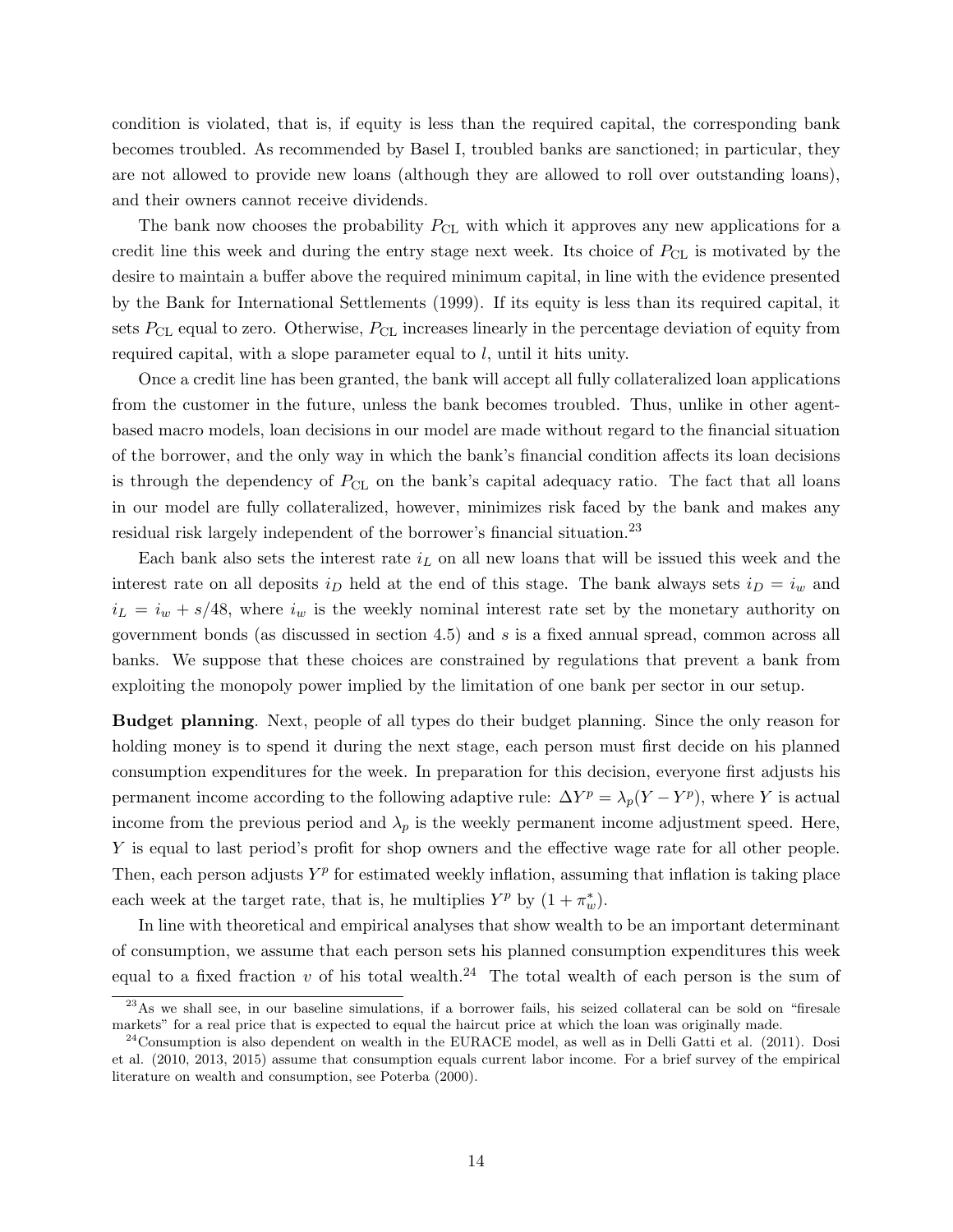condition is violated, that is, if equity is less than the required capital, the corresponding bank becomes troubled. As recommended by Basel I, troubled banks are sanctioned; in particular, they are not allowed to provide new loans (although they are allowed to roll over outstanding loans), and their owners cannot receive dividends.

The bank now chooses the probability $P_{\text{CL}}$ with which it approves any new applications for a credit line this week and during the entry stage next week. Its choice of $P_{\text{CL}}$ is motivated by the desire to maintain a buffer above the required minimum capital, in line with the evidence presented by the Bank for International Settlements (1999). If its equity is less than its required capital, it sets $P_{\text{CL}}$ equal to zero. Otherwise, $P_{\text{CL}}$ increases linearly in the percentage deviation of equity from required capital, with a slope parameter equal to $l$, until it hits unity.

Once a credit line has been granted, the bank will accept all fully collateralized loan applications from the customer in the future, unless the bank becomes troubled. Thus, unlike in other agent-based macro models, loan decisions in our model are made without regard to the financial situation of the borrower, and the only way in which the bank's financial condition affects its loan decisions is through the dependency of $P_{\text{CL}}$ on the bank's capital adequacy ratio. The fact that all loans in our model are fully collateralized, however, minimizes risk faced by the bank and makes any residual risk largely independent of the borrower's financial situation.[23]

Each bank also sets the interest rate $i_L$ on all new loans that will be issued this week and the interest rate on all deposits $i_D$ held at the end of this stage. The bank always sets $i_D = i_w$ and $i_L = i_w + s/48$, where $i_w$ is the weekly nominal interest rate set by the monetary authority on government bonds (as discussed in section 4.5) and $s$ is a fixed annual spread, common across all banks. We suppose that these choices are constrained by regulations that prevent a bank from exploiting the monopoly power implied by the limitation of one bank per sector in our setup.

**Budget planning**. Next, people of all types do their budget planning. Since the only reason for holding money is to spend it during the next stage, each person must first decide on his planned consumption expenditures for the week. In preparation for this decision, everyone first adjusts his permanent income according to the following adaptive rule: $\Delta Y^p = \lambda_p(Y - Y^p)$, where $Y$ is actual income from the previous period and $\lambda_p$ is the weekly permanent income adjustment speed. Here, $Y$ is equal to last period's profit for shop owners and the effective wage rate for all other people. Then, each person adjusts $Y^p$ for estimated weekly inflation, assuming that inflation is taking place each week at the target rate, that is, he multiplies $Y^p$ by $(1 + \pi_w^*)$.

In line with theoretical and empirical analyses that show wealth to be an important determinant of consumption, we assume that each person sets his planned consumption expenditures this week equal to a fixed fraction $v$ of his total wealth.[24] The total wealth of each person is the sum of

[23] As we shall see, in our baseline simulations, if a borrower fails, his seized collateral can be sold on "firesale markets" for a real price that is expected to equal the haircut price at which the loan was originally made.

[24] Consumption is also dependent on wealth in the EURACE model, as well as in Delli Gatti et al. (2011). Dosi et al. (2010, 2013, 2015) assume that consumption equals current labor income. For a brief survey of the empirical literature on wealth and consumption, see Poterba (2000).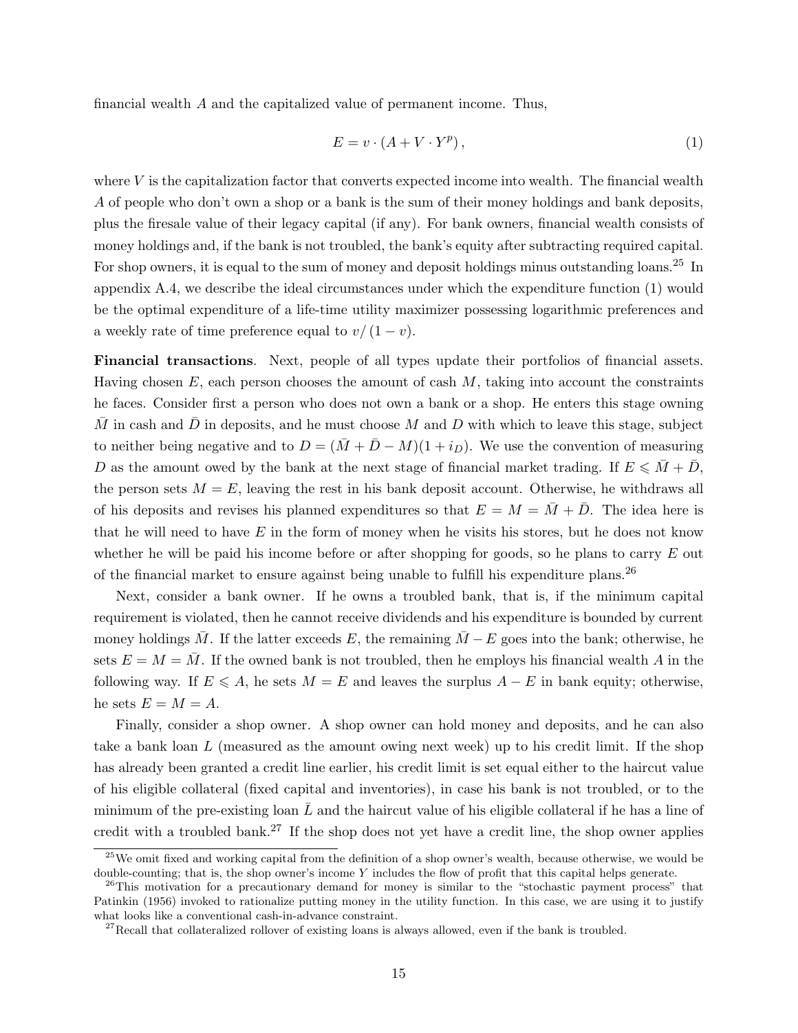financial wealth $A$ and the capitalized value of permanent income. Thus,

$$E = v \cdot (A + V \cdot Y^p), \tag{1}$$

where $V$ is the capitalization factor that converts expected income into wealth. The financial wealth $A$ of people who don't own a shop or a bank is the sum of their money holdings and bank deposits, plus the firesale value of their legacy capital (if any). For bank owners, financial wealth consists of money holdings and, if the bank is not troubled, the bank's equity after subtracting required capital. For shop owners, it is equal to the sum of money and deposit holdings minus outstanding loans.[25] In appendix A.4, we describe the ideal circumstances under which the expenditure function (1) would be the optimal expenditure of a life-time utility maximizer possessing logarithmic preferences and a weekly rate of time preference equal to $v/(1-v)$.

**Financial transactions**. Next, people of all types update their portfolios of financial assets. Having chosen $E$, each person chooses the amount of cash $M$, taking into account the constraints he faces. Consider first a person who does not own a bank or a shop. He enters this stage owning $\bar{M}$ in cash and $\bar{D}$ in deposits, and he must choose $M$ and $D$ with which to leave this stage, subject to neither being negative and to $D = (\bar{M} + \bar{D} - M)(1 + i_D)$. We use the convention of measuring $D$ as the amount owed by the bank at the next stage of financial market trading. If $E \leqslant \bar{M} + \bar{D}$, the person sets $M = E$, leaving the rest in his bank deposit account. Otherwise, he withdraws all of his deposits and revises his planned expenditures so that $E = M = \bar{M} + \bar{D}$. The idea here is that he will need to have $E$ in the form of money when he visits his stores, but he does not know whether he will be paid his income before or after shopping for goods, so he plans to carry $E$ out of the financial market to ensure against being unable to fulfill his expenditure plans.[26]

Next, consider a bank owner. If he owns a troubled bank, that is, if the minimum capital requirement is violated, then he cannot receive dividends and his expenditure is bounded by current money holdings $\bar{M}$. If the latter exceeds $E$, the remaining $\bar{M} - E$ goes into the bank; otherwise, he sets $E = M = \bar{M}$. If the owned bank is not troubled, then he employs his financial wealth $A$ in the following way. If $E \leqslant A$, he sets $M = E$ and leaves the surplus $A - E$ in bank equity; otherwise, he sets $E = M = A$.

Finally, consider a shop owner. A shop owner can hold money and deposits, and he can also take a bank loan $L$ (measured as the amount owing next week) up to his credit limit. If the shop has already been granted a credit line earlier, his credit limit is set equal either to the haircut value of his eligible collateral (fixed capital and inventories), in case his bank is not troubled, or to the minimum of the pre-existing loan $\bar{L}$ and the haircut value of his eligible collateral if he has a line of credit with a troubled bank.[27] If the shop does not yet have a credit line, the shop owner applies

[25] We omit fixed and working capital from the definition of a shop owner's wealth, because otherwise, we would be double-counting; that is, the shop owner's income $Y$ includes the flow of profit that this capital helps generate.

[26] This motivation for a precautionary demand for money is similar to the "stochastic payment process" that Patinkin (1956) invoked to rationalize putting money in the utility function. In this case, we are using it to justify what looks like a conventional cash-in-advance constraint.

[27] Recall that collateralized rollover of existing loans is always allowed, even if the bank is troubled.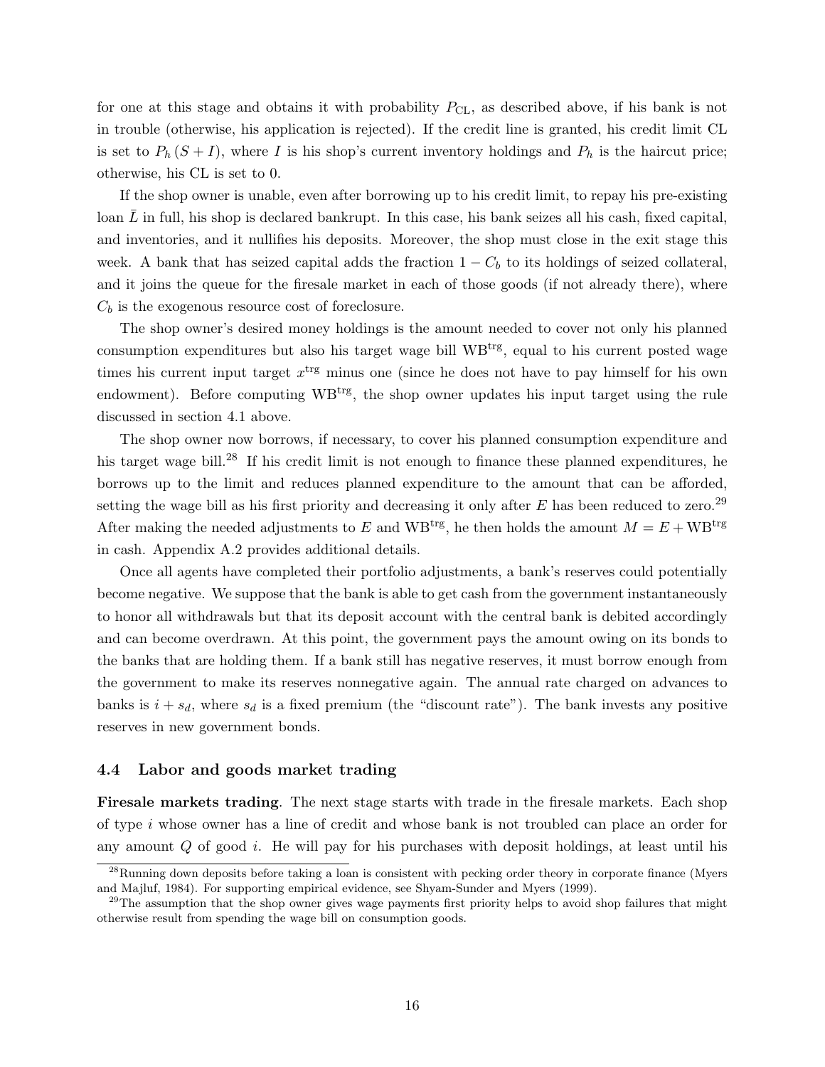for one at this stage and obtains it with probability $P_{\text{CL}}$, as described above, if his bank is not in trouble (otherwise, his application is rejected). If the credit line is granted, his credit limit CL is set to $P_h(S+I)$, where $I$ is his shop's current inventory holdings and $P_h$ is the haircut price; otherwise, his CL is set to 0.

If the shop owner is unable, even after borrowing up to his credit limit, to repay his pre-existing loan $\bar{L}$ in full, his shop is declared bankrupt. In this case, his bank seizes all his cash, fixed capital, and inventories, and it nullifies his deposits. Moreover, the shop must close in the exit stage this week. A bank that has seized capital adds the fraction $1 - C_b$ to its holdings of seized collateral, and it joins the queue for the firesale market in each of those goods (if not already there), where $C_b$ is the exogenous resource cost of foreclosure.

The shop owner's desired money holdings is the amount needed to cover not only his planned consumption expenditures but also his target wage bill $\text{WB}^{\text{trg}}$, equal to his current posted wage times his current input target $x^{\text{trg}}$ minus one (since he does not have to pay himself for his own endowment). Before computing $\text{WB}^{\text{trg}}$, the shop owner updates his input target using the rule discussed in section 4.1 above.

The shop owner now borrows, if necessary, to cover his planned consumption expenditure and his target wage bill.[28] If his credit limit is not enough to finance these planned expenditures, he borrows up to the limit and reduces planned expenditure to the amount that can be afforded, setting the wage bill as his first priority and decreasing it only after $E$ has been reduced to zero.[29] After making the needed adjustments to $E$ and $\text{WB}^{\text{trg}}$, he then holds the amount $M = E + \text{WB}^{\text{trg}}$ in cash. Appendix A.2 provides additional details.

Once all agents have completed their portfolio adjustments, a bank's reserves could potentially become negative. We suppose that the bank is able to get cash from the government instantaneously to honor all withdrawals but that its deposit account with the central bank is debited accordingly and can become overdrawn. At this point, the government pays the amount owing on its bonds to the banks that are holding them. If a bank still has negative reserves, it must borrow enough from the government to make its reserves nonnegative again. The annual rate charged on advances to banks is $i + s_d$, where $s_d$ is a fixed premium (the "discount rate"). The bank invests any positive reserves in new government bonds.

### 4.4 Labor and goods market trading

**Firesale markets trading**. The next stage starts with trade in the firesale markets. Each shop of type $i$ whose owner has a line of credit and whose bank is not troubled can place an order for any amount $Q$ of good $i$. He will pay for his purchases with deposit holdings, at least until his

[28] Running down deposits before taking a loan is consistent with pecking order theory in corporate finance (Myers and Majluf, 1984). For supporting empirical evidence, see Shyam-Sunder and Myers (1999).

[29] The assumption that the shop owner gives wage payments first priority helps to avoid shop failures that might otherwise result from spending the wage bill on consumption goods.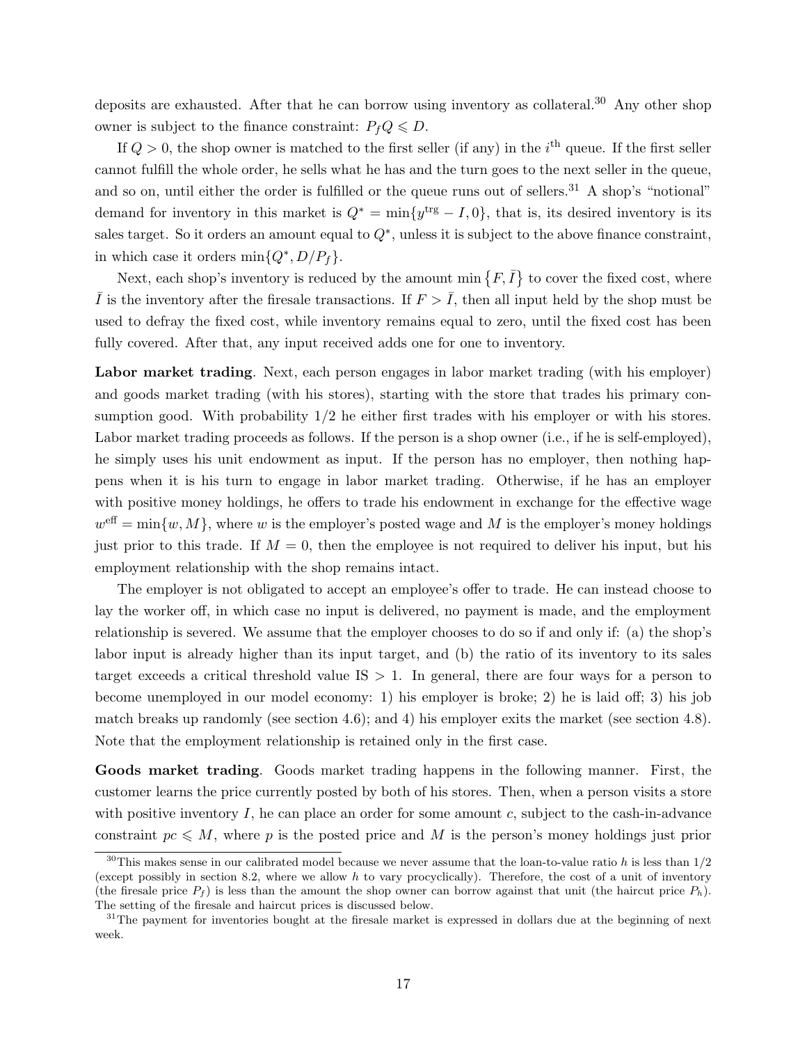deposits are exhausted. After that he can borrow using inventory as collateral.[30] Any other shop owner is subject to the finance constraint: $P_f Q \leqslant D$.

If $Q > 0$, the shop owner is matched to the first seller (if any) in the $i^{\text{th}}$ queue. If the first seller cannot fulfill the whole order, he sells what he has and the turn goes to the next seller in the queue, and so on, until either the order is fulfilled or the queue runs out of sellers.[31] A shop's "notional" demand for inventory in this market is $Q^* = \min\{y^{\text{trg}} - I, 0\}$, that is, its desired inventory is its sales target. So it orders an amount equal to $Q^*$, unless it is subject to the above finance constraint, in which case it orders $\min\{Q^*, D/P_f\}$.

Next, each shop's inventory is reduced by the amount $\min\{F, \bar{I}\}$ to cover the fixed cost, where $\bar{I}$ is the inventory after the firesale transactions. If $F > \bar{I}$, then all input held by the shop must be used to defray the fixed cost, while inventory remains equal to zero, until the fixed cost has been fully covered. After that, any input received adds one for one to inventory.

**Labor market trading**. Next, each person engages in labor market trading (with his employer) and goods market trading (with his stores), starting with the store that trades his primary consumption good. With probability 1/2 he either first trades with his employer or with his stores. Labor market trading proceeds as follows. If the person is a shop owner (i.e., if he is self-employed), he simply uses his unit endowment as input. If the person has no employer, then nothing happens when it is his turn to engage in labor market trading. Otherwise, if he has an employer with positive money holdings, he offers to trade his endowment in exchange for the effective wage $w^{\text{eff}} = \min\{w, M\}$, where $w$ is the employer's posted wage and $M$ is the employer's money holdings just prior to this trade. If $M = 0$, then the employee is not required to deliver his input, but his employment relationship with the shop remains intact.

The employer is not obligated to accept an employee's offer to trade. He can instead choose to lay the worker off, in which case no input is delivered, no payment is made, and the employment relationship is severed. We assume that the employer chooses to do so if and only if: (a) the shop's labor input is already higher than its input target, and (b) the ratio of its inventory to its sales target exceeds a critical threshold value $\text{IS} > 1$. In general, there are four ways for a person to become unemployed in our model economy: 1) his employer is broke; 2) he is laid off; 3) his job match breaks up randomly (see section 4.6); and 4) his employer exits the market (see section 4.8). Note that the employment relationship is retained only in the first case.

**Goods market trading**. Goods market trading happens in the following manner. First, the customer learns the price currently posted by both of his stores. Then, when a person visits a store with positive inventory $I$, he can place an order for some amount $c$, subject to the cash-in-advance constraint $pc \leqslant M$, where $p$ is the posted price and $M$ is the person's money holdings just prior

[30] This makes sense in our calibrated model because we never assume that the loan-to-value ratio $h$ is less than 1/2 (except possibly in section 8.2, where we allow $h$ to vary procyclically). Therefore, the cost of a unit of inventory (the firesale price $P_f$) is less than the amount the shop owner can borrow against that unit (the haircut price $P_h$). The setting of the firesale and haircut prices is discussed below.

[31] The payment for inventories bought at the firesale market is expressed in dollars due at the beginning of next week.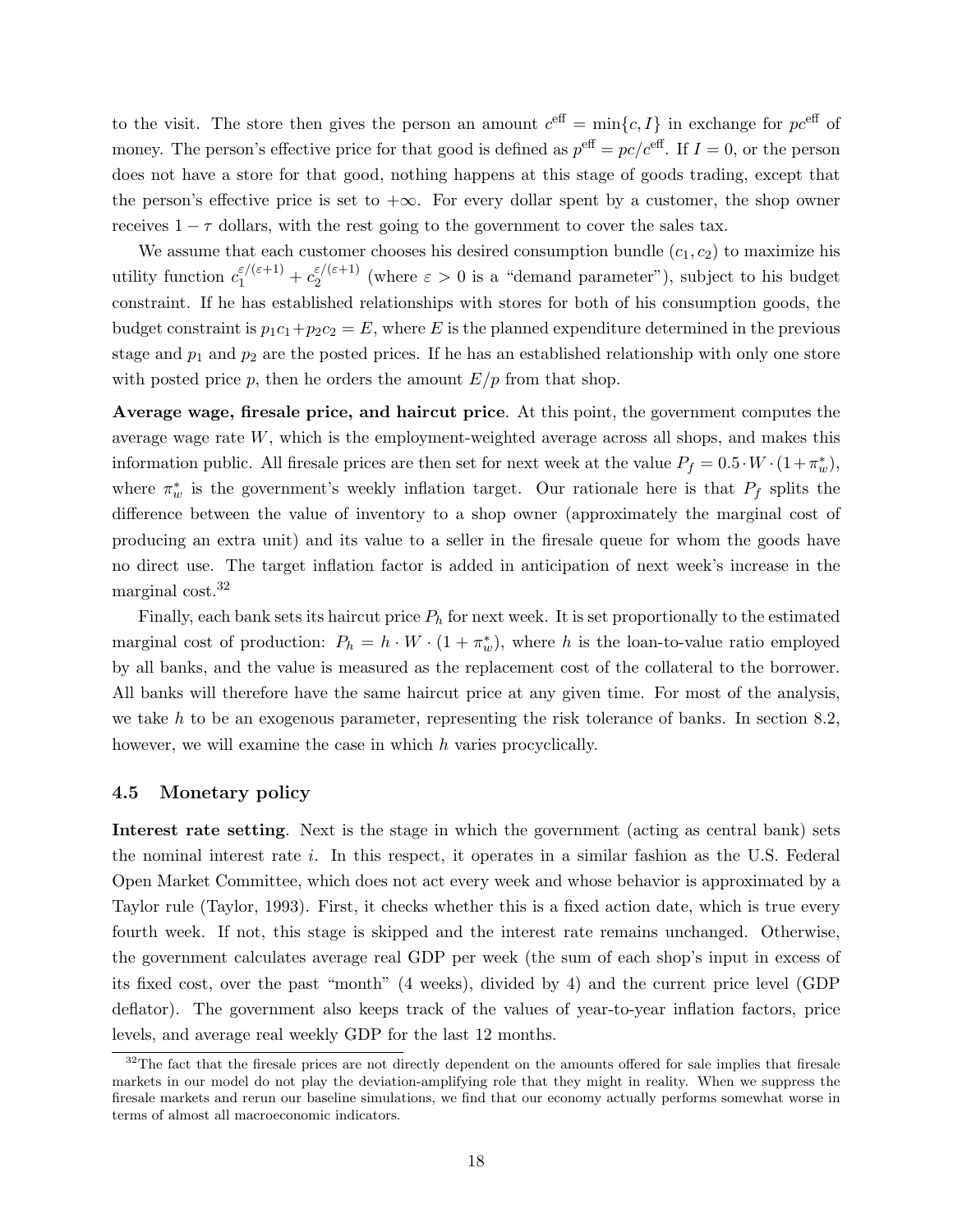to the visit. The store then gives the person an amount $c^{\text{eff}} = \min\{c, I\}$ in exchange for $pc^{\text{eff}}$ of money. The person's effective price for that good is defined as $p^{\text{eff}} = pc/c^{\text{eff}}$. If $I = 0$, or the person does not have a store for that good, nothing happens at this stage of goods trading, except that the person's effective price is set to $+\infty$. For every dollar spent by a customer, the shop owner receives $1 - \tau$ dollars, with the rest going to the government to cover the sales tax.

We assume that each customer chooses his desired consumption bundle $(c_1, c_2)$ to maximize his utility function $c_1^{\varepsilon/(\varepsilon+1)} + c_2^{\varepsilon/(\varepsilon+1)}$ (where $\varepsilon > 0$ is a "demand parameter"), subject to his budget constraint. If he has established relationships with stores for both of his consumption goods, the budget constraint is $p_1c_1 + p_2c_2 = E$, where $E$ is the planned expenditure determined in the previous stage and $p_1$ and $p_2$ are the posted prices. If he has an established relationship with only one store with posted price $p$, then he orders the amount $E/p$ from that shop.

**Average wage, firesale price, and haircut price**. At this point, the government computes the average wage rate $W$, which is the employment-weighted average across all shops, and makes this information public. All firesale prices are then set for next week at the value $P_f = 0.5 \cdot W \cdot (1 + \pi_w^*)$, where $\pi_w^*$ is the government's weekly inflation target. Our rationale here is that $P_f$ splits the difference between the value of inventory to a shop owner (approximately the marginal cost of producing an extra unit) and its value to a seller in the firesale queue for whom the goods have no direct use. The target inflation factor is added in anticipation of next week's increase in the marginal cost.[32]

Finally, each bank sets its haircut price $P_h$ for next week. It is set proportionally to the estimated marginal cost of production: $P_h = h \cdot W \cdot (1 + \pi_w^*)$, where $h$ is the loan-to-value ratio employed by all banks, and the value is measured as the replacement cost of the collateral to the borrower. All banks will therefore have the same haircut price at any given time. For most of the analysis, we take $h$ to be an exogenous parameter, representing the risk tolerance of banks. In section 8.2, however, we will examine the case in which $h$ varies procyclically.

### 4.5 Monetary policy

**Interest rate setting**. Next is the stage in which the government (acting as central bank) sets the nominal interest rate $i$. In this respect, it operates in a similar fashion as the U.S. Federal Open Market Committee, which does not act every week and whose behavior is approximated by a Taylor rule (Taylor, 1993). First, it checks whether this is a fixed action date, which is true every fourth week. If not, this stage is skipped and the interest rate remains unchanged. Otherwise, the government calculates average real GDP per week (the sum of each shop's input in excess of its fixed cost, over the past "month" (4 weeks), divided by 4) and the current price level (GDP deflator). The government also keeps track of the values of year-to-year inflation factors, price levels, and average real weekly GDP for the last 12 months.

[32] The fact that the firesale prices are not directly dependent on the amounts offered for sale implies that firesale markets in our model do not play the deviation-amplifying role that they might in reality. When we suppress the firesale markets and rerun our baseline simulations, we find that our economy actually performs somewhat worse in terms of almost all macroeconomic indicators.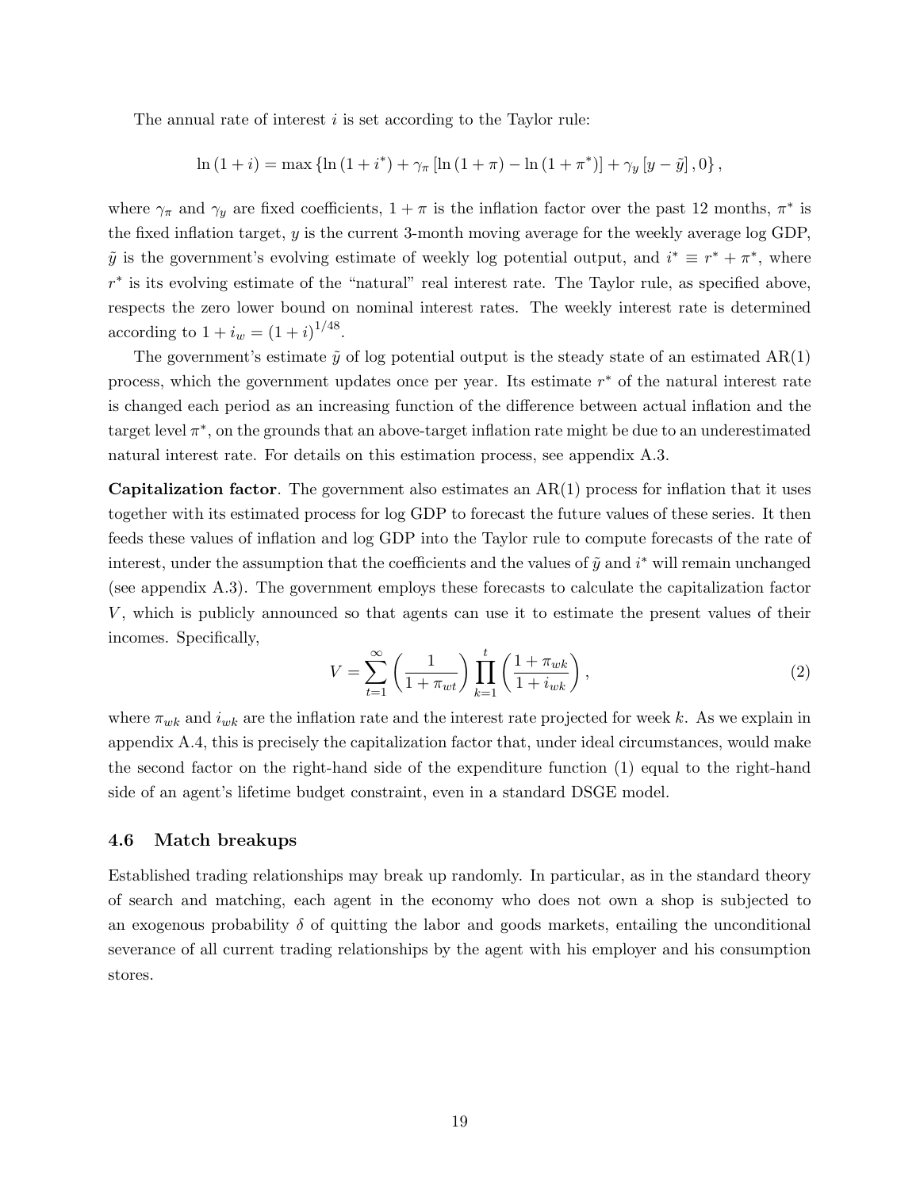The annual rate of interest $i$ is set according to the Taylor rule:

$$\ln(1+i) = \max\{\ln(1+i^*) + \gamma_\pi [\ln(1+\pi) - \ln(1+\pi^*)] + \gamma_y [y - \tilde{y}], 0\},$$

where $\gamma_\pi$ and $\gamma_y$ are fixed coefficients, $1+\pi$ is the inflation factor over the past 12 months, $\pi^*$ is the fixed inflation target, $y$ is the current 3-month moving average for the weekly average log GDP, $\tilde{y}$ is the government's evolving estimate of weekly log potential output, and $i^* \equiv r^* + \pi^*$, where $r^*$ is its evolving estimate of the "natural" real interest rate. The Taylor rule, as specified above, respects the zero lower bound on nominal interest rates. The weekly interest rate is determined according to $1 + i_w = (1+i)^{1/48}$.

The government's estimate $\tilde{y}$ of log potential output is the steady state of an estimated AR(1) process, which the government updates once per year. Its estimate $r^*$ of the natural interest rate is changed each period as an increasing function of the difference between actual inflation and the target level $\pi^*$, on the grounds that an above-target inflation rate might be due to an underestimated natural interest rate. For details on this estimation process, see appendix A.3.

**Capitalization factor**. The government also estimates an AR(1) process for inflation that it uses together with its estimated process for log GDP to forecast the future values of these series. It then feeds these values of inflation and log GDP into the Taylor rule to compute forecasts of the rate of interest, under the assumption that the coefficients and the values of $\tilde{y}$ and $i^*$ will remain unchanged (see appendix A.3). The government employs these forecasts to calculate the capitalization factor $V$, which is publicly announced so that agents can use it to estimate the present values of their incomes. Specifically,

$$V = \sum_{t=1}^{\infty} \left(\frac{1}{1+\pi_{wt}}\right) \prod_{k=1}^{t} \left(\frac{1+\pi_{wk}}{1+i_{wk}}\right), \tag{2}$$

where $\pi_{wk}$ and $i_{wk}$ are the inflation rate and the interest rate projected for week $k$. As we explain in appendix A.4, this is precisely the capitalization factor that, under ideal circumstances, would make the second factor on the right-hand side of the expenditure function (1) equal to the right-hand side of an agent's lifetime budget constraint, even in a standard DSGE model.

### 4.6 Match breakups

Established trading relationships may break up randomly. In particular, as in the standard theory of search and matching, each agent in the economy who does not own a shop is subjected to an exogenous probability $\delta$ of quitting the labor and goods markets, entailing the unconditional severance of all current trading relationships by the agent with his employer and his consumption stores.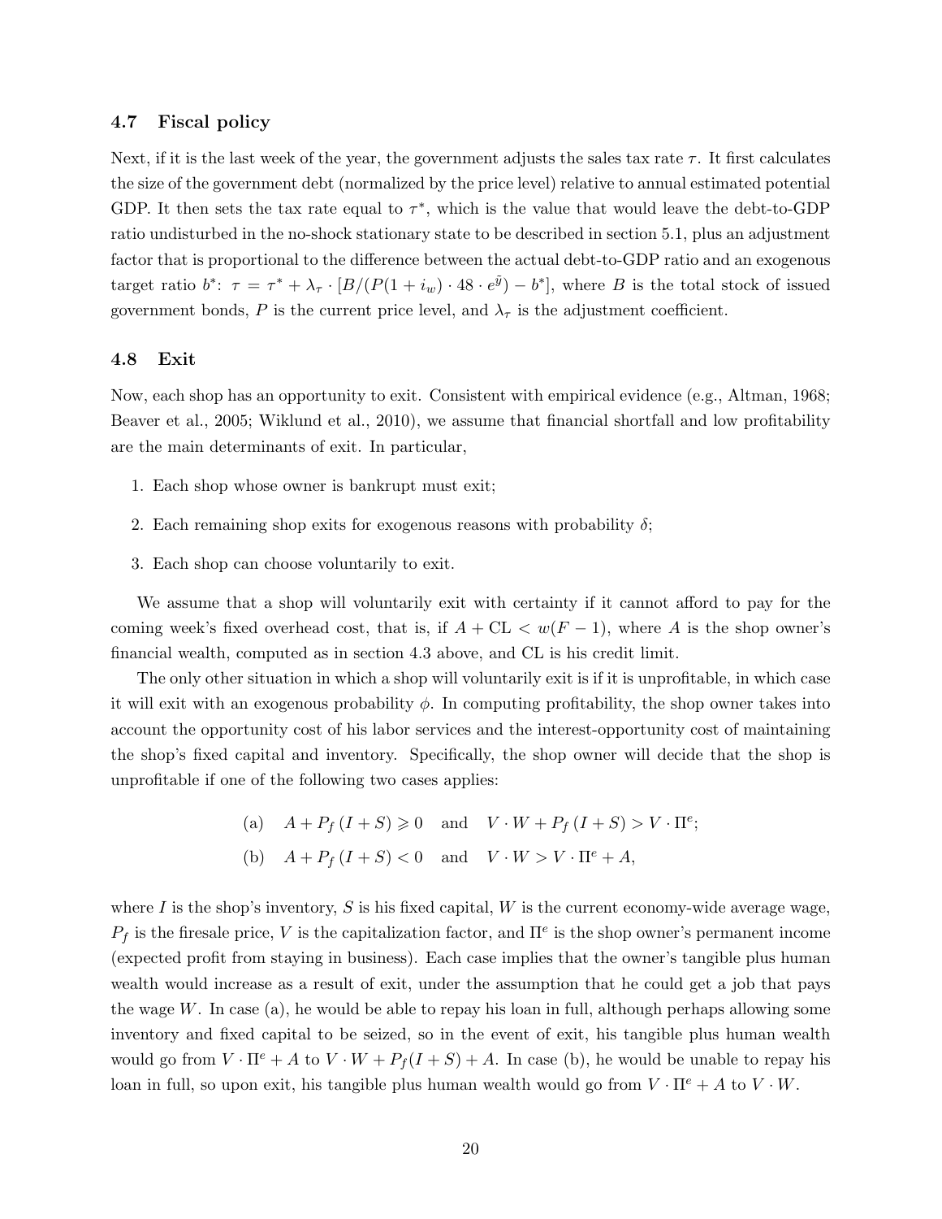### 4.7 Fiscal policy

Next, if it is the last week of the year, the government adjusts the sales tax rate $\tau$. It first calculates the size of the government debt (normalized by the price level) relative to annual estimated potential GDP. It then sets the tax rate equal to $\tau^*$, which is the value that would leave the debt-to-GDP ratio undisturbed in the no-shock stationary state to be described in section 5.1, plus an adjustment factor that is proportional to the difference between the actual debt-to-GDP ratio and an exogenous target ratio $b^*$: $\tau = \tau^* + \lambda_\tau \cdot [B/(P(1+i_w) \cdot 48 \cdot e^{\tilde{y}}) - b^*]$, where $B$ is the total stock of issued government bonds, $P$ is the current price level, and $\lambda_\tau$ is the adjustment coefficient.

### 4.8 Exit

Now, each shop has an opportunity to exit. Consistent with empirical evidence (e.g., Altman, 1968; Beaver et al., 2005; Wiklund et al., 2010), we assume that financial shortfall and low profitability are the main determinants of exit. In particular,

1. Each shop whose owner is bankrupt must exit;
2. Each remaining shop exits for exogenous reasons with probability $\delta$;
3. Each shop can choose voluntarily to exit.

We assume that a shop will voluntarily exit with certainty if it cannot afford to pay for the coming week's fixed overhead cost, that is, if $A + \mathrm{CL} < w(F-1)$, where $A$ is the shop owner's financial wealth, computed as in section 4.3 above, and CL is his credit limit.

The only other situation in which a shop will voluntarily exit is if it is unprofitable, in which case it will exit with an exogenous probability $\phi$. In computing profitability, the shop owner takes into account the opportunity cost of his labor services and the interest-opportunity cost of maintaining the shop's fixed capital and inventory. Specifically, the shop owner will decide that the shop is unprofitable if one of the following two cases applies:

$$\text{(a)} \quad A + P_f\,(I+S) \geqslant 0 \quad \text{and} \quad V \cdot W + P_f\,(I+S) > V \cdot \Pi^e;$$

$$\text{(b)} \quad A + P_f\,(I+S) < 0 \quad \text{and} \quad V \cdot W > V \cdot \Pi^e + A,$$

where $I$ is the shop's inventory, $S$ is his fixed capital, $W$ is the current economy-wide average wage, $P_f$ is the firesale price, $V$ is the capitalization factor, and $\Pi^e$ is the shop owner's permanent income (expected profit from staying in business). Each case implies that the owner's tangible plus human wealth would increase as a result of exit, under the assumption that he could get a job that pays the wage $W$. In case (a), he would be able to repay his loan in full, although perhaps allowing some inventory and fixed capital to be seized, so in the event of exit, his tangible plus human wealth would go from $V \cdot \Pi^e + A$ to $V \cdot W + P_f(I+S) + A$. In case (b), he would be unable to repay his loan in full, so upon exit, his tangible plus human wealth would go from $V \cdot \Pi^e + A$ to $V \cdot W$.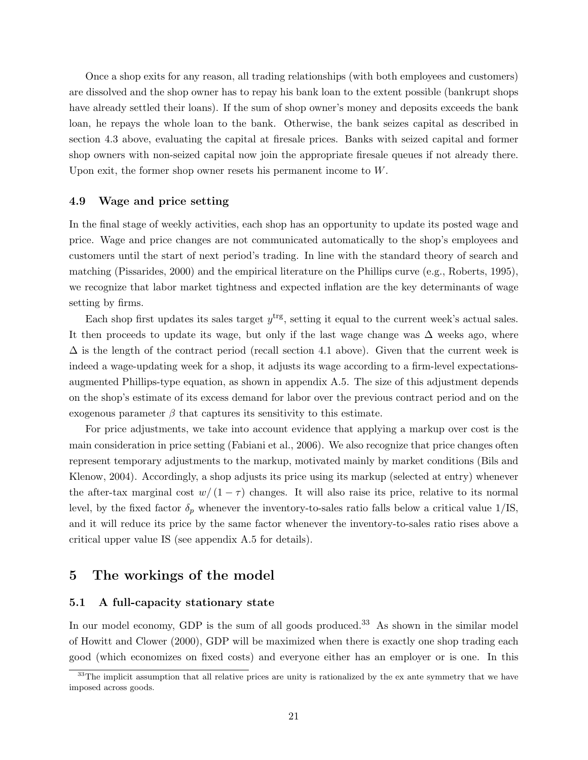Once a shop exits for any reason, all trading relationships (with both employees and customers) are dissolved and the shop owner has to repay his bank loan to the extent possible (bankrupt shops have already settled their loans). If the sum of shop owner's money and deposits exceeds the bank loan, he repays the whole loan to the bank. Otherwise, the bank seizes capital as described in section 4.3 above, evaluating the capital at firesale prices. Banks with seized capital and former shop owners with non-seized capital now join the appropriate firesale queues if not already there. Upon exit, the former shop owner resets his permanent income to $W$.

### 4.9 Wage and price setting

In the final stage of weekly activities, each shop has an opportunity to update its posted wage and price. Wage and price changes are not communicated automatically to the shop's employees and customers until the start of next period's trading. In line with the standard theory of search and matching (Pissarides, 2000) and the empirical literature on the Phillips curve (e.g., Roberts, 1995), we recognize that labor market tightness and expected inflation are the key determinants of wage setting by firms.

Each shop first updates its sales target $y^{\text{trg}}$, setting it equal to the current week's actual sales. It then proceeds to update its wage, but only if the last wage change was $\Delta$ weeks ago, where $\Delta$ is the length of the contract period (recall section 4.1 above). Given that the current week is indeed a wage-updating week for a shop, it adjusts its wage according to a firm-level expectations-augmented Phillips-type equation, as shown in appendix A.5. The size of this adjustment depends on the shop's estimate of its excess demand for labor over the previous contract period and on the exogenous parameter $\beta$ that captures its sensitivity to this estimate.

For price adjustments, we take into account evidence that applying a markup over cost is the main consideration in price setting (Fabiani et al., 2006). We also recognize that price changes often represent temporary adjustments to the markup, motivated mainly by market conditions (Bils and Klenow, 2004). Accordingly, a shop adjusts its price using its markup (selected at entry) whenever the after-tax marginal cost $w/(1-\tau)$ changes. It will also raise its price, relative to its normal level, by the fixed factor $\delta_p$ whenever the inventory-to-sales ratio falls below a critical value $1/\text{IS}$, and it will reduce its price by the same factor whenever the inventory-to-sales ratio rises above a critical upper value IS (see appendix A.5 for details).

## 5 The workings of the model

### 5.1 A full-capacity stationary state

In our model economy, GDP is the sum of all goods produced.[33] As shown in the similar model of Howitt and Clower (2000), GDP will be maximized when there is exactly one shop trading each good (which economizes on fixed costs) and everyone either has an employer or is one. In this

[33] The implicit assumption that all relative prices are unity is rationalized by the ex ante symmetry that we have imposed across goods.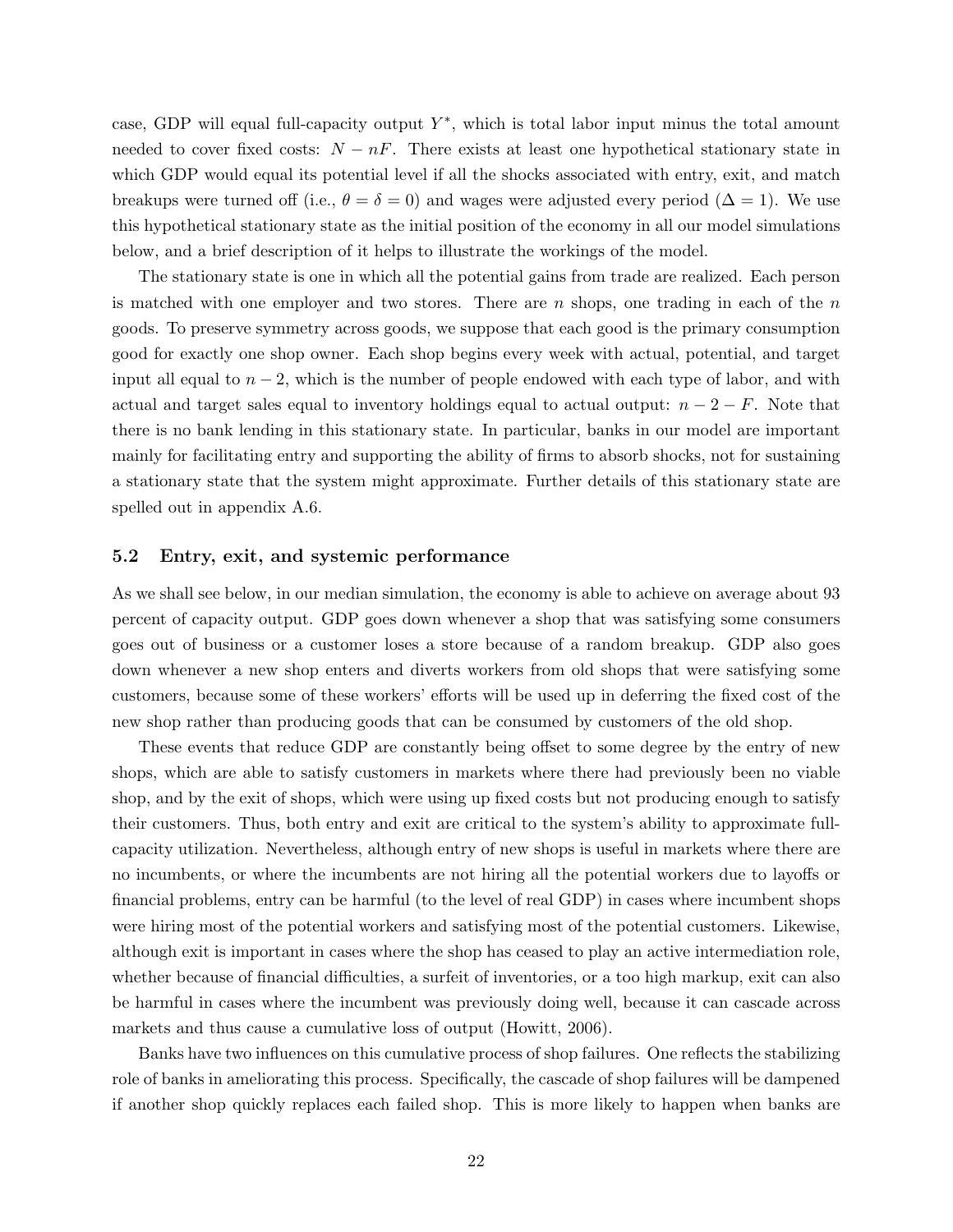case, GDP will equal full-capacity output $Y^*$, which is total labor input minus the total amount needed to cover fixed costs: $N - nF$. There exists at least one hypothetical stationary state in which GDP would equal its potential level if all the shocks associated with entry, exit, and match breakups were turned off (i.e., $\theta = \delta = 0$) and wages were adjusted every period ($\Delta = 1$). We use this hypothetical stationary state as the initial position of the economy in all our model simulations below, and a brief description of it helps to illustrate the workings of the model.

The stationary state is one in which all the potential gains from trade are realized. Each person is matched with one employer and two stores. There are $n$ shops, one trading in each of the $n$ goods. To preserve symmetry across goods, we suppose that each good is the primary consumption good for exactly one shop owner. Each shop begins every week with actual, potential, and target input all equal to $n - 2$, which is the number of people endowed with each type of labor, and with actual and target sales equal to inventory holdings equal to actual output: $n - 2 - F$. Note that there is no bank lending in this stationary state. In particular, banks in our model are important mainly for facilitating entry and supporting the ability of firms to absorb shocks, not for sustaining a stationary state that the system might approximate. Further details of this stationary state are spelled out in appendix A.6.

### 5.2 Entry, exit, and systemic performance

As we shall see below, in our median simulation, the economy is able to achieve on average about 93 percent of capacity output. GDP goes down whenever a shop that was satisfying some consumers goes out of business or a customer loses a store because of a random breakup. GDP also goes down whenever a new shop enters and diverts workers from old shops that were satisfying some customers, because some of these workers' efforts will be used up in deferring the fixed cost of the new shop rather than producing goods that can be consumed by customers of the old shop.

These events that reduce GDP are constantly being offset to some degree by the entry of new shops, which are able to satisfy customers in markets where there had previously been no viable shop, and by the exit of shops, which were using up fixed costs but not producing enough to satisfy their customers. Thus, both entry and exit are critical to the system's ability to approximate full-capacity utilization. Nevertheless, although entry of new shops is useful in markets where there are no incumbents, or where the incumbents are not hiring all the potential workers due to layoffs or financial problems, entry can be harmful (to the level of real GDP) in cases where incumbent shops were hiring most of the potential workers and satisfying most of the potential customers. Likewise, although exit is important in cases where the shop has ceased to play an active intermediation role, whether because of financial difficulties, a surfeit of inventories, or a too high markup, exit can also be harmful in cases where the incumbent was previously doing well, because it can cascade across markets and thus cause a cumulative loss of output (Howitt, 2006).

Banks have two influences on this cumulative process of shop failures. One reflects the stabilizing role of banks in ameliorating this process. Specifically, the cascade of shop failures will be dampened if another shop quickly replaces each failed shop. This is more likely to happen when banks are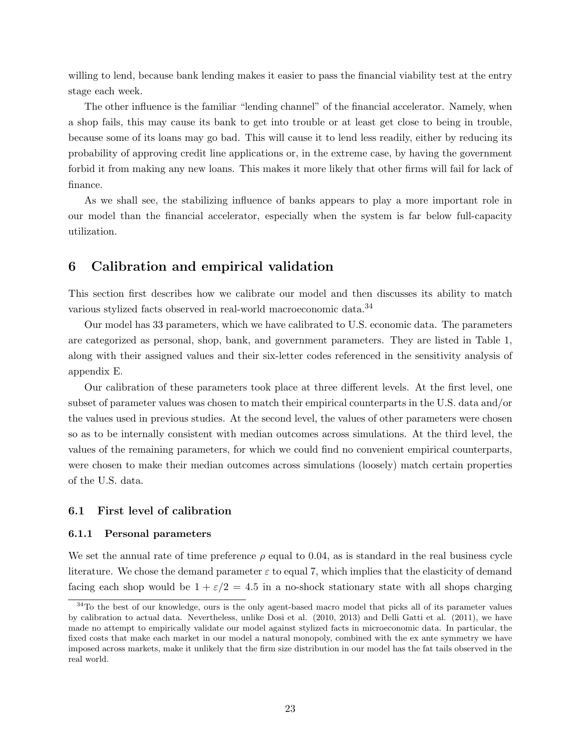willing to lend, because bank lending makes it easier to pass the financial viability test at the entry stage each week.

The other influence is the familiar "lending channel" of the financial accelerator. Namely, when a shop fails, this may cause its bank to get into trouble or at least get close to being in trouble, because some of its loans may go bad. This will cause it to lend less readily, either by reducing its probability of approving credit line applications or, in the extreme case, by having the government forbid it from making any new loans. This makes it more likely that other firms will fail for lack of finance.

As we shall see, the stabilizing influence of banks appears to play a more important role in our model than the financial accelerator, especially when the system is far below full-capacity utilization.

# 6 Calibration and empirical validation

This section first describes how we calibrate our model and then discusses its ability to match various stylized facts observed in real-world macroeconomic data.[34]

Our model has 33 parameters, which we have calibrated to U.S. economic data. The parameters are categorized as personal, shop, bank, and government parameters. They are listed in Table 1, along with their assigned values and their six-letter codes referenced in the sensitivity analysis of appendix E.

Our calibration of these parameters took place at three different levels. At the first level, one subset of parameter values was chosen to match their empirical counterparts in the U.S. data and/or the values used in previous studies. At the second level, the values of other parameters were chosen so as to be internally consistent with median outcomes across simulations. At the third level, the values of the remaining parameters, for which we could find no convenient empirical counterparts, were chosen to make their median outcomes across simulations (loosely) match certain properties of the U.S. data.

## 6.1 First level of calibration

### 6.1.1 Personal parameters

We set the annual rate of time preference $\rho$ equal to 0.04, as is standard in the real business cycle literature. We chose the demand parameter $\varepsilon$ to equal 7, which implies that the elasticity of demand facing each shop would be $1 + \varepsilon/2 = 4.5$ in a no-shock stationary state with all shops charging

[34] To the best of our knowledge, ours is the only agent-based macro model that picks all of its parameter values by calibration to actual data. Nevertheless, unlike Dosi et al. (2010, 2013) and Delli Gatti et al. (2011), we have made no attempt to empirically validate our model against stylized facts in microeconomic data. In particular, the fixed costs that make each market in our model a natural monopoly, combined with the ex ante symmetry we have imposed across markets, make it unlikely that the firm size distribution in our model has the fat tails observed in the real world.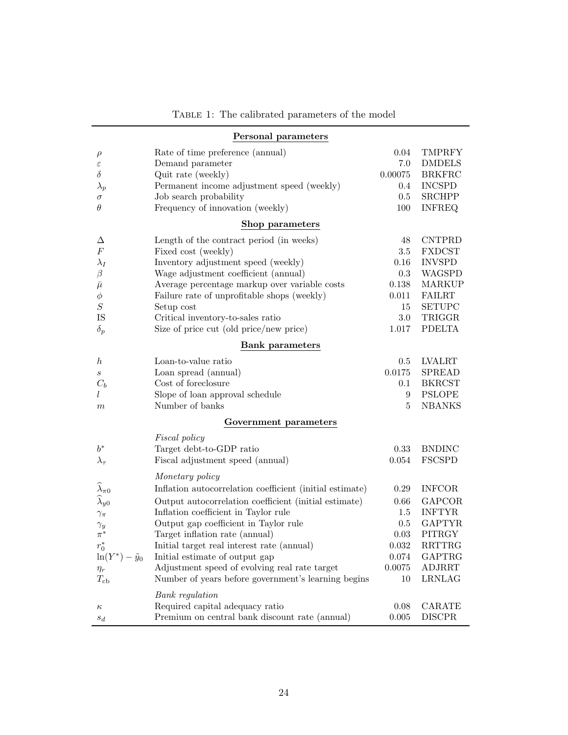Table 1: The calibrated parameters of the model

| | | | |
|---|---|---|---|
| | **Personal parameters** | | |
| $\rho$ | Rate of time preference (annual) | 0.04 | TMPRFY |
| $\varepsilon$ | Demand parameter | 7.0 | DMDELS |
| $\delta$ | Quit rate (weekly) | 0.00075 | BRKFRC |
| $\lambda_p$ | Permanent income adjustment speed (weekly) | 0.4 | INCSPD |
| $\sigma$ | Job search probability | 0.5 | SRCHPP |
| $\theta$ | Frequency of innovation (weekly) | 100 | INFREQ |
| | **Shop parameters** | | |
| $\Delta$ | Length of the contract period (in weeks) | 48 | CNTPRD |
| $F$ | Fixed cost (weekly) | 3.5 | FXDCST |
| $\lambda_I$ | Inventory adjustment speed (weekly) | 0.16 | INVSPD |
| $\beta$ | Wage adjustment coefficient (annual) | 0.3 | WAGSPD |
| $\bar{\mu}$ | Average percentage markup over variable costs | 0.138 | MARKUP |
| $\phi$ | Failure rate of unprofitable shops (weekly) | 0.011 | FAILRT |
| $S$ | Setup cost | 15 | SETUPC |
| IS | Critical inventory-to-sales ratio | 3.0 | TRIGGR |
| $\delta_p$ | Size of price cut (old price/new price) | 1.017 | PDELTA |
| | **Bank parameters** | | |
| $h$ | Loan-to-value ratio | 0.5 | LVALRT |
| $s$ | Loan spread (annual) | 0.0175 | SPREAD |
| $C_b$ | Cost of foreclosure | 0.1 | BKRCST |
| $l$ | Slope of loan approval schedule | 9 | PSLOPE |
| $m$ | Number of banks | 5 | NBANKS |
| | **Government parameters** | | |
| | *Fiscal policy* | | |
| $b^*$ | Target debt-to-GDP ratio | 0.33 | BNDINC |
| $\lambda_\tau$ | Fiscal adjustment speed (annual) | 0.054 | FSCSPD |
| | *Monetary policy* | | |
| $\widehat{\lambda}_{\pi 0}$ | Inflation autocorrelation coefficient (initial estimate) | 0.29 | INFCOR |
| $\widehat{\lambda}_{y 0}$ | Output autocorrelation coefficient (initial estimate) | 0.66 | GAPCOR |
| $\gamma_\pi$ | Inflation coefficient in Taylor rule | 1.5 | INFTYR |
| $\gamma_y$ | Output gap coefficient in Taylor rule | 0.5 | GAPTYR |
| $\pi^*$ | Target inflation rate (annual) | 0.03 | PITRGY |
| $r_0^*$ | Initial target real interest rate (annual) | 0.032 | RRTTRG |
| $\ln(Y^*) - \tilde{y}_0$ | Initial estimate of output gap | 0.074 | GAPTRG |
| $\eta_r$ | Adjustment speed of evolving real rate target | 0.0075 | ADJRRT |
| $T_{\text{cb}}$ | Number of years before government's learning begins | 10 | LRNLAG |
| | *Bank regulation* | | |
| $\kappa$ | Required capital adequacy ratio | 0.08 | CARATE |
| $s_d$ | Premium on central bank discount rate (annual) | 0.005 | DISCPR |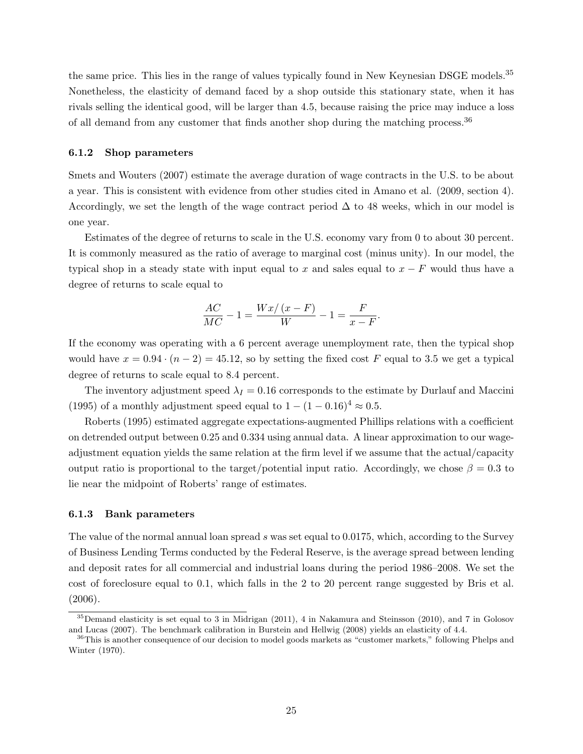the same price. This lies in the range of values typically found in New Keynesian DSGE models.[35] Nonetheless, the elasticity of demand faced by a shop outside this stationary state, when it has rivals selling the identical good, will be larger than 4.5, because raising the price may induce a loss of all demand from any customer that finds another shop during the matching process.[36]

### 6.1.2 Shop parameters

Smets and Wouters (2007) estimate the average duration of wage contracts in the U.S. to be about a year. This is consistent with evidence from other studies cited in Amano et al. (2009, section 4). Accordingly, we set the length of the wage contract period $\Delta$ to 48 weeks, which in our model is one year.

Estimates of the degree of returns to scale in the U.S. economy vary from 0 to about 30 percent. It is commonly measured as the ratio of average to marginal cost (minus unity). In our model, the typical shop in a steady state with input equal to $x$ and sales equal to $x - F$ would thus have a degree of returns to scale equal to

$$\frac{AC}{MC} - 1 = \frac{Wx/(x-F)}{W} - 1 = \frac{F}{x-F}.$$

If the economy was operating with a 6 percent average unemployment rate, then the typical shop would have $x = 0.94 \cdot (n-2) = 45.12$, so by setting the fixed cost $F$ equal to 3.5 we get a typical degree of returns to scale equal to 8.4 percent.

The inventory adjustment speed $\lambda_I = 0.16$ corresponds to the estimate by Durlauf and Maccini (1995) of a monthly adjustment speed equal to $1 - (1-0.16)^4 \approx 0.5$.

Roberts (1995) estimated aggregate expectations-augmented Phillips relations with a coefficient on detrended output between 0.25 and 0.334 using annual data. A linear approximation to our wage-adjustment equation yields the same relation at the firm level if we assume that the actual/capacity output ratio is proportional to the target/potential input ratio. Accordingly, we chose $\beta = 0.3$ to lie near the midpoint of Roberts' range of estimates.

### 6.1.3 Bank parameters

The value of the normal annual loan spread $s$ was set equal to 0.0175, which, according to the Survey of Business Lending Terms conducted by the Federal Reserve, is the average spread between lending and deposit rates for all commercial and industrial loans during the period 1986–2008. We set the cost of foreclosure equal to 0.1, which falls in the 2 to 20 percent range suggested by Bris et al. (2006).

[35] Demand elasticity is set equal to 3 in Midrigan (2011), 4 in Nakamura and Steinsson (2010), and 7 in Golosov and Lucas (2007). The benchmark calibration in Burstein and Hellwig (2008) yields an elasticity of 4.4.

[36] This is another consequence of our decision to model goods markets as "customer markets," following Phelps and Winter (1970).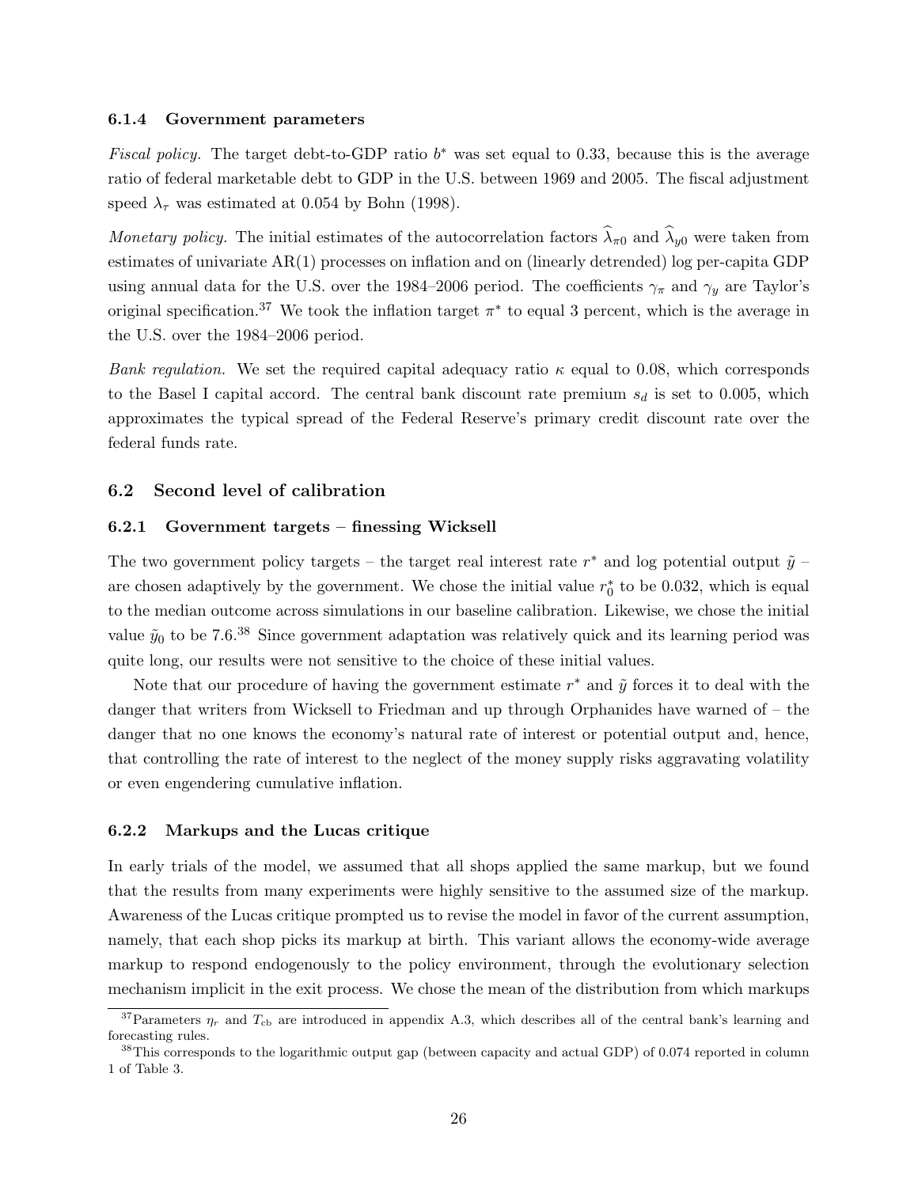#### 6.1.4 Government parameters

*Fiscal policy.* The target debt-to-GDP ratio $b^*$ was set equal to 0.33, because this is the average ratio of federal marketable debt to GDP in the U.S. between 1969 and 2005. The fiscal adjustment speed $\lambda_\tau$ was estimated at 0.054 by Bohn (1998).

*Monetary policy.* The initial estimates of the autocorrelation factors $\widehat{\lambda}_{\pi 0}$ and $\widehat{\lambda}_{y0}$ were taken from estimates of univariate AR(1) processes on inflation and on (linearly detrended) log per-capita GDP using annual data for the U.S. over the 1984–2006 period. The coefficients $\gamma_\pi$ and $\gamma_y$ are Taylor's original specification.[37] We took the inflation target $\pi^*$ to equal 3 percent, which is the average in the U.S. over the 1984–2006 period.

*Bank regulation.* We set the required capital adequacy ratio $\kappa$ equal to 0.08, which corresponds to the Basel I capital accord. The central bank discount rate premium $s_d$ is set to 0.005, which approximates the typical spread of the Federal Reserve's primary credit discount rate over the federal funds rate.

### 6.2 Second level of calibration

#### 6.2.1 Government targets – finessing Wicksell

The two government policy targets – the target real interest rate $r^*$ and log potential output $\tilde{y}$ – are chosen adaptively by the government. We chose the initial value $r_0^*$ to be 0.032, which is equal to the median outcome across simulations in our baseline calibration. Likewise, we chose the initial value $\tilde{y}_0$ to be 7.6.[38] Since government adaptation was relatively quick and its learning period was quite long, our results were not sensitive to the choice of these initial values.

Note that our procedure of having the government estimate $r^*$ and $\tilde{y}$ forces it to deal with the danger that writers from Wicksell to Friedman and up through Orphanides have warned of – the danger that no one knows the economy's natural rate of interest or potential output and, hence, that controlling the rate of interest to the neglect of the money supply risks aggravating volatility or even engendering cumulative inflation.

#### 6.2.2 Markups and the Lucas critique

In early trials of the model, we assumed that all shops applied the same markup, but we found that the results from many experiments were highly sensitive to the assumed size of the markup. Awareness of the Lucas critique prompted us to revise the model in favor of the current assumption, namely, that each shop picks its markup at birth. This variant allows the economy-wide average markup to respond endogenously to the policy environment, through the evolutionary selection mechanism implicit in the exit process. We chose the mean of the distribution from which markups

[37] Parameters $\eta_r$ and $T_{\text{cb}}$ are introduced in appendix A.3, which describes all of the central bank's learning and forecasting rules.

[38] This corresponds to the logarithmic output gap (between capacity and actual GDP) of 0.074 reported in column 1 of Table 3.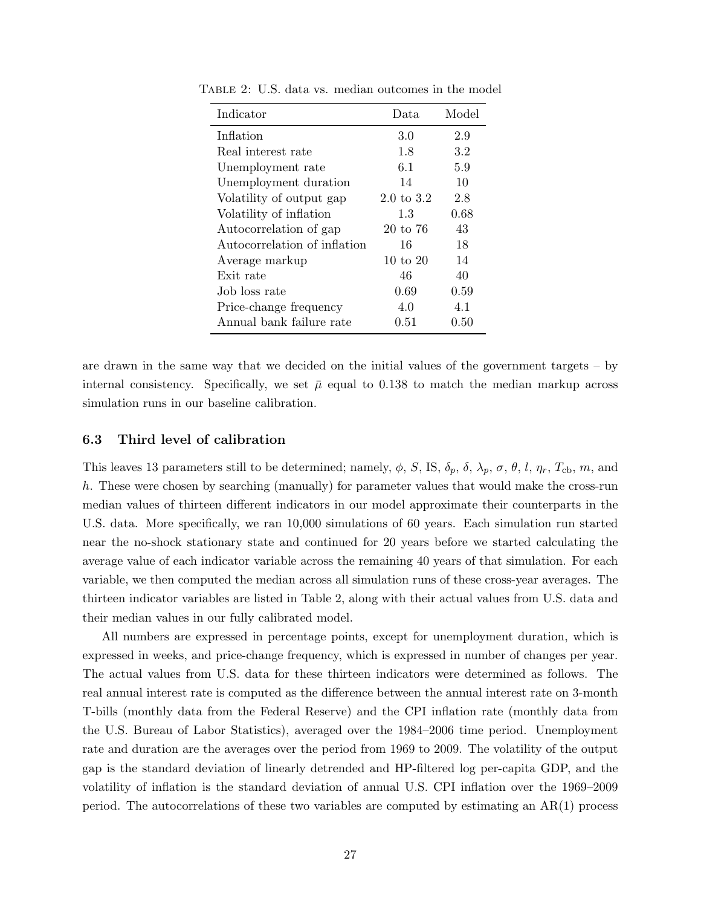Table 2: U.S. data vs. median outcomes in the model

| Indicator | Data | Model |
|---|---|---|
| Inflation | 3.0 | 2.9 |
| Real interest rate | 1.8 | 3.2 |
| Unemployment rate | 6.1 | 5.9 |
| Unemployment duration | 14 | 10 |
| Volatility of output gap | 2.0 to 3.2 | 2.8 |
| Volatility of inflation | 1.3 | 0.68 |
| Autocorrelation of gap | 20 to 76 | 43 |
| Autocorrelation of inflation | 16 | 18 |
| Average markup | 10 to 20 | 14 |
| Exit rate | 46 | 40 |
| Job loss rate | 0.69 | 0.59 |
| Price-change frequency | 4.0 | 4.1 |
| Annual bank failure rate | 0.51 | 0.50 |

are drawn in the same way that we decided on the initial values of the government targets – by internal consistency. Specifically, we set $\bar{\mu}$ equal to 0.138 to match the median markup across simulation runs in our baseline calibration.

### 6.3 Third level of calibration

This leaves 13 parameters still to be determined; namely, $\phi$, $S$, IS, $\delta_p$, $\delta$, $\lambda_p$, $\sigma$, $\theta$, $l$, $\eta_r$, $T_{\text{cb}}$, $m$, and $h$. These were chosen by searching (manually) for parameter values that would make the cross-run median values of thirteen different indicators in our model approximate their counterparts in the U.S. data. More specifically, we ran 10,000 simulations of 60 years. Each simulation run started near the no-shock stationary state and continued for 20 years before we started calculating the average value of each indicator variable across the remaining 40 years of that simulation. For each variable, we then computed the median across all simulation runs of these cross-year averages. The thirteen indicator variables are listed in Table 2, along with their actual values from U.S. data and their median values in our fully calibrated model.

All numbers are expressed in percentage points, except for unemployment duration, which is expressed in weeks, and price-change frequency, which is expressed in number of changes per year. The actual values from U.S. data for these thirteen indicators were determined as follows. The real annual interest rate is computed as the difference between the annual interest rate on 3-month T-bills (monthly data from the Federal Reserve) and the CPI inflation rate (monthly data from the U.S. Bureau of Labor Statistics), averaged over the 1984–2006 time period. Unemployment rate and duration are the averages over the period from 1969 to 2009. The volatility of the output gap is the standard deviation of linearly detrended and HP-filtered log per-capita GDP, and the volatility of inflation is the standard deviation of annual U.S. CPI inflation over the 1969–2009 period. The autocorrelations of these two variables are computed by estimating an AR(1) process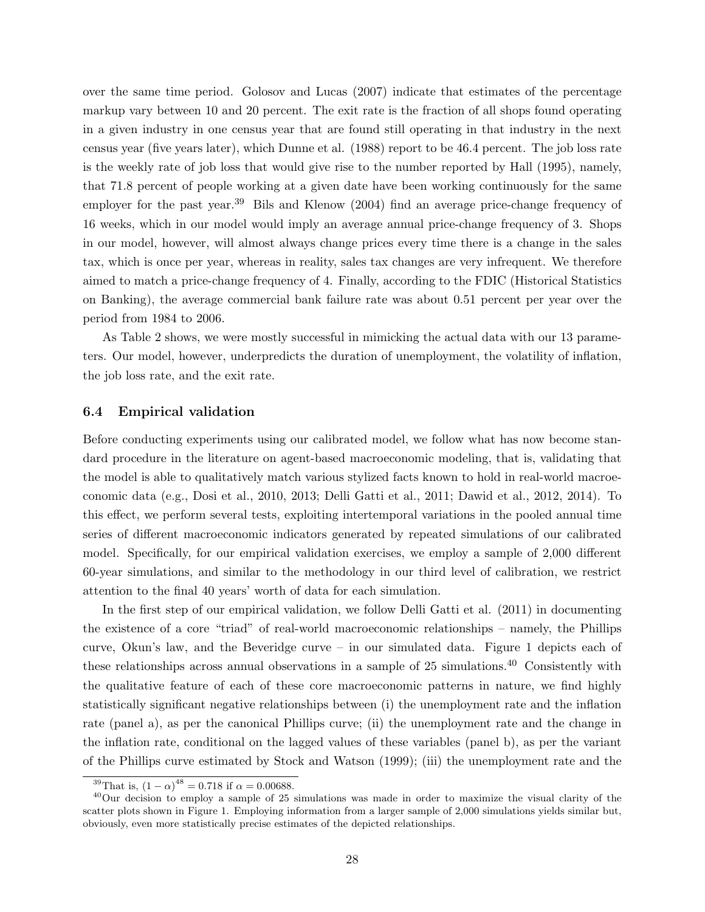over the same time period. Golosov and Lucas (2007) indicate that estimates of the percentage markup vary between 10 and 20 percent. The exit rate is the fraction of all shops found operating in a given industry in one census year that are found still operating in that industry in the next census year (five years later), which Dunne et al. (1988) report to be 46.4 percent. The job loss rate is the weekly rate of job loss that would give rise to the number reported by Hall (1995), namely, that 71.8 percent of people working at a given date have been working continuously for the same employer for the past year.[39] Bils and Klenow (2004) find an average price-change frequency of 16 weeks, which in our model would imply an average annual price-change frequency of 3. Shops in our model, however, will almost always change prices every time there is a change in the sales tax, which is once per year, whereas in reality, sales tax changes are very infrequent. We therefore aimed to match a price-change frequency of 4. Finally, according to the FDIC (Historical Statistics on Banking), the average commercial bank failure rate was about 0.51 percent per year over the period from 1984 to 2006.

As Table 2 shows, we were mostly successful in mimicking the actual data with our 13 parameters. Our model, however, underpredicts the duration of unemployment, the volatility of inflation, the job loss rate, and the exit rate.

### 6.4 Empirical validation

Before conducting experiments using our calibrated model, we follow what has now become standard procedure in the literature on agent-based macroeconomic modeling, that is, validating that the model is able to qualitatively match various stylized facts known to hold in real-world macroeconomic data (e.g., Dosi et al., 2010, 2013; Delli Gatti et al., 2011; Dawid et al., 2012, 2014). To this effect, we perform several tests, exploiting intertemporal variations in the pooled annual time series of different macroeconomic indicators generated by repeated simulations of our calibrated model. Specifically, for our empirical validation exercises, we employ a sample of 2,000 different 60-year simulations, and similar to the methodology in our third level of calibration, we restrict attention to the final 40 years' worth of data for each simulation.

In the first step of our empirical validation, we follow Delli Gatti et al. (2011) in documenting the existence of a core "triad" of real-world macroeconomic relationships – namely, the Phillips curve, Okun's law, and the Beveridge curve – in our simulated data. Figure 1 depicts each of these relationships across annual observations in a sample of 25 simulations.[40] Consistently with the qualitative feature of each of these core macroeconomic patterns in nature, we find highly statistically significant negative relationships between (i) the unemployment rate and the inflation rate (panel a), as per the canonical Phillips curve; (ii) the unemployment rate and the change in the inflation rate, conditional on the lagged values of these variables (panel b), as per the variant of the Phillips curve estimated by Stock and Watson (1999); (iii) the unemployment rate and the

[39] That is, $(1-\alpha)^{48} = 0.718$ if $\alpha = 0.00688$.

[40] Our decision to employ a sample of 25 simulations was made in order to maximize the visual clarity of the scatter plots shown in Figure 1. Employing information from a larger sample of 2,000 simulations yields similar but, obviously, even more statistically precise estimates of the depicted relationships.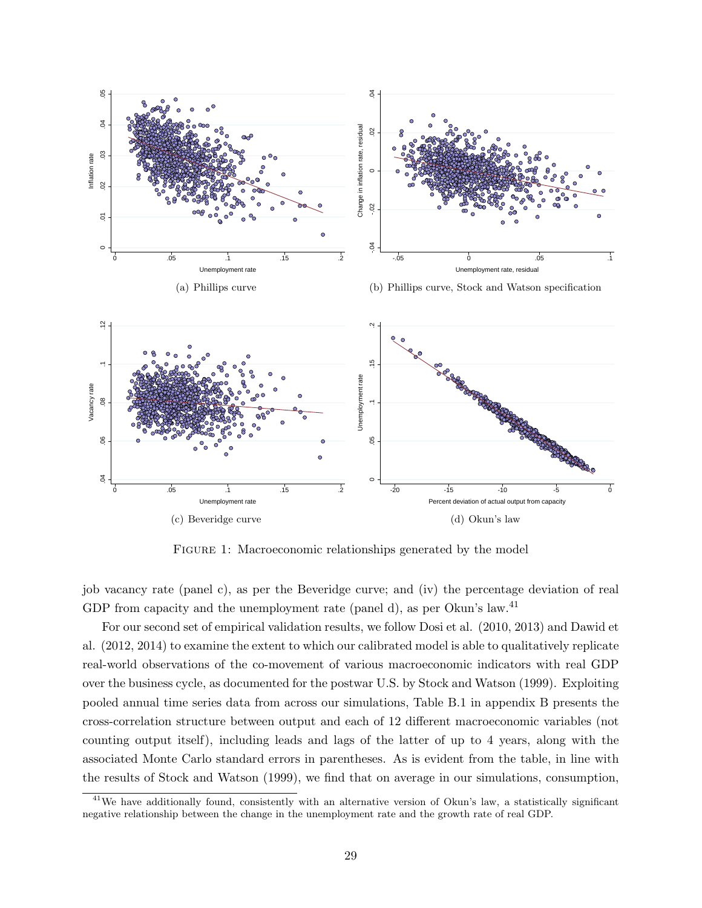(a) Phillips curve

(b) Phillips curve, Stock and Watson specification

(c) Beveridge curve

(d) Okun's law

Figure 1: Macroeconomic relationships generated by the model

job vacancy rate (panel c), as per the Beveridge curve; and (iv) the percentage deviation of real GDP from capacity and the unemployment rate (panel d), as per Okun's law.[41]

For our second set of empirical validation results, we follow Dosi et al. (2010, 2013) and Dawid et al. (2012, 2014) to examine the extent to which our calibrated model is able to qualitatively replicate real-world observations of the co-movement of various macroeconomic indicators with real GDP over the business cycle, as documented for the postwar U.S. by Stock and Watson (1999). Exploiting pooled annual time series data from across our simulations, Table B.1 in appendix B presents the cross-correlation structure between output and each of 12 different macroeconomic variables (not counting output itself), including leads and lags of the latter of up to 4 years, along with the associated Monte Carlo standard errors in parentheses. As is evident from the table, in line with the results of Stock and Watson (1999), we find that on average in our simulations, consumption,

[41] We have additionally found, consistently with an alternative version of Okun's law, a statistically significant negative relationship between the change in the unemployment rate and the growth rate of real GDP.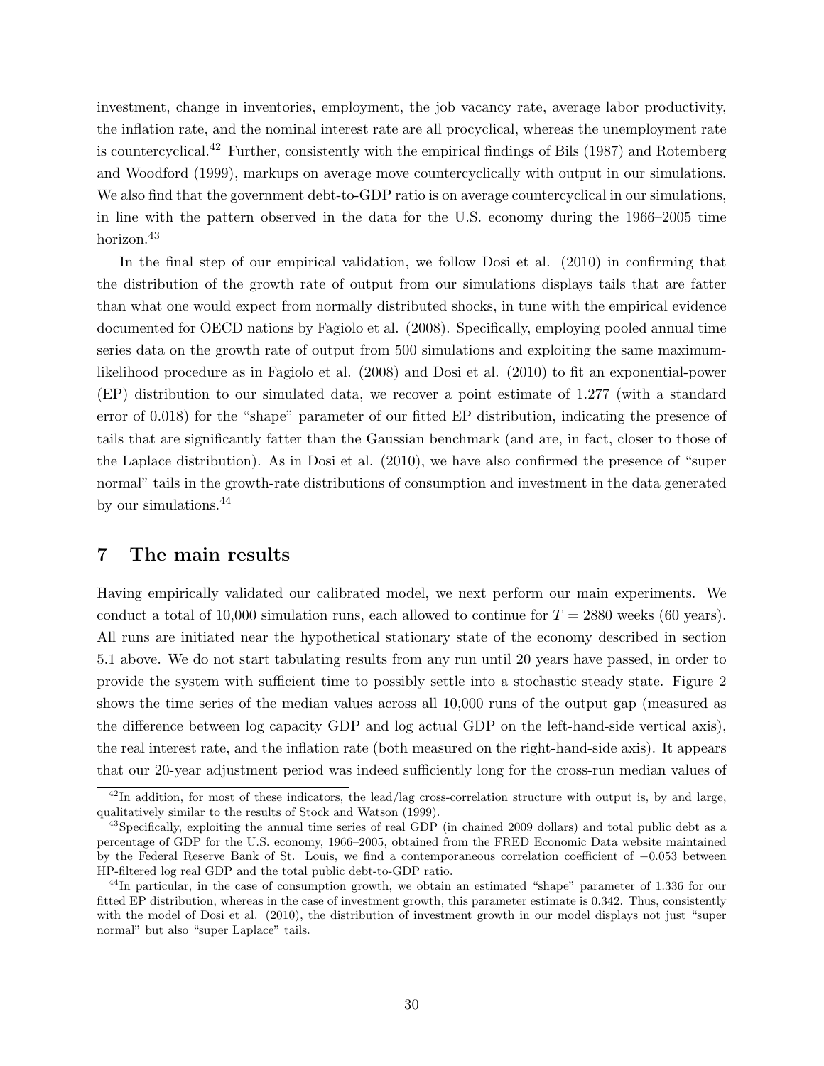investment, change in inventories, employment, the job vacancy rate, average labor productivity, the inflation rate, and the nominal interest rate are all procyclical, whereas the unemployment rate is countercyclical.[42] Further, consistently with the empirical findings of Bils (1987) and Rotemberg and Woodford (1999), markups on average move countercyclically with output in our simulations. We also find that the government debt-to-GDP ratio is on average countercyclical in our simulations, in line with the pattern observed in the data for the U.S. economy during the 1966–2005 time horizon.[43]

In the final step of our empirical validation, we follow Dosi et al. (2010) in confirming that the distribution of the growth rate of output from our simulations displays tails that are fatter than what one would expect from normally distributed shocks, in tune with the empirical evidence documented for OECD nations by Fagiolo et al. (2008). Specifically, employing pooled annual time series data on the growth rate of output from 500 simulations and exploiting the same maximum-likelihood procedure as in Fagiolo et al. (2008) and Dosi et al. (2010) to fit an exponential-power (EP) distribution to our simulated data, we recover a point estimate of 1.277 (with a standard error of 0.018) for the "shape" parameter of our fitted EP distribution, indicating the presence of tails that are significantly fatter than the Gaussian benchmark (and are, in fact, closer to those of the Laplace distribution). As in Dosi et al. (2010), we have also confirmed the presence of "super normal" tails in the growth-rate distributions of consumption and investment in the data generated by our simulations.[44]

## 7 The main results

Having empirically validated our calibrated model, we next perform our main experiments. We conduct a total of 10,000 simulation runs, each allowed to continue for $T = 2880$ weeks (60 years). All runs are initiated near the hypothetical stationary state of the economy described in section 5.1 above. We do not start tabulating results from any run until 20 years have passed, in order to provide the system with sufficient time to possibly settle into a stochastic steady state. Figure 2 shows the time series of the median values across all 10,000 runs of the output gap (measured as the difference between log capacity GDP and log actual GDP on the left-hand-side vertical axis), the real interest rate, and the inflation rate (both measured on the right-hand-side axis). It appears that our 20-year adjustment period was indeed sufficiently long for the cross-run median values of

[42] In addition, for most of these indicators, the lead/lag cross-correlation structure with output is, by and large, qualitatively similar to the results of Stock and Watson (1999).

[43] Specifically, exploiting the annual time series of real GDP (in chained 2009 dollars) and total public debt as a percentage of GDP for the U.S. economy, 1966–2005, obtained from the FRED Economic Data website maintained by the Federal Reserve Bank of St. Louis, we find a contemporaneous correlation coefficient of $-0.053$ between HP-filtered log real GDP and the total public debt-to-GDP ratio.

[44] In particular, in the case of consumption growth, we obtain an estimated "shape" parameter of 1.336 for our fitted EP distribution, whereas in the case of investment growth, this parameter estimate is 0.342. Thus, consistently with the model of Dosi et al. (2010), the distribution of investment growth in our model displays not just "super normal" but also "super Laplace" tails.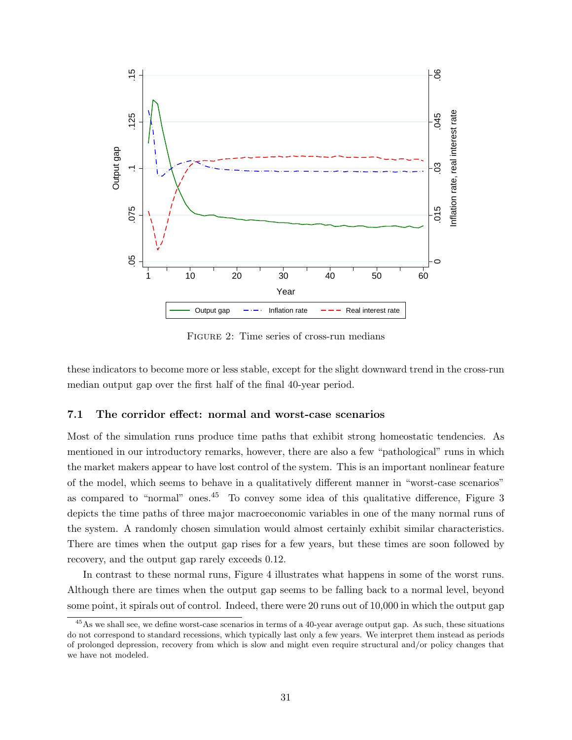FIGURE 2: Time series of cross-run medians

these indicators to become more or less stable, except for the slight downward trend in the cross-run median output gap over the first half of the final 40-year period.

### 7.1 The corridor effect: normal and worst-case scenarios

Most of the simulation runs produce time paths that exhibit strong homeostatic tendencies. As mentioned in our introductory remarks, however, there are also a few "pathological" runs in which the market makers appear to have lost control of the system. This is an important nonlinear feature of the model, which seems to behave in a qualitatively different manner in "worst-case scenarios" as compared to "normal" ones.[45] To convey some idea of this qualitative difference, Figure 3 depicts the time paths of three major macroeconomic variables in one of the many normal runs of the system. A randomly chosen simulation would almost certainly exhibit similar characteristics. There are times when the output gap rises for a few years, but these times are soon followed by recovery, and the output gap rarely exceeds 0.12.

In contrast to these normal runs, Figure 4 illustrates what happens in some of the worst runs. Although there are times when the output gap seems to be falling back to a normal level, beyond some point, it spirals out of control. Indeed, there were 20 runs out of 10,000 in which the output gap

[45] As we shall see, we define worst-case scenarios in terms of a 40-year average output gap. As such, these situations do not correspond to standard recessions, which typically last only a few years. We interpret them instead as periods of prolonged depression, recovery from which is slow and might even require structural and/or policy changes that we have not modeled.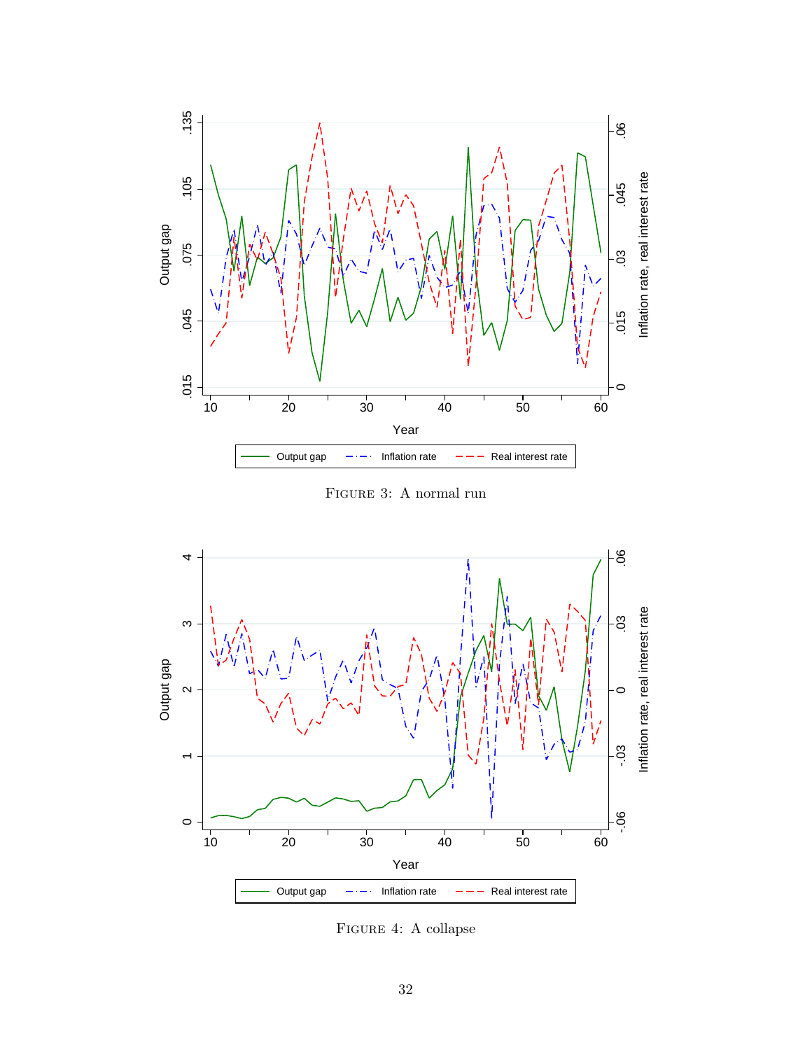FIGURE 3: A normal run

FIGURE 4: A collapse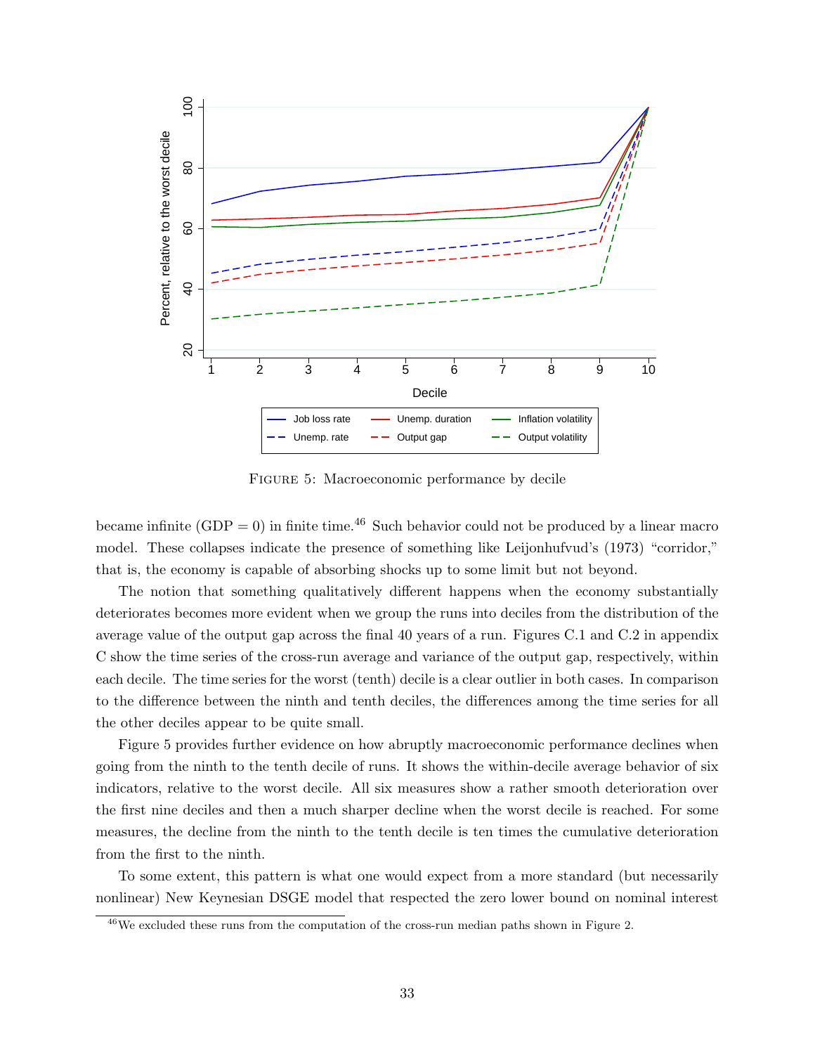Figure 5: Macroeconomic performance by decile

became infinite (GDP = 0) in finite time.[46] Such behavior could not be produced by a linear macro model. These collapses indicate the presence of something like Leijonhufvud's (1973) "corridor," that is, the economy is capable of absorbing shocks up to some limit but not beyond.

The notion that something qualitatively different happens when the economy substantially deteriorates becomes more evident when we group the runs into deciles from the distribution of the average value of the output gap across the final 40 years of a run. Figures C.1 and C.2 in appendix C show the time series of the cross-run average and variance of the output gap, respectively, within each decile. The time series for the worst (tenth) decile is a clear outlier in both cases. In comparison to the difference between the ninth and tenth deciles, the differences among the time series for all the other deciles appear to be quite small.

Figure 5 provides further evidence on how abruptly macroeconomic performance declines when going from the ninth to the tenth decile of runs. It shows the within-decile average behavior of six indicators, relative to the worst decile. All six measures show a rather smooth deterioration over the first nine deciles and then a much sharper decline when the worst decile is reached. For some measures, the decline from the ninth to the tenth decile is ten times the cumulative deterioration from the first to the ninth.

To some extent, this pattern is what one would expect from a more standard (but necessarily nonlinear) New Keynesian DSGE model that respected the zero lower bound on nominal interest

[46] We excluded these runs from the computation of the cross-run median paths shown in Figure 2.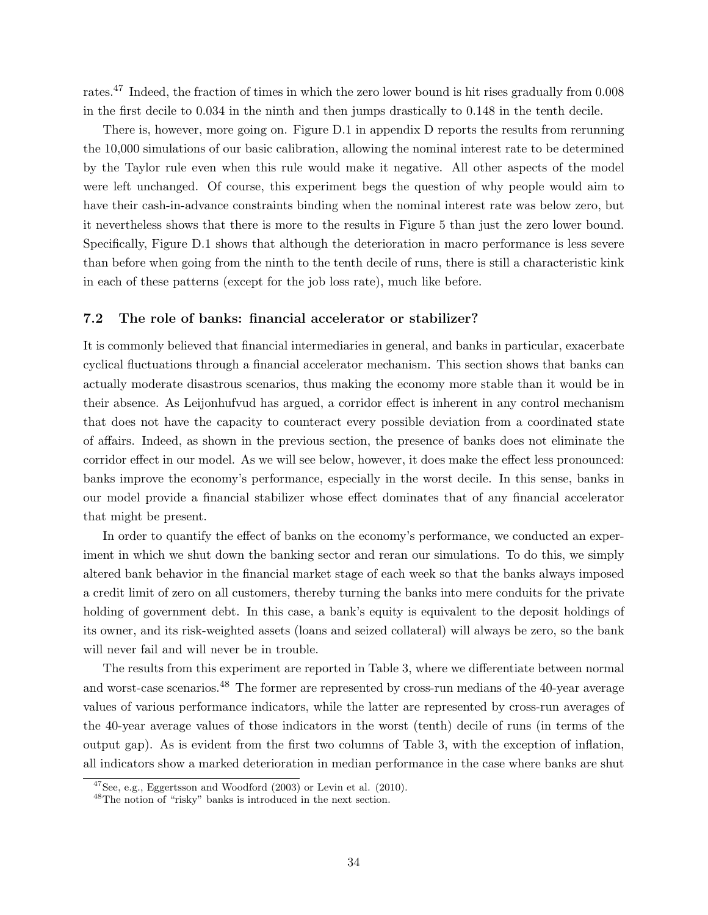rates.[47] Indeed, the fraction of times in which the zero lower bound is hit rises gradually from 0.008 in the first decile to 0.034 in the ninth and then jumps drastically to 0.148 in the tenth decile.

There is, however, more going on. Figure D.1 in appendix D reports the results from rerunning the 10,000 simulations of our basic calibration, allowing the nominal interest rate to be determined by the Taylor rule even when this rule would make it negative. All other aspects of the model were left unchanged. Of course, this experiment begs the question of why people would aim to have their cash-in-advance constraints binding when the nominal interest rate was below zero, but it nevertheless shows that there is more to the results in Figure 5 than just the zero lower bound. Specifically, Figure D.1 shows that although the deterioration in macro performance is less severe than before when going from the ninth to the tenth decile of runs, there is still a characteristic kink in each of these patterns (except for the job loss rate), much like before.

### 7.2 The role of banks: financial accelerator or stabilizer?

It is commonly believed that financial intermediaries in general, and banks in particular, exacerbate cyclical fluctuations through a financial accelerator mechanism. This section shows that banks can actually moderate disastrous scenarios, thus making the economy more stable than it would be in their absence. As Leijonhufvud has argued, a corridor effect is inherent in any control mechanism that does not have the capacity to counteract every possible deviation from a coordinated state of affairs. Indeed, as shown in the previous section, the presence of banks does not eliminate the corridor effect in our model. As we will see below, however, it does make the effect less pronounced: banks improve the economy's performance, especially in the worst decile. In this sense, banks in our model provide a financial stabilizer whose effect dominates that of any financial accelerator that might be present.

In order to quantify the effect of banks on the economy's performance, we conducted an experiment in which we shut down the banking sector and reran our simulations. To do this, we simply altered bank behavior in the financial market stage of each week so that the banks always imposed a credit limit of zero on all customers, thereby turning the banks into mere conduits for the private holding of government debt. In this case, a bank's equity is equivalent to the deposit holdings of its owner, and its risk-weighted assets (loans and seized collateral) will always be zero, so the bank will never fail and will never be in trouble.

The results from this experiment are reported in Table 3, where we differentiate between normal and worst-case scenarios.[48] The former are represented by cross-run medians of the 40-year average values of various performance indicators, while the latter are represented by cross-run averages of the 40-year average values of those indicators in the worst (tenth) decile of runs (in terms of the output gap). As is evident from the first two columns of Table 3, with the exception of inflation, all indicators show a marked deterioration in median performance in the case where banks are shut

[47] See, e.g., Eggertsson and Woodford (2003) or Levin et al. (2010).

[48] The notion of "risky" banks is introduced in the next section.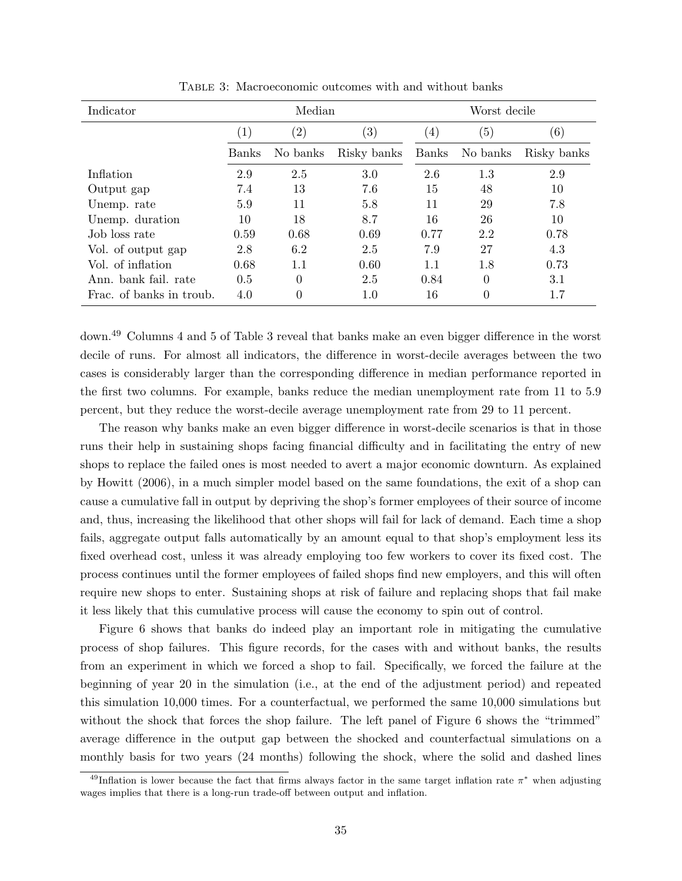Table 3: Macroeconomic outcomes with and without banks

| Indicator | Median | | | Worst decile | | |
|---|---|---|---|---|---|---|
| | (1) | (2) | (3) | (4) | (5) | (6) |
| | Banks | No banks | Risky banks | Banks | No banks | Risky banks |
| Inflation | 2.9 | 2.5 | 3.0 | 2.6 | 1.3 | 2.9 |
| Output gap | 7.4 | 13 | 7.6 | 15 | 48 | 10 |
| Unemp. rate | 5.9 | 11 | 5.8 | 11 | 29 | 7.8 |
| Unemp. duration | 10 | 18 | 8.7 | 16 | 26 | 10 |
| Job loss rate | 0.59 | 0.68 | 0.69 | 0.77 | 2.2 | 0.78 |
| Vol. of output gap | 2.8 | 6.2 | 2.5 | 7.9 | 27 | 4.3 |
| Vol. of inflation | 0.68 | 1.1 | 0.60 | 1.1 | 1.8 | 0.73 |
| Ann. bank fail. rate | 0.5 | 0 | 2.5 | 0.84 | 0 | 3.1 |
| Frac. of banks in troub. | 4.0 | 0 | 1.0 | 16 | 0 | 1.7 |

down.[49] Columns 4 and 5 of Table 3 reveal that banks make an even bigger difference in the worst decile of runs. For almost all indicators, the difference in worst-decile averages between the two cases is considerably larger than the corresponding difference in median performance reported in the first two columns. For example, banks reduce the median unemployment rate from 11 to 5.9 percent, but they reduce the worst-decile average unemployment rate from 29 to 11 percent.

The reason why banks make an even bigger difference in worst-decile scenarios is that in those runs their help in sustaining shops facing financial difficulty and in facilitating the entry of new shops to replace the failed ones is most needed to avert a major economic downturn. As explained by Howitt (2006), in a much simpler model based on the same foundations, the exit of a shop can cause a cumulative fall in output by depriving the shop's former employees of their source of income and, thus, increasing the likelihood that other shops will fail for lack of demand. Each time a shop fails, aggregate output falls automatically by an amount equal to that shop's employment less its fixed overhead cost, unless it was already employing too few workers to cover its fixed cost. The process continues until the former employees of failed shops find new employers, and this will often require new shops to enter. Sustaining shops at risk of failure and replacing shops that fail make it less likely that this cumulative process will cause the economy to spin out of control.

Figure 6 shows that banks do indeed play an important role in mitigating the cumulative process of shop failures. This figure records, for the cases with and without banks, the results from an experiment in which we forced a shop to fail. Specifically, we forced the failure at the beginning of year 20 in the simulation (i.e., at the end of the adjustment period) and repeated this simulation 10,000 times. For a counterfactual, we performed the same 10,000 simulations but without the shock that forces the shop failure. The left panel of Figure 6 shows the "trimmed" average difference in the output gap between the shocked and counterfactual simulations on a monthly basis for two years (24 months) following the shock, where the solid and dashed lines

[49] Inflation is lower because the fact that firms always factor in the same target inflation rate $\pi^*$ when adjusting wages implies that there is a long-run trade-off between output and inflation.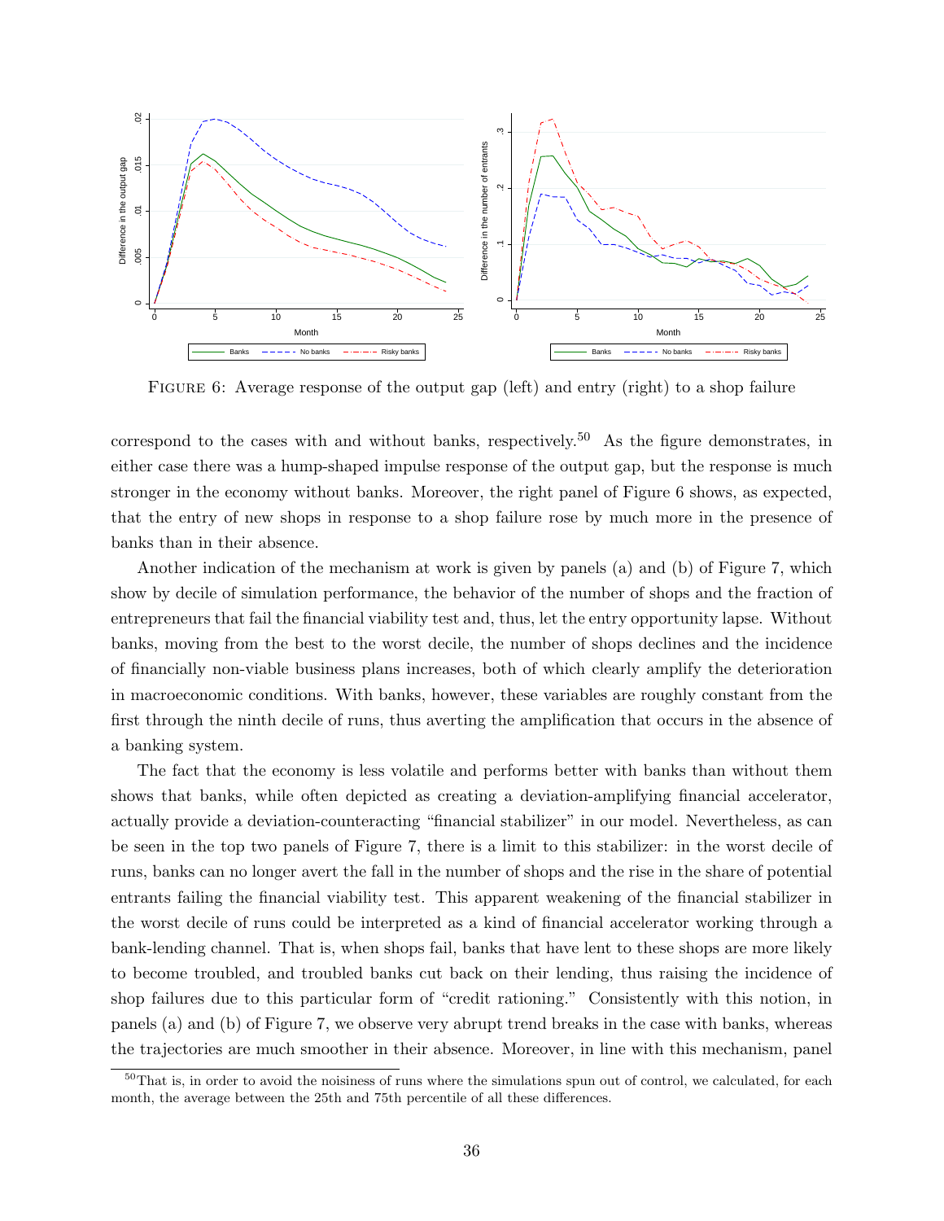FIGURE 6: Average response of the output gap (left) and entry (right) to a shop failure

correspond to the cases with and without banks, respectively.[50] As the figure demonstrates, in either case there was a hump-shaped impulse response of the output gap, but the response is much stronger in the economy without banks. Moreover, the right panel of Figure 6 shows, as expected, that the entry of new shops in response to a shop failure rose by much more in the presence of banks than in their absence.

Another indication of the mechanism at work is given by panels (a) and (b) of Figure 7, which show by decile of simulation performance, the behavior of the number of shops and the fraction of entrepreneurs that fail the financial viability test and, thus, let the entry opportunity lapse. Without banks, moving from the best to the worst decile, the number of shops declines and the incidence of financially non-viable business plans increases, both of which clearly amplify the deterioration in macroeconomic conditions. With banks, however, these variables are roughly constant from the first through the ninth decile of runs, thus averting the amplification that occurs in the absence of a banking system.

The fact that the economy is less volatile and performs better with banks than without them shows that banks, while often depicted as creating a deviation-amplifying financial accelerator, actually provide a deviation-counteracting "financial stabilizer" in our model. Nevertheless, as can be seen in the top two panels of Figure 7, there is a limit to this stabilizer: in the worst decile of runs, banks can no longer avert the fall in the number of shops and the rise in the share of potential entrants failing the financial viability test. This apparent weakening of the financial stabilizer in the worst decile of runs could be interpreted as a kind of financial accelerator working through a bank-lending channel. That is, when shops fail, banks that have lent to these shops are more likely to become troubled, and troubled banks cut back on their lending, thus raising the incidence of shop failures due to this particular form of "credit rationing." Consistently with this notion, in panels (a) and (b) of Figure 7, we observe very abrupt trend breaks in the case with banks, whereas the trajectories are much smoother in their absence. Moreover, in line with this mechanism, panel

[50] That is, in order to avoid the noisiness of runs where the simulations spun out of control, we calculated, for each month, the average between the 25th and 75th percentile of all these differences.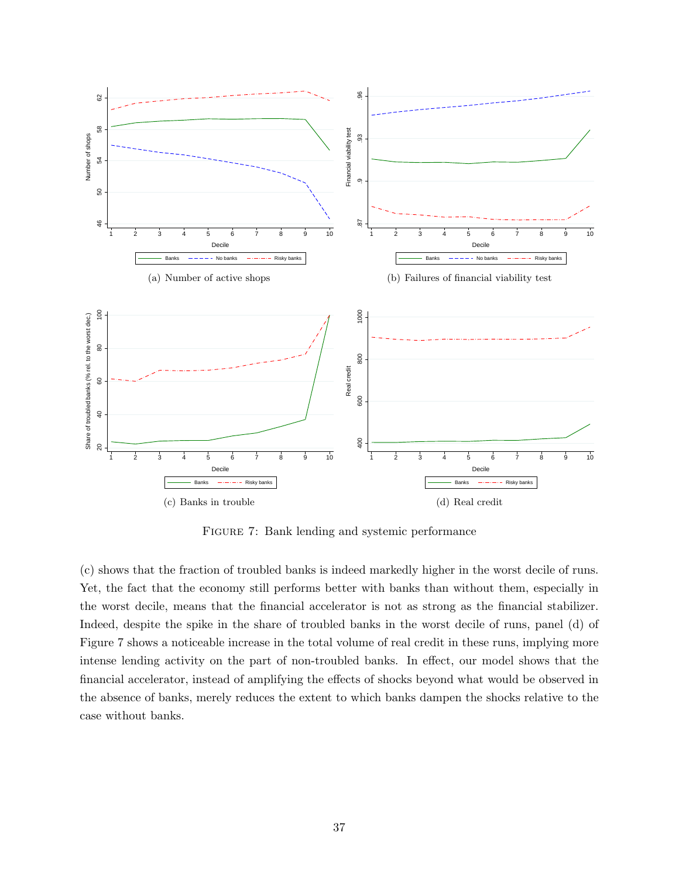(a) Number of active shops

(b) Failures of financial viability test

(c) Banks in trouble

(d) Real credit

FIGURE 7: Bank lending and systemic performance

(c) shows that the fraction of troubled banks is indeed markedly higher in the worst decile of runs. Yet, the fact that the economy still performs better with banks than without them, especially in the worst decile, means that the financial accelerator is not as strong as the financial stabilizer. Indeed, despite the spike in the share of troubled banks in the worst decile of runs, panel (d) of Figure 7 shows a noticeable increase in the total volume of real credit in these runs, implying more intense lending activity on the part of non-troubled banks. In effect, our model shows that the financial accelerator, instead of amplifying the effects of shocks beyond what would be observed in the absence of banks, merely reduces the extent to which banks dampen the shocks relative to the case without banks.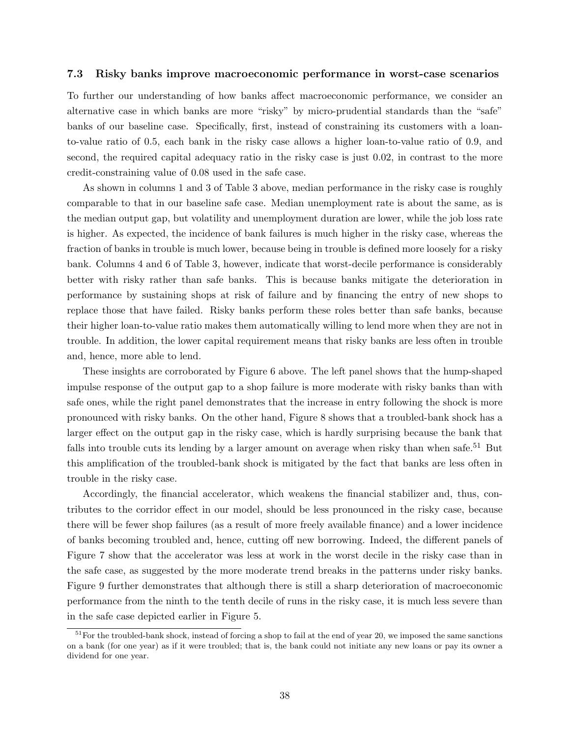### 7.3 Risky banks improve macroeconomic performance in worst-case scenarios

To further our understanding of how banks affect macroeconomic performance, we consider an alternative case in which banks are more "risky" by micro-prudential standards than the "safe" banks of our baseline case. Specifically, first, instead of constraining its customers with a loan-to-value ratio of 0.5, each bank in the risky case allows a higher loan-to-value ratio of 0.9, and second, the required capital adequacy ratio in the risky case is just 0.02, in contrast to the more credit-constraining value of 0.08 used in the safe case.

As shown in columns 1 and 3 of Table 3 above, median performance in the risky case is roughly comparable to that in our baseline safe case. Median unemployment rate is about the same, as is the median output gap, but volatility and unemployment duration are lower, while the job loss rate is higher. As expected, the incidence of bank failures is much higher in the risky case, whereas the fraction of banks in trouble is much lower, because being in trouble is defined more loosely for a risky bank. Columns 4 and 6 of Table 3, however, indicate that worst-decile performance is considerably better with risky rather than safe banks. This is because banks mitigate the deterioration in performance by sustaining shops at risk of failure and by financing the entry of new shops to replace those that have failed. Risky banks perform these roles better than safe banks, because their higher loan-to-value ratio makes them automatically willing to lend more when they are not in trouble. In addition, the lower capital requirement means that risky banks are less often in trouble and, hence, more able to lend.

These insights are corroborated by Figure 6 above. The left panel shows that the hump-shaped impulse response of the output gap to a shop failure is more moderate with risky banks than with safe ones, while the right panel demonstrates that the increase in entry following the shock is more pronounced with risky banks. On the other hand, Figure 8 shows that a troubled-bank shock has a larger effect on the output gap in the risky case, which is hardly surprising because the bank that falls into trouble cuts its lending by a larger amount on average when risky than when safe.[51] But this amplification of the troubled-bank shock is mitigated by the fact that banks are less often in trouble in the risky case.

Accordingly, the financial accelerator, which weakens the financial stabilizer and, thus, contributes to the corridor effect in our model, should be less pronounced in the risky case, because there will be fewer shop failures (as a result of more freely available finance) and a lower incidence of banks becoming troubled and, hence, cutting off new borrowing. Indeed, the different panels of Figure 7 show that the accelerator was less at work in the worst decile in the risky case than in the safe case, as suggested by the more moderate trend breaks in the patterns under risky banks. Figure 9 further demonstrates that although there is still a sharp deterioration of macroeconomic performance from the ninth to the tenth decile of runs in the risky case, it is much less severe than in the safe case depicted earlier in Figure 5.

[51] For the troubled-bank shock, instead of forcing a shop to fail at the end of year 20, we imposed the same sanctions on a bank (for one year) as if it were troubled; that is, the bank could not initiate any new loans or pay its owner a dividend for one year.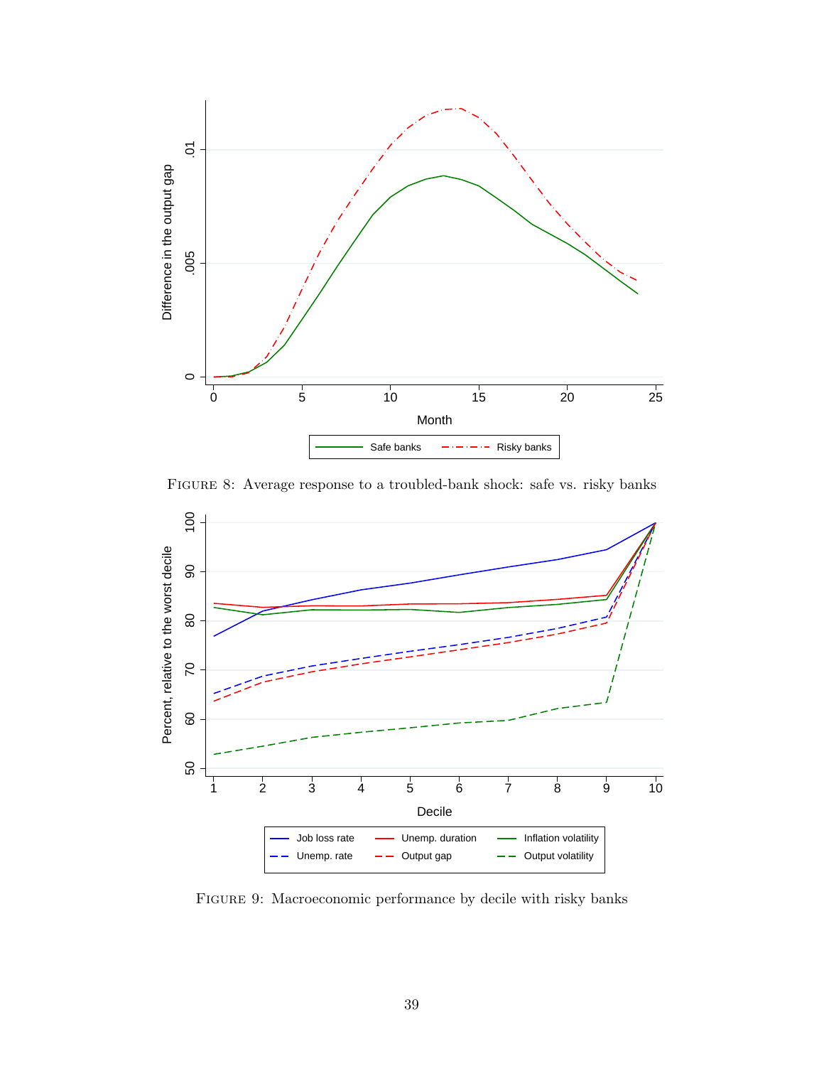FIGURE 8: Average response to a troubled-bank shock: safe vs. risky banks

FIGURE 9: Macroeconomic performance by decile with risky banks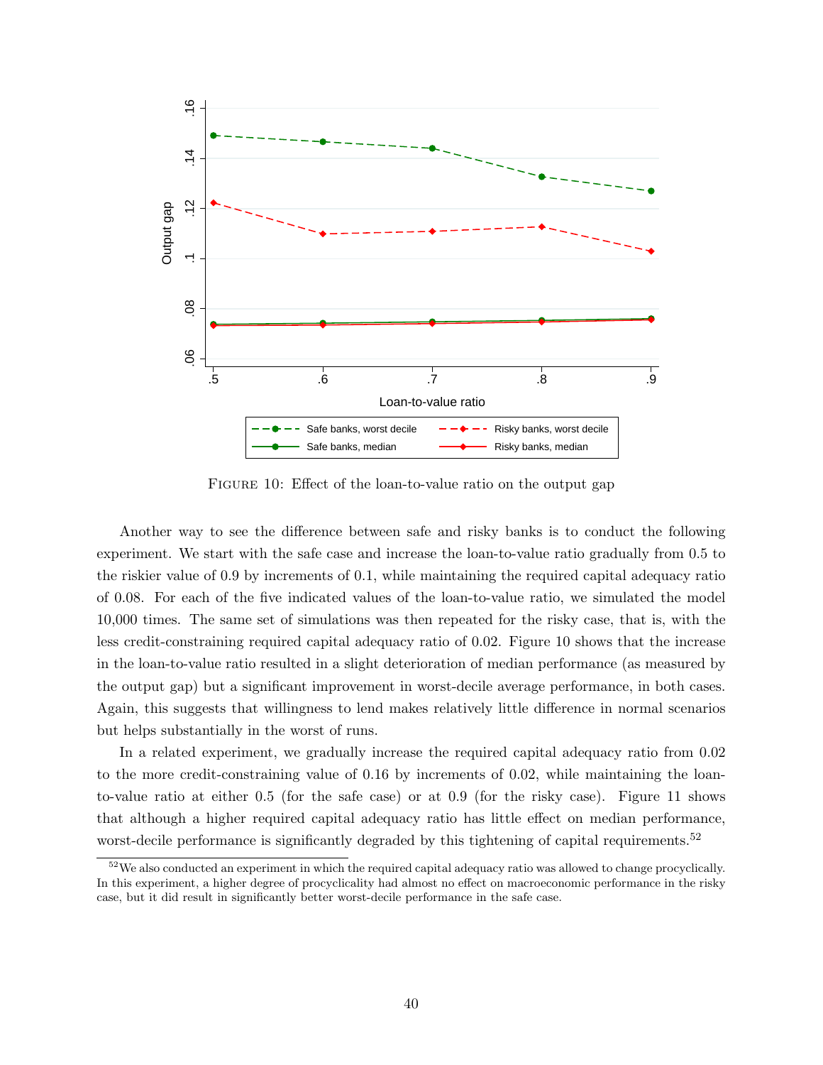FIGURE 10: Effect of the loan-to-value ratio on the output gap

Another way to see the difference between safe and risky banks is to conduct the following experiment. We start with the safe case and increase the loan-to-value ratio gradually from 0.5 to the riskier value of 0.9 by increments of 0.1, while maintaining the required capital adequacy ratio of 0.08. For each of the five indicated values of the loan-to-value ratio, we simulated the model 10,000 times. The same set of simulations was then repeated for the risky case, that is, with the less credit-constraining required capital adequacy ratio of 0.02. Figure 10 shows that the increase in the loan-to-value ratio resulted in a slight deterioration of median performance (as measured by the output gap) but a significant improvement in worst-decile average performance, in both cases. Again, this suggests that willingness to lend makes relatively little difference in normal scenarios but helps substantially in the worst of runs.

In a related experiment, we gradually increase the required capital adequacy ratio from 0.02 to the more credit-constraining value of 0.16 by increments of 0.02, while maintaining the loan-to-value ratio at either 0.5 (for the safe case) or at 0.9 (for the risky case). Figure 11 shows that although a higher required capital adequacy ratio has little effect on median performance, worst-decile performance is significantly degraded by this tightening of capital requirements.[52]

[52] We also conducted an experiment in which the required capital adequacy ratio was allowed to change procyclically. In this experiment, a higher degree of procyclicality had almost no effect on macroeconomic performance in the risky case, but it did result in significantly better worst-decile performance in the safe case.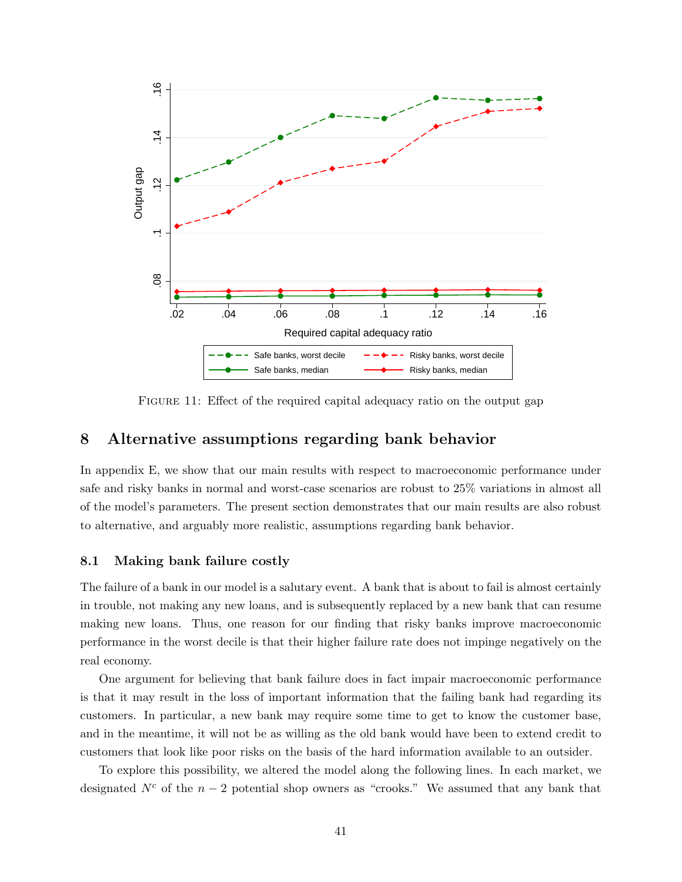FIGURE 11: Effect of the required capital adequacy ratio on the output gap

## 8 Alternative assumptions regarding bank behavior

In appendix E, we show that our main results with respect to macroeconomic performance under safe and risky banks in normal and worst-case scenarios are robust to 25% variations in almost all of the model's parameters. The present section demonstrates that our main results are also robust to alternative, and arguably more realistic, assumptions regarding bank behavior.

### 8.1 Making bank failure costly

The failure of a bank in our model is a salutary event. A bank that is about to fail is almost certainly in trouble, not making any new loans, and is subsequently replaced by a new bank that can resume making new loans. Thus, one reason for our finding that risky banks improve macroeconomic performance in the worst decile is that their higher failure rate does not impinge negatively on the real economy.

One argument for believing that bank failure does in fact impair macroeconomic performance is that it may result in the loss of important information that the failing bank had regarding its customers. In particular, a new bank may require some time to get to know the customer base, and in the meantime, it will not be as willing as the old bank would have been to extend credit to customers that look like poor risks on the basis of the hard information available to an outsider.

To explore this possibility, we altered the model along the following lines. In each market, we designated $N^c$ of the $n - 2$ potential shop owners as "crooks." We assumed that any bank that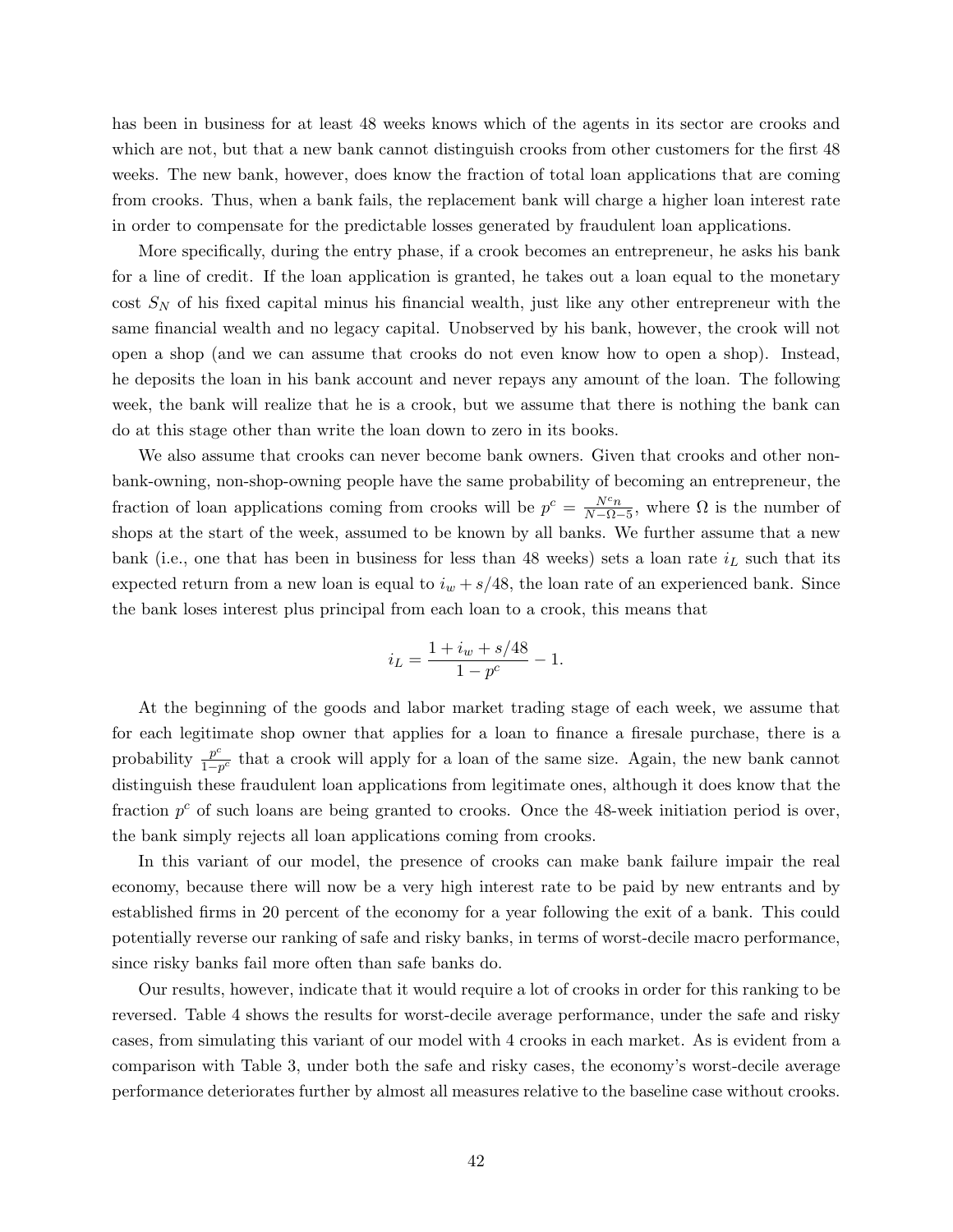has been in business for at least 48 weeks knows which of the agents in its sector are crooks and which are not, but that a new bank cannot distinguish crooks from other customers for the first 48 weeks. The new bank, however, does know the fraction of total loan applications that are coming from crooks. Thus, when a bank fails, the replacement bank will charge a higher loan interest rate in order to compensate for the predictable losses generated by fraudulent loan applications.

More specifically, during the entry phase, if a crook becomes an entrepreneur, he asks his bank for a line of credit. If the loan application is granted, he takes out a loan equal to the monetary cost $S_N$ of his fixed capital minus his financial wealth, just like any other entrepreneur with the same financial wealth and no legacy capital. Unobserved by his bank, however, the crook will not open a shop (and we can assume that crooks do not even know how to open a shop). Instead, he deposits the loan in his bank account and never repays any amount of the loan. The following week, the bank will realize that he is a crook, but we assume that there is nothing the bank can do at this stage other than write the loan down to zero in its books.

We also assume that crooks can never become bank owners. Given that crooks and other non-bank-owning, non-shop-owning people have the same probability of becoming an entrepreneur, the fraction of loan applications coming from crooks will be $p^c = \frac{N^c n}{N - \Omega - 5}$, where $\Omega$ is the number of shops at the start of the week, assumed to be known by all banks. We further assume that a new bank (i.e., one that has been in business for less than 48 weeks) sets a loan rate $i_L$ such that its expected return from a new loan is equal to $i_w + s/48$, the loan rate of an experienced bank. Since the bank loses interest plus principal from each loan to a crook, this means that

$$i_L = \frac{1 + i_w + s/48}{1 - p^c} - 1.$$

At the beginning of the goods and labor market trading stage of each week, we assume that for each legitimate shop owner that applies for a loan to finance a firesale purchase, there is a probability $\frac{p^c}{1-p^c}$ that a crook will apply for a loan of the same size. Again, the new bank cannot distinguish these fraudulent loan applications from legitimate ones, although it does know that the fraction $p^c$ of such loans are being granted to crooks. Once the 48-week initiation period is over, the bank simply rejects all loan applications coming from crooks.

In this variant of our model, the presence of crooks can make bank failure impair the real economy, because there will now be a very high interest rate to be paid by new entrants and by established firms in 20 percent of the economy for a year following the exit of a bank. This could potentially reverse our ranking of safe and risky banks, in terms of worst-decile macro performance, since risky banks fail more often than safe banks do.

Our results, however, indicate that it would require a lot of crooks in order for this ranking to be reversed. Table 4 shows the results for worst-decile average performance, under the safe and risky cases, from simulating this variant of our model with 4 crooks in each market. As is evident from a comparison with Table 3, under both the safe and risky cases, the economy's worst-decile average performance deteriorates further by almost all measures relative to the baseline case without crooks.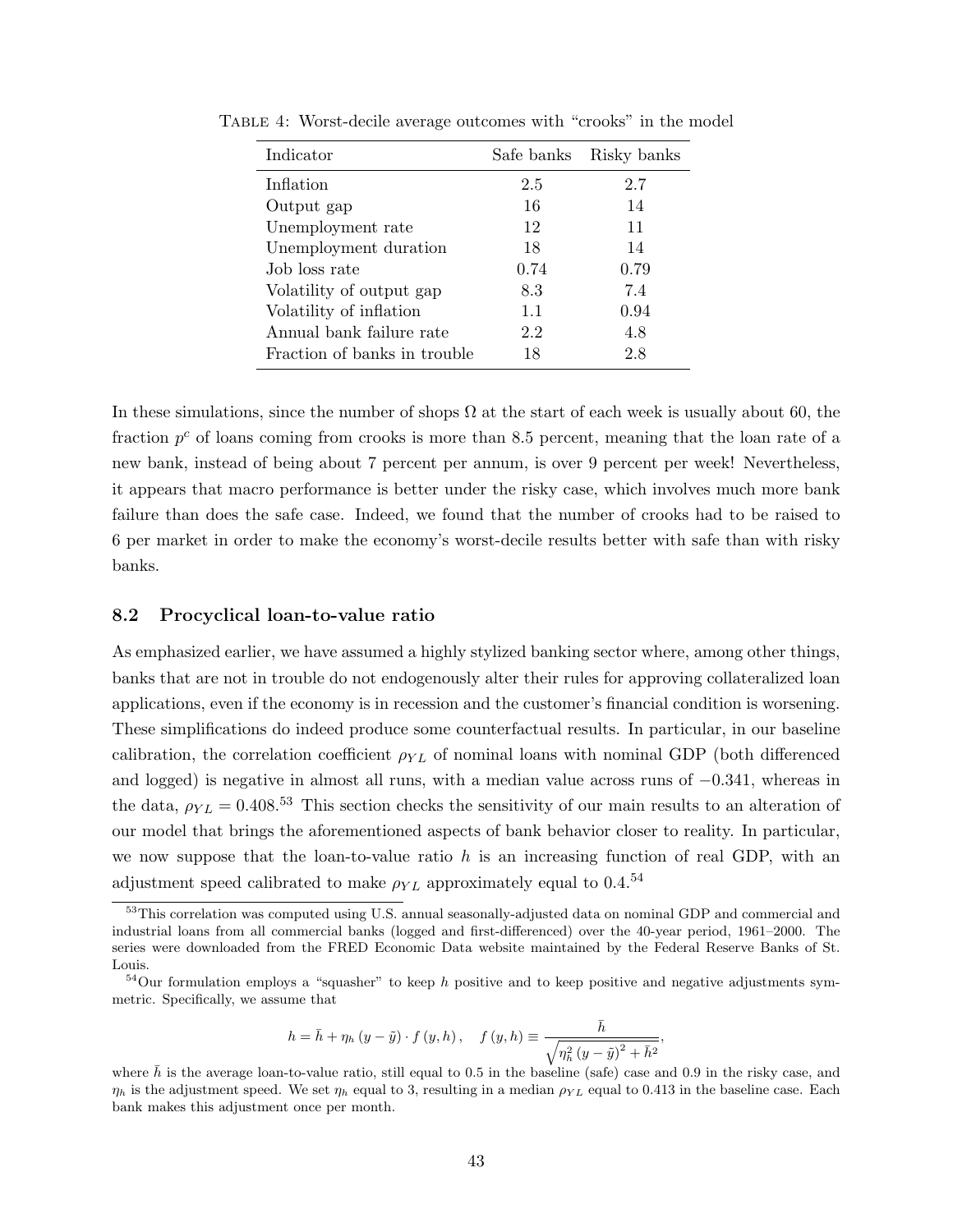Table 4: Worst-decile average outcomes with "crooks" in the model

| Indicator | Safe banks | Risky banks |
|---|---|---|
| Inflation | 2.5 | 2.7 |
| Output gap | 16 | 14 |
| Unemployment rate | 12 | 11 |
| Unemployment duration | 18 | 14 |
| Job loss rate | 0.74 | 0.79 |
| Volatility of output gap | 8.3 | 7.4 |
| Volatility of inflation | 1.1 | 0.94 |
| Annual bank failure rate | 2.2 | 4.8 |
| Fraction of banks in trouble | 18 | 2.8 |

In these simulations, since the number of shops $\Omega$ at the start of each week is usually about 60, the fraction $p^c$ of loans coming from crooks is more than 8.5 percent, meaning that the loan rate of a new bank, instead of being about 7 percent per annum, is over 9 percent per week! Nevertheless, it appears that macro performance is better under the risky case, which involves much more bank failure than does the safe case. Indeed, we found that the number of crooks had to be raised to 6 per market in order to make the economy's worst-decile results better with safe than with risky banks.

### 8.2 Procyclical loan-to-value ratio

As emphasized earlier, we have assumed a highly stylized banking sector where, among other things, banks that are not in trouble do not endogenously alter their rules for approving collateralized loan applications, even if the economy is in recession and the customer's financial condition is worsening. These simplifications do indeed produce some counterfactual results. In particular, in our baseline calibration, the correlation coefficient $\rho_{YL}$ of nominal loans with nominal GDP (both differenced and logged) is negative in almost all runs, with a median value across runs of $-0.341$, whereas in the data, $\rho_{YL} = 0.408$.[53] This section checks the sensitivity of our main results to an alteration of our model that brings the aforementioned aspects of bank behavior closer to reality. In particular, we now suppose that the loan-to-value ratio $h$ is an increasing function of real GDP, with an adjustment speed calibrated to make $\rho_{YL}$ approximately equal to 0.4.[54]

[53] This correlation was computed using U.S. annual seasonally-adjusted data on nominal GDP and commercial and industrial loans from all commercial banks (logged and first-differenced) over the 40-year period, 1961–2000. The series were downloaded from the FRED Economic Data website maintained by the Federal Reserve Banks of St. Louis.

[54] Our formulation employs a "squasher" to keep $h$ positive and to keep positive and negative adjustments symmetric. Specifically, we assume that

$$h = \bar{h} + \eta_h (y - \tilde{y}) \cdot f(y, h), \quad f(y, h) \equiv \frac{\bar{h}}{\sqrt{\eta_h^2 (y - \tilde{y})^2 + \bar{h}^2}},$$

where $\bar{h}$ is the average loan-to-value ratio, still equal to 0.5 in the baseline (safe) case and 0.9 in the risky case, and $\eta_h$ is the adjustment speed. We set $\eta_h$ equal to 3, resulting in a median $\rho_{YL}$ equal to 0.413 in the baseline case. Each bank makes this adjustment once per month.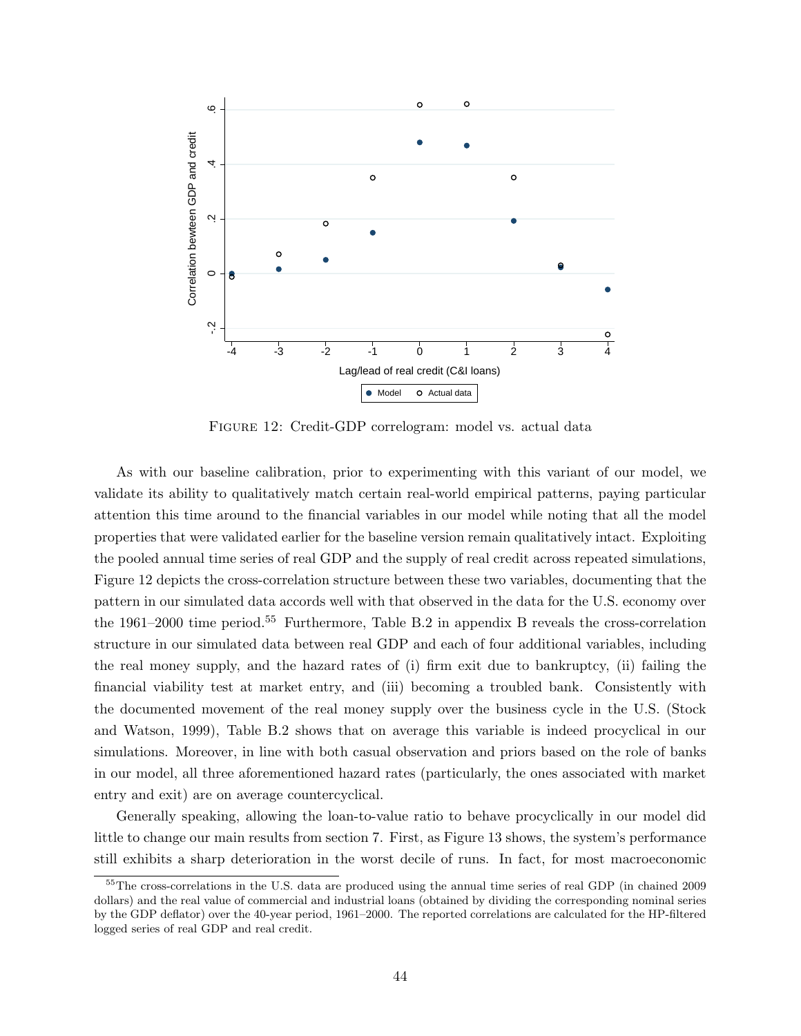FIGURE 12: Credit-GDP correlogram: model vs. actual data

As with our baseline calibration, prior to experimenting with this variant of our model, we validate its ability to qualitatively match certain real-world empirical patterns, paying particular attention this time around to the financial variables in our model while noting that all the model properties that were validated earlier for the baseline version remain qualitatively intact. Exploiting the pooled annual time series of real GDP and the supply of real credit across repeated simulations, Figure 12 depicts the cross-correlation structure between these two variables, documenting that the pattern in our simulated data accords well with that observed in the data for the U.S. economy over the 1961–2000 time period.[55] Furthermore, Table B.2 in appendix B reveals the cross-correlation structure in our simulated data between real GDP and each of four additional variables, including the real money supply, and the hazard rates of (i) firm exit due to bankruptcy, (ii) failing the financial viability test at market entry, and (iii) becoming a troubled bank. Consistently with the documented movement of the real money supply over the business cycle in the U.S. (Stock and Watson, 1999), Table B.2 shows that on average this variable is indeed procyclical in our simulations. Moreover, in line with both casual observation and priors based on the role of banks in our model, all three aforementioned hazard rates (particularly, the ones associated with market entry and exit) are on average countercyclical.

Generally speaking, allowing the loan-to-value ratio to behave procyclically in our model did little to change our main results from section 7. First, as Figure 13 shows, the system's performance still exhibits a sharp deterioration in the worst decile of runs. In fact, for most macroeconomic

[55] The cross-correlations in the U.S. data are produced using the annual time series of real GDP (in chained 2009 dollars) and the real value of commercial and industrial loans (obtained by dividing the corresponding nominal series by the GDP deflator) over the 40-year period, 1961–2000. The reported correlations are calculated for the HP-filtered logged series of real GDP and real credit.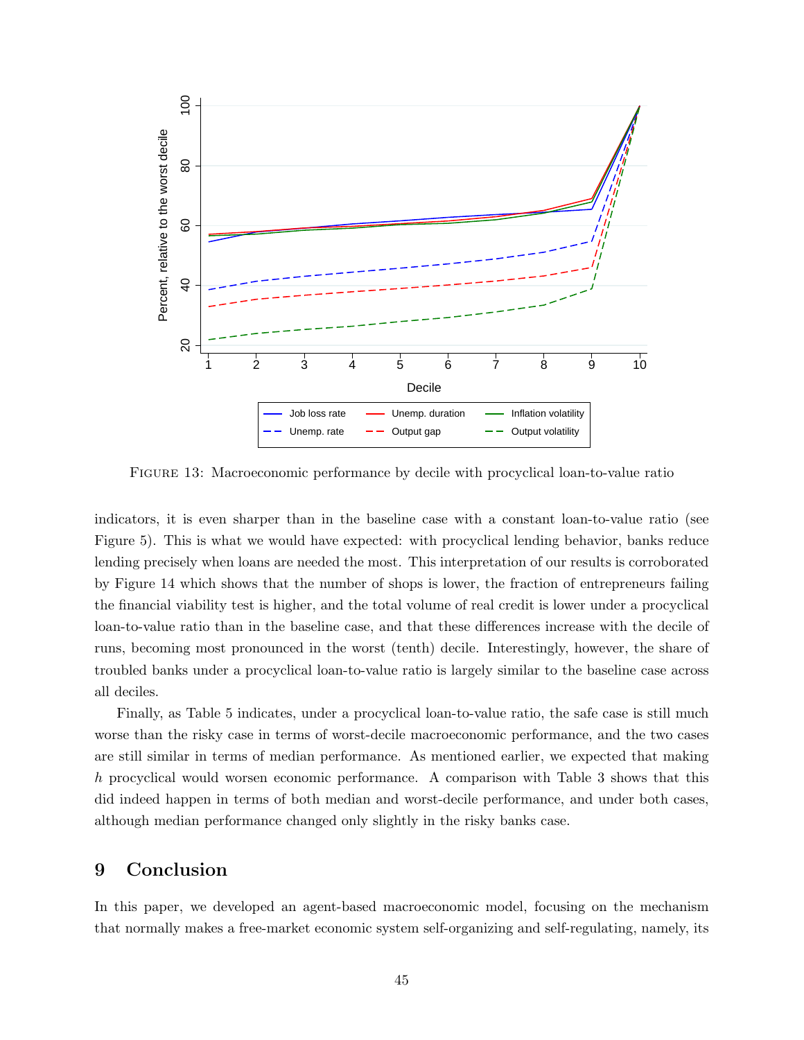FIGURE 13: Macroeconomic performance by decile with procyclical loan-to-value ratio

indicators, it is even sharper than in the baseline case with a constant loan-to-value ratio (see Figure 5). This is what we would have expected: with procyclical lending behavior, banks reduce lending precisely when loans are needed the most. This interpretation of our results is corroborated by Figure 14 which shows that the number of shops is lower, the fraction of entrepreneurs failing the financial viability test is higher, and the total volume of real credit is lower under a procyclical loan-to-value ratio than in the baseline case, and that these differences increase with the decile of runs, becoming most pronounced in the worst (tenth) decile. Interestingly, however, the share of troubled banks under a procyclical loan-to-value ratio is largely similar to the baseline case across all deciles.

Finally, as Table 5 indicates, under a procyclical loan-to-value ratio, the safe case is still much worse than the risky case in terms of worst-decile macroeconomic performance, and the two cases are still similar in terms of median performance. As mentioned earlier, we expected that making $h$ procyclical would worsen economic performance. A comparison with Table 3 shows that this did indeed happen in terms of both median and worst-decile performance, and under both cases, although median performance changed only slightly in the risky banks case.

## 9 Conclusion

In this paper, we developed an agent-based macroeconomic model, focusing on the mechanism that normally makes a free-market economic system self-organizing and self-regulating, namely, its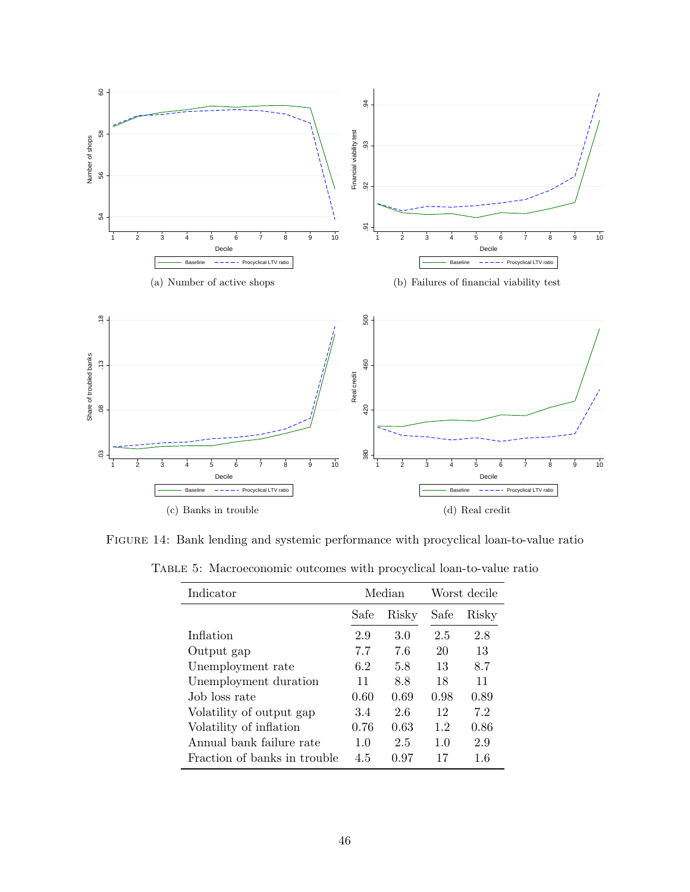(a) Number of active shops

(b) Failures of financial viability test

(c) Banks in trouble

(d) Real credit

FIGURE 14: Bank lending and systemic performance with procyclical loan-to-value ratio

TABLE 5: Macroeconomic outcomes with procyclical loan-to-value ratio

| Indicator | Median | | Worst decile | |
|---|---|---|---|---|
| | Safe | Risky | Safe | Risky |
| Inflation | 2.9 | 3.0 | 2.5 | 2.8 |
| Output gap | 7.7 | 7.6 | 20 | 13 |
| Unemployment rate | 6.2 | 5.8 | 13 | 8.7 |
| Unemployment duration | 11 | 8.8 | 18 | 11 |
| Job loss rate | 0.60 | 0.69 | 0.98 | 0.89 |
| Volatility of output gap | 3.4 | 2.6 | 12 | 7.2 |
| Volatility of inflation | 0.76 | 0.63 | 1.2 | 0.86 |
| Annual bank failure rate | 1.0 | 2.5 | 1.0 | 2.9 |
| Fraction of banks in trouble | 4.5 | 0.97 | 17 | 1.6 |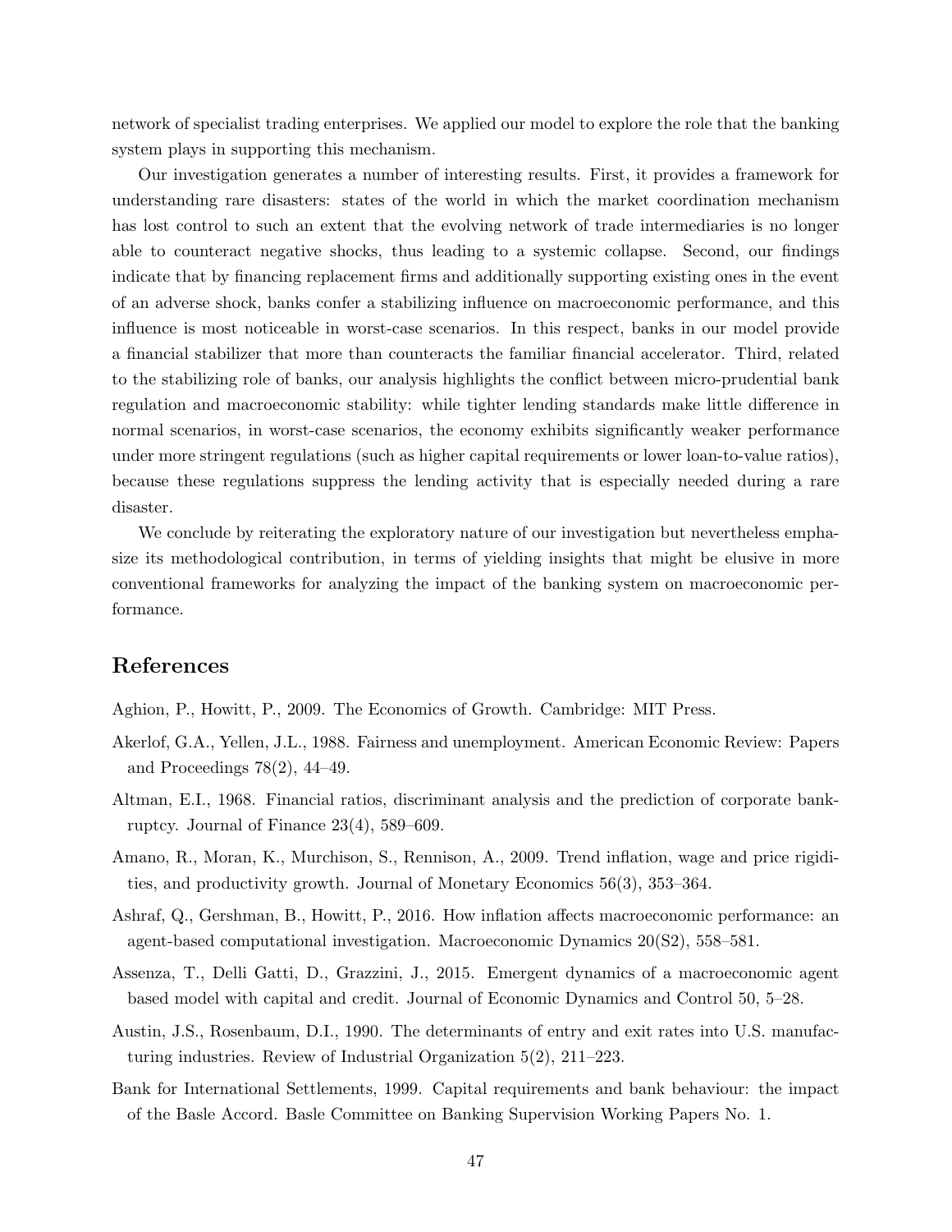network of specialist trading enterprises. We applied our model to explore the role that the banking system plays in supporting this mechanism.

Our investigation generates a number of interesting results. First, it provides a framework for understanding rare disasters: states of the world in which the market coordination mechanism has lost control to such an extent that the evolving network of trade intermediaries is no longer able to counteract negative shocks, thus leading to a systemic collapse. Second, our findings indicate that by financing replacement firms and additionally supporting existing ones in the event of an adverse shock, banks confer a stabilizing influence on macroeconomic performance, and this influence is most noticeable in worst-case scenarios. In this respect, banks in our model provide a financial stabilizer that more than counteracts the familiar financial accelerator. Third, related to the stabilizing role of banks, our analysis highlights the conflict between micro-prudential bank regulation and macroeconomic stability: while tighter lending standards make little difference in normal scenarios, in worst-case scenarios, the economy exhibits significantly weaker performance under more stringent regulations (such as higher capital requirements or lower loan-to-value ratios), because these regulations suppress the lending activity that is especially needed during a rare disaster.

We conclude by reiterating the exploratory nature of our investigation but nevertheless emphasize its methodological contribution, in terms of yielding insights that might be elusive in more conventional frameworks for analyzing the impact of the banking system on macroeconomic performance.

## References

Aghion, P., Howitt, P., 2009. The Economics of Growth. Cambridge: MIT Press.

Akerlof, G.A., Yellen, J.L., 1988. Fairness and unemployment. American Economic Review: Papers and Proceedings 78(2), 44–49.

Altman, E.I., 1968. Financial ratios, discriminant analysis and the prediction of corporate bankruptcy. Journal of Finance 23(4), 589–609.

Amano, R., Moran, K., Murchison, S., Rennison, A., 2009. Trend inflation, wage and price rigidities, and productivity growth. Journal of Monetary Economics 56(3), 353–364.

Ashraf, Q., Gershman, B., Howitt, P., 2016. How inflation affects macroeconomic performance: an agent-based computational investigation. Macroeconomic Dynamics 20(S2), 558–581.

Assenza, T., Delli Gatti, D., Grazzini, J., 2015. Emergent dynamics of a macroeconomic agent based model with capital and credit. Journal of Economic Dynamics and Control 50, 5–28.

Austin, J.S., Rosenbaum, D.I., 1990. The determinants of entry and exit rates into U.S. manufacturing industries. Review of Industrial Organization 5(2), 211–223.

Bank for International Settlements, 1999. Capital requirements and bank behaviour: the impact of the Basle Accord. Basle Committee on Banking Supervision Working Papers No. 1.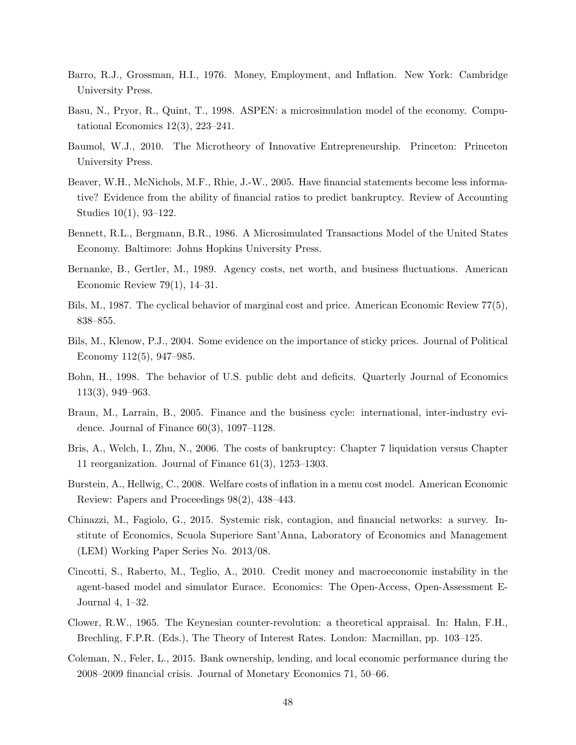Barro, R.J., Grossman, H.I., 1976. Money, Employment, and Inflation. New York: Cambridge University Press.

Basu, N., Pryor, R., Quint, T., 1998. ASPEN: a microsimulation model of the economy. Computational Economics 12(3), 223–241.

Baumol, W.J., 2010. The Microtheory of Innovative Entrepreneurship. Princeton: Princeton University Press.

Beaver, W.H., McNichols, M.F., Rhie, J.-W., 2005. Have financial statements become less informative? Evidence from the ability of financial ratios to predict bankruptcy. Review of Accounting Studies 10(1), 93–122.

Bennett, R.L., Bergmann, B.R., 1986. A Microsimulated Transactions Model of the United States Economy. Baltimore: Johns Hopkins University Press.

Bernanke, B., Gertler, M., 1989. Agency costs, net worth, and business fluctuations. American Economic Review 79(1), 14–31.

Bils, M., 1987. The cyclical behavior of marginal cost and price. American Economic Review 77(5), 838–855.

Bils, M., Klenow, P.J., 2004. Some evidence on the importance of sticky prices. Journal of Political Economy 112(5), 947–985.

Bohn, H., 1998. The behavior of U.S. public debt and deficits. Quarterly Journal of Economics 113(3), 949–963.

Braun, M., Larrain, B., 2005. Finance and the business cycle: international, inter-industry evidence. Journal of Finance 60(3), 1097–1128.

Bris, A., Welch, I., Zhu, N., 2006. The costs of bankruptcy: Chapter 7 liquidation versus Chapter 11 reorganization. Journal of Finance 61(3), 1253–1303.

Burstein, A., Hellwig, C., 2008. Welfare costs of inflation in a menu cost model. American Economic Review: Papers and Proceedings 98(2), 438–443.

Chinazzi, M., Fagiolo, G., 2015. Systemic risk, contagion, and financial networks: a survey. Institute of Economics, Scuola Superiore Sant'Anna, Laboratory of Economics and Management (LEM) Working Paper Series No. 2013/08.

Cincotti, S., Raberto, M., Teglio, A., 2010. Credit money and macroeconomic instability in the agent-based model and simulator Eurace. Economics: The Open-Access, Open-Assessment E-Journal 4, 1–32.

Clower, R.W., 1965. The Keynesian counter-revolution: a theoretical appraisal. In: Hahn, F.H., Brechling, F.P.R. (Eds.), The Theory of Interest Rates. London: Macmillan, pp. 103–125.

Coleman, N., Feler, L., 2015. Bank ownership, lending, and local economic performance during the 2008–2009 financial crisis. Journal of Monetary Economics 71, 50–66.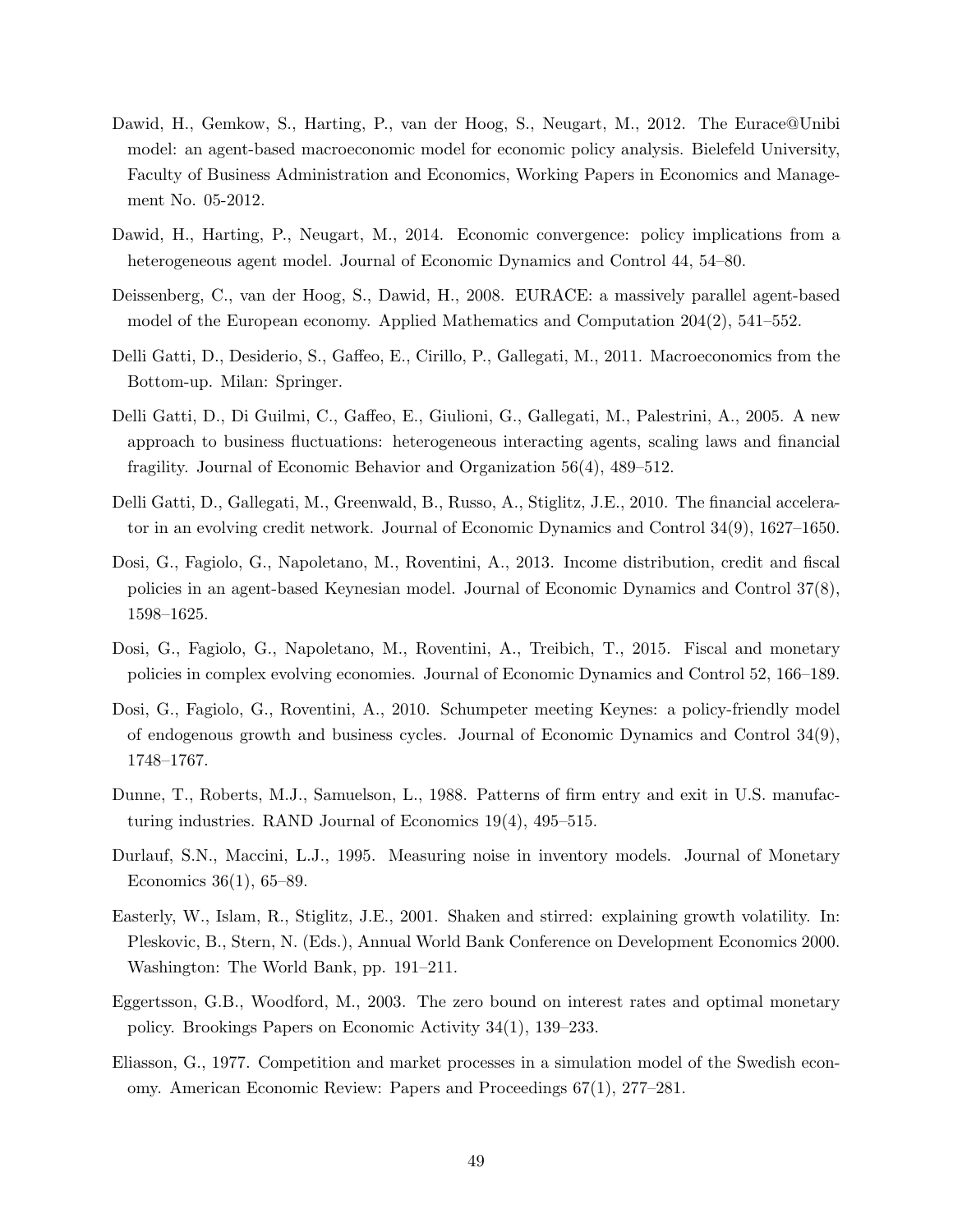Dawid, H., Gemkow, S., Harting, P., van der Hoog, S., Neugart, M., 2012. The Eurace@Unibi model: an agent-based macroeconomic model for economic policy analysis. Bielefeld University, Faculty of Business Administration and Economics, Working Papers in Economics and Management No. 05-2012.

Dawid, H., Harting, P., Neugart, M., 2014. Economic convergence: policy implications from a heterogeneous agent model. Journal of Economic Dynamics and Control 44, 54–80.

Deissenberg, C., van der Hoog, S., Dawid, H., 2008. EURACE: a massively parallel agent-based model of the European economy. Applied Mathematics and Computation 204(2), 541–552.

Delli Gatti, D., Desiderio, S., Gaffeo, E., Cirillo, P., Gallegati, M., 2011. Macroeconomics from the Bottom-up. Milan: Springer.

Delli Gatti, D., Di Guilmi, C., Gaffeo, E., Giulioni, G., Gallegati, M., Palestrini, A., 2005. A new approach to business fluctuations: heterogeneous interacting agents, scaling laws and financial fragility. Journal of Economic Behavior and Organization 56(4), 489–512.

Delli Gatti, D., Gallegati, M., Greenwald, B., Russo, A., Stiglitz, J.E., 2010. The financial accelerator in an evolving credit network. Journal of Economic Dynamics and Control 34(9), 1627–1650.

Dosi, G., Fagiolo, G., Napoletano, M., Roventini, A., 2013. Income distribution, credit and fiscal policies in an agent-based Keynesian model. Journal of Economic Dynamics and Control 37(8), 1598–1625.

Dosi, G., Fagiolo, G., Napoletano, M., Roventini, A., Treibich, T., 2015. Fiscal and monetary policies in complex evolving economies. Journal of Economic Dynamics and Control 52, 166–189.

Dosi, G., Fagiolo, G., Roventini, A., 2010. Schumpeter meeting Keynes: a policy-friendly model of endogenous growth and business cycles. Journal of Economic Dynamics and Control 34(9), 1748–1767.

Dunne, T., Roberts, M.J., Samuelson, L., 1988. Patterns of firm entry and exit in U.S. manufacturing industries. RAND Journal of Economics 19(4), 495–515.

Durlauf, S.N., Maccini, L.J., 1995. Measuring noise in inventory models. Journal of Monetary Economics 36(1), 65–89.

Easterly, W., Islam, R., Stiglitz, J.E., 2001. Shaken and stirred: explaining growth volatility. In: Pleskovic, B., Stern, N. (Eds.), Annual World Bank Conference on Development Economics 2000. Washington: The World Bank, pp. 191–211.

Eggertsson, G.B., Woodford, M., 2003. The zero bound on interest rates and optimal monetary policy. Brookings Papers on Economic Activity 34(1), 139–233.

Eliasson, G., 1977. Competition and market processes in a simulation model of the Swedish economy. American Economic Review: Papers and Proceedings 67(1), 277–281.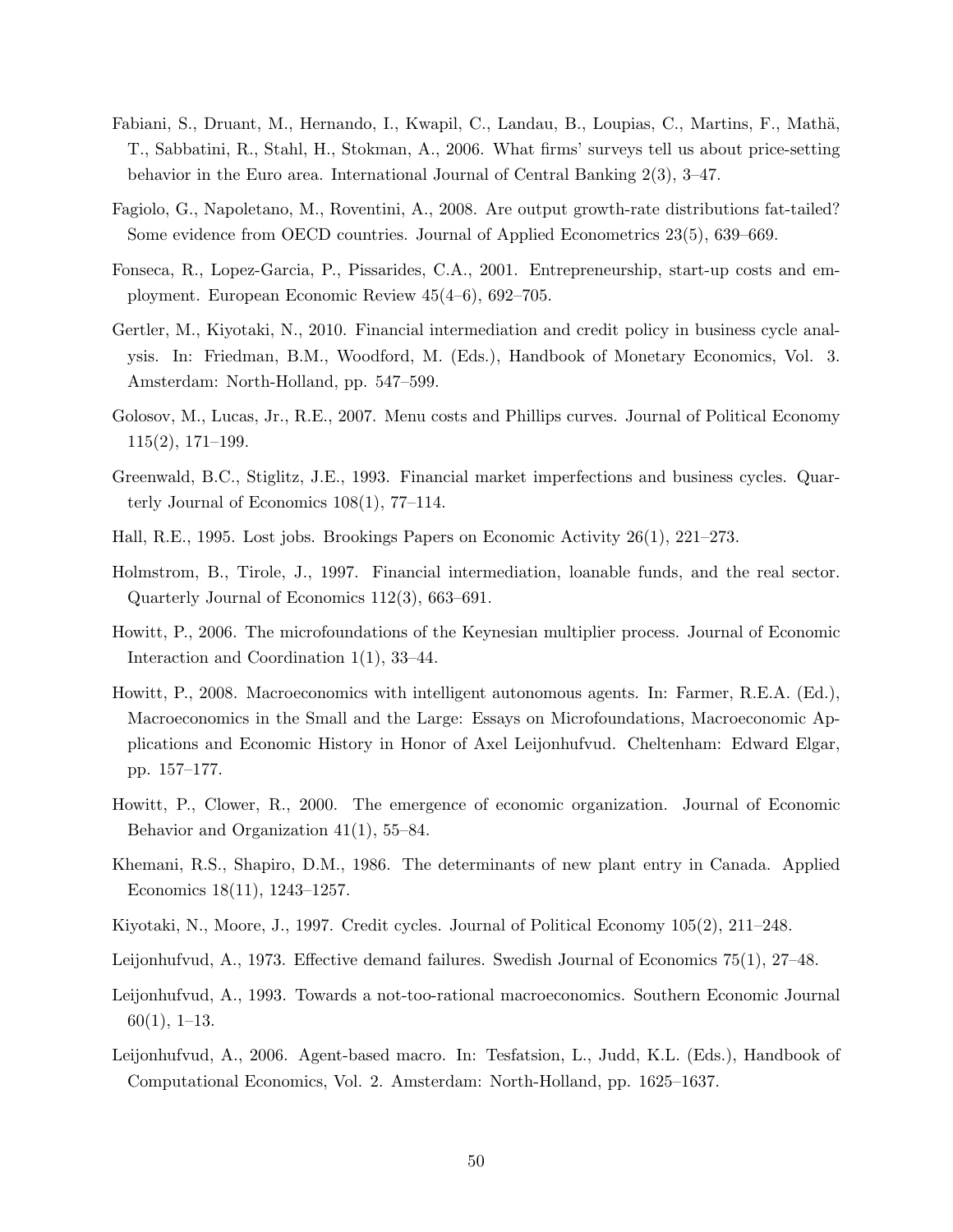Fabiani, S., Druant, M., Hernando, I., Kwapil, C., Landau, B., Loupias, C., Martins, F., Mathä, T., Sabbatini, R., Stahl, H., Stokman, A., 2006. What firms' surveys tell us about price-setting behavior in the Euro area. International Journal of Central Banking 2(3), 3–47.

Fagiolo, G., Napoletano, M., Roventini, A., 2008. Are output growth-rate distributions fat-tailed? Some evidence from OECD countries. Journal of Applied Econometrics 23(5), 639–669.

Fonseca, R., Lopez-Garcia, P., Pissarides, C.A., 2001. Entrepreneurship, start-up costs and employment. European Economic Review 45(4–6), 692–705.

Gertler, M., Kiyotaki, N., 2010. Financial intermediation and credit policy in business cycle analysis. In: Friedman, B.M., Woodford, M. (Eds.), Handbook of Monetary Economics, Vol. 3. Amsterdam: North-Holland, pp. 547–599.

Golosov, M., Lucas, Jr., R.E., 2007. Menu costs and Phillips curves. Journal of Political Economy 115(2), 171–199.

Greenwald, B.C., Stiglitz, J.E., 1993. Financial market imperfections and business cycles. Quarterly Journal of Economics 108(1), 77–114.

Hall, R.E., 1995. Lost jobs. Brookings Papers on Economic Activity 26(1), 221–273.

Holmstrom, B., Tirole, J., 1997. Financial intermediation, loanable funds, and the real sector. Quarterly Journal of Economics 112(3), 663–691.

Howitt, P., 2006. The microfoundations of the Keynesian multiplier process. Journal of Economic Interaction and Coordination 1(1), 33–44.

Howitt, P., 2008. Macroeconomics with intelligent autonomous agents. In: Farmer, R.E.A. (Ed.), Macroeconomics in the Small and the Large: Essays on Microfoundations, Macroeconomic Applications and Economic History in Honor of Axel Leijonhufvud. Cheltenham: Edward Elgar, pp. 157–177.

Howitt, P., Clower, R., 2000. The emergence of economic organization. Journal of Economic Behavior and Organization 41(1), 55–84.

Khemani, R.S., Shapiro, D.M., 1986. The determinants of new plant entry in Canada. Applied Economics 18(11), 1243–1257.

Kiyotaki, N., Moore, J., 1997. Credit cycles. Journal of Political Economy 105(2), 211–248.

Leijonhufvud, A., 1973. Effective demand failures. Swedish Journal of Economics 75(1), 27–48.

Leijonhufvud, A., 1993. Towards a not-too-rational macroeconomics. Southern Economic Journal 60(1), 1–13.

Leijonhufvud, A., 2006. Agent-based macro. In: Tesfatsion, L., Judd, K.L. (Eds.), Handbook of Computational Economics, Vol. 2. Amsterdam: North-Holland, pp. 1625–1637.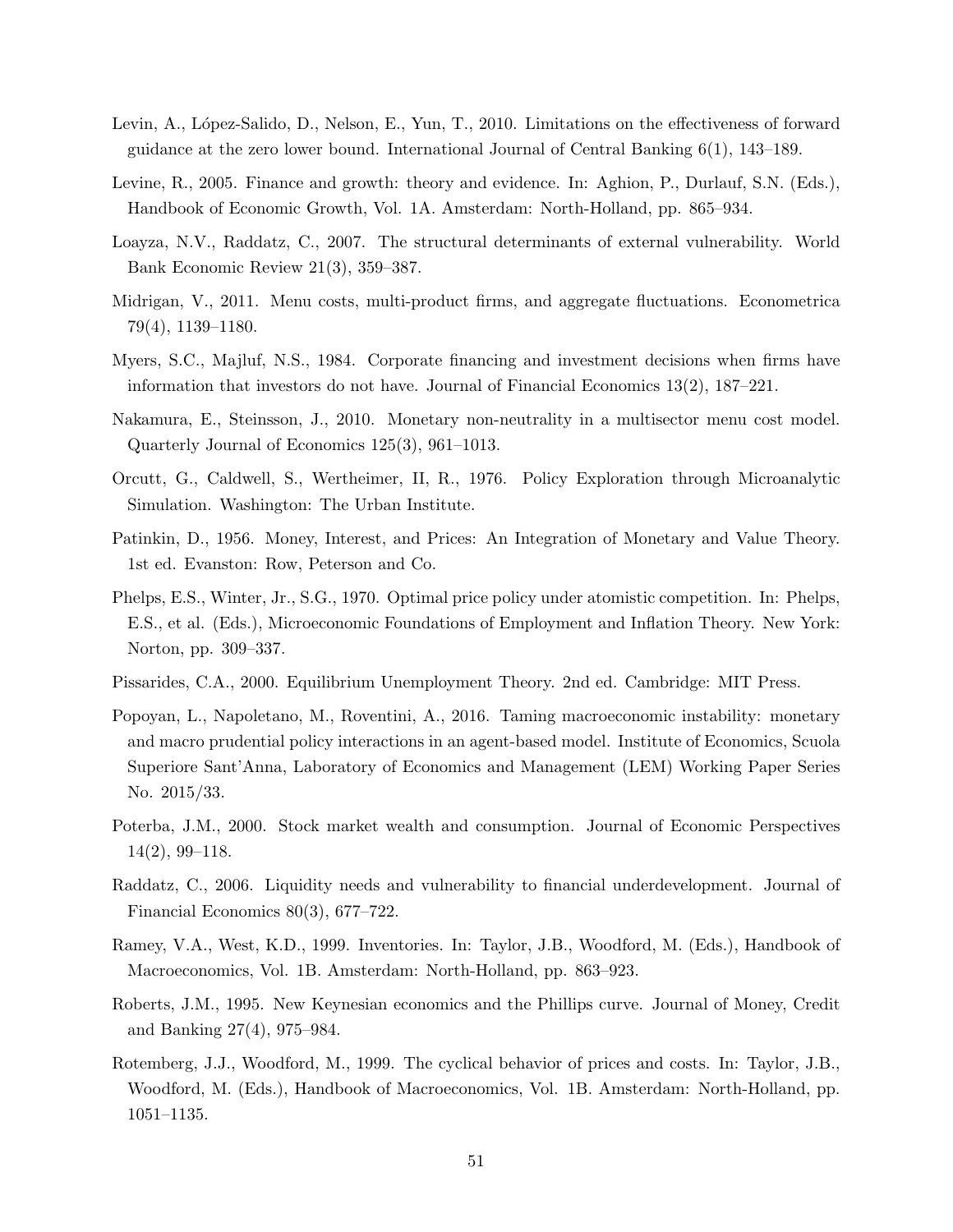Levin, A., López-Salido, D., Nelson, E., Yun, T., 2010. Limitations on the effectiveness of forward guidance at the zero lower bound. International Journal of Central Banking 6(1), 143–189.

Levine, R., 2005. Finance and growth: theory and evidence. In: Aghion, P., Durlauf, S.N. (Eds.), Handbook of Economic Growth, Vol. 1A. Amsterdam: North-Holland, pp. 865–934.

Loayza, N.V., Raddatz, C., 2007. The structural determinants of external vulnerability. World Bank Economic Review 21(3), 359–387.

Midrigan, V., 2011. Menu costs, multi-product firms, and aggregate fluctuations. Econometrica 79(4), 1139–1180.

Myers, S.C., Majluf, N.S., 1984. Corporate financing and investment decisions when firms have information that investors do not have. Journal of Financial Economics 13(2), 187–221.

Nakamura, E., Steinsson, J., 2010. Monetary non-neutrality in a multisector menu cost model. Quarterly Journal of Economics 125(3), 961–1013.

Orcutt, G., Caldwell, S., Wertheimer, II, R., 1976. Policy Exploration through Microanalytic Simulation. Washington: The Urban Institute.

Patinkin, D., 1956. Money, Interest, and Prices: An Integration of Monetary and Value Theory. 1st ed. Evanston: Row, Peterson and Co.

Phelps, E.S., Winter, Jr., S.G., 1970. Optimal price policy under atomistic competition. In: Phelps, E.S., et al. (Eds.), Microeconomic Foundations of Employment and Inflation Theory. New York: Norton, pp. 309–337.

Pissarides, C.A., 2000. Equilibrium Unemployment Theory. 2nd ed. Cambridge: MIT Press.

Popoyan, L., Napoletano, M., Roventini, A., 2016. Taming macroeconomic instability: monetary and macro prudential policy interactions in an agent-based model. Institute of Economics, Scuola Superiore Sant'Anna, Laboratory of Economics and Management (LEM) Working Paper Series No. 2015/33.

Poterba, J.M., 2000. Stock market wealth and consumption. Journal of Economic Perspectives 14(2), 99–118.

Raddatz, C., 2006. Liquidity needs and vulnerability to financial underdevelopment. Journal of Financial Economics 80(3), 677–722.

Ramey, V.A., West, K.D., 1999. Inventories. In: Taylor, J.B., Woodford, M. (Eds.), Handbook of Macroeconomics, Vol. 1B. Amsterdam: North-Holland, pp. 863–923.

Roberts, J.M., 1995. New Keynesian economics and the Phillips curve. Journal of Money, Credit and Banking 27(4), 975–984.

Rotemberg, J.J., Woodford, M., 1999. The cyclical behavior of prices and costs. In: Taylor, J.B., Woodford, M. (Eds.), Handbook of Macroeconomics, Vol. 1B. Amsterdam: North-Holland, pp. 1051–1135.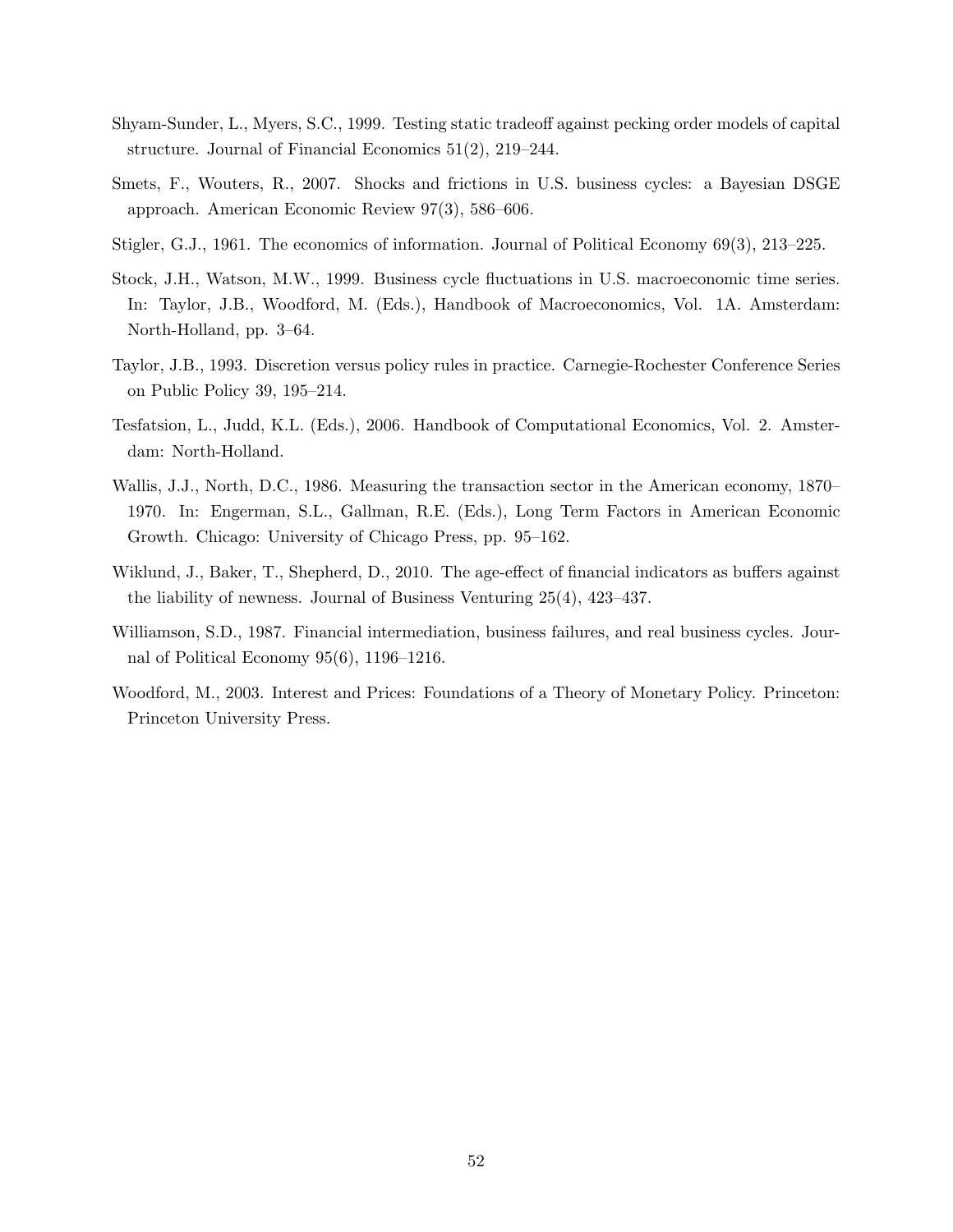Shyam-Sunder, L., Myers, S.C., 1999. Testing static tradeoff against pecking order models of capital structure. Journal of Financial Economics 51(2), 219–244.

Smets, F., Wouters, R., 2007. Shocks and frictions in U.S. business cycles: a Bayesian DSGE approach. American Economic Review 97(3), 586–606.

Stigler, G.J., 1961. The economics of information. Journal of Political Economy 69(3), 213–225.

Stock, J.H., Watson, M.W., 1999. Business cycle fluctuations in U.S. macroeconomic time series. In: Taylor, J.B., Woodford, M. (Eds.), Handbook of Macroeconomics, Vol. 1A. Amsterdam: North-Holland, pp. 3–64.

Taylor, J.B., 1993. Discretion versus policy rules in practice. Carnegie-Rochester Conference Series on Public Policy 39, 195–214.

Tesfatsion, L., Judd, K.L. (Eds.), 2006. Handbook of Computational Economics, Vol. 2. Amsterdam: North-Holland.

Wallis, J.J., North, D.C., 1986. Measuring the transaction sector in the American economy, 1870–1970. In: Engerman, S.L., Gallman, R.E. (Eds.), Long Term Factors in American Economic Growth. Chicago: University of Chicago Press, pp. 95–162.

Wiklund, J., Baker, T., Shepherd, D., 2010. The age-effect of financial indicators as buffers against the liability of newness. Journal of Business Venturing 25(4), 423–437.

Williamson, S.D., 1987. Financial intermediation, business failures, and real business cycles. Journal of Political Economy 95(6), 1196–1216.

Woodford, M., 2003. Interest and Prices: Foundations of a Theory of Monetary Policy. Princeton: Princeton University Press.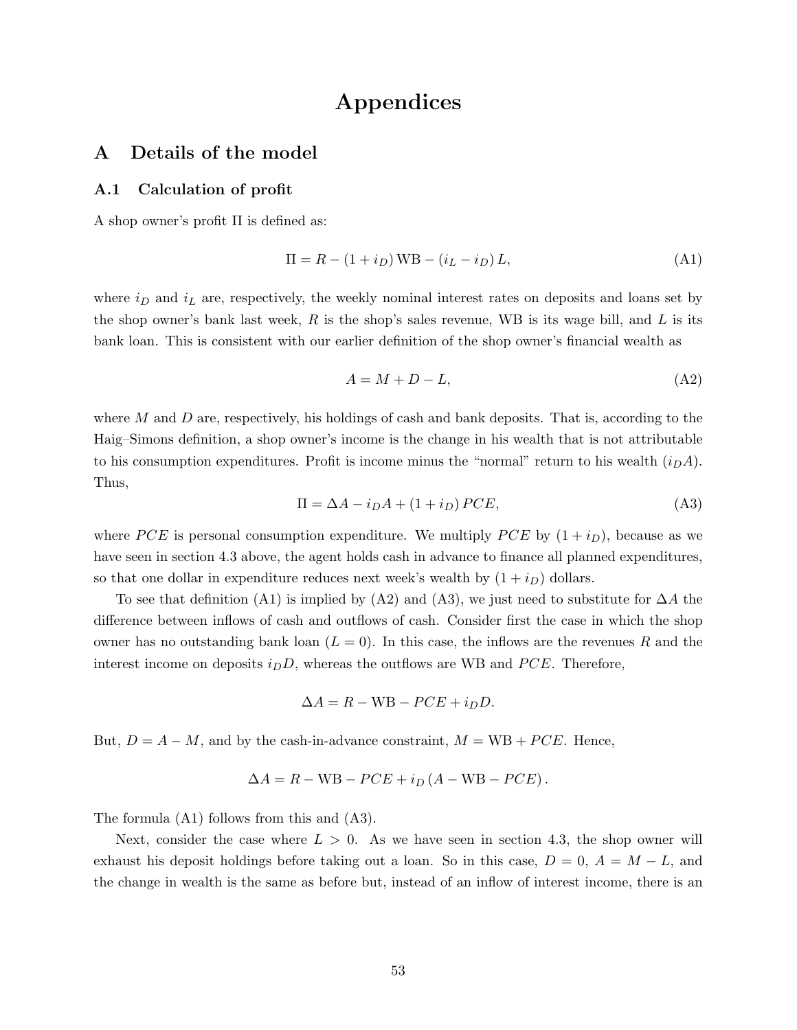# Appendices

## A Details of the model

### A.1 Calculation of profit

A shop owner's profit $\Pi$ is defined as:

$$\Pi = R - (1 + i_D)\,\mathrm{WB} - (i_L - i_D)\,L, \tag{A1}$$

where $i_D$ and $i_L$ are, respectively, the weekly nominal interest rates on deposits and loans set by the shop owner's bank last week, $R$ is the shop's sales revenue, WB is its wage bill, and $L$ is its bank loan. This is consistent with our earlier definition of the shop owner's financial wealth as

$$A = M + D - L, \tag{A2}$$

where $M$ and $D$ are, respectively, his holdings of cash and bank deposits. That is, according to the Haig–Simons definition, a shop owner's income is the change in his wealth that is not attributable to his consumption expenditures. Profit is income minus the "normal" return to his wealth ($i_D A$). Thus,

$$\Pi = \Delta A - i_D A + (1 + i_D)\,PCE, \tag{A3}$$

where $PCE$ is personal consumption expenditure. We multiply $PCE$ by $(1 + i_D)$, because as we have seen in section 4.3 above, the agent holds cash in advance to finance all planned expenditures, so that one dollar in expenditure reduces next week's wealth by $(1 + i_D)$ dollars.

To see that definition (A1) is implied by (A2) and (A3), we just need to substitute for $\Delta A$ the difference between inflows of cash and outflows of cash. Consider first the case in which the shop owner has no outstanding bank loan ($L = 0$). In this case, the inflows are the revenues $R$ and the interest income on deposits $i_D D$, whereas the outflows are WB and $PCE$. Therefore,

$$\Delta A = R - \mathrm{WB} - PCE + i_D D.$$

But, $D = A - M$, and by the cash-in-advance constraint, $M = \mathrm{WB} + PCE$. Hence,

$$\Delta A = R - \mathrm{WB} - PCE + i_D\,(A - \mathrm{WB} - PCE)\,.$$

The formula (A1) follows from this and (A3).

Next, consider the case where $L > 0$. As we have seen in section 4.3, the shop owner will exhaust his deposit holdings before taking out a loan. So in this case, $D = 0$, $A = M - L$, and the change in wealth is the same as before but, instead of an inflow of interest income, there is an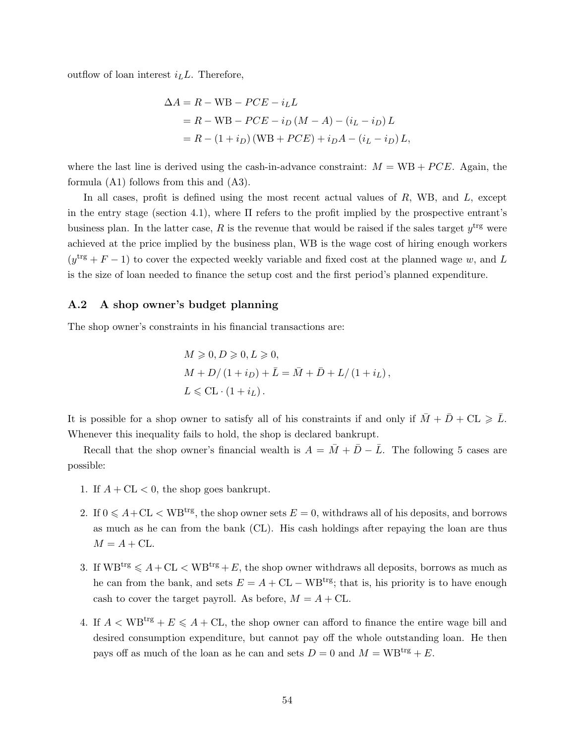outflow of loan interest $i_L L$. Therefore,

$$
\begin{aligned}
\Delta A &= R - \mathrm{WB} - PCE - i_L L \\
&= R - \mathrm{WB} - PCE - i_D (M - A) - (i_L - i_D) L \\
&= R - (1 + i_D)(\mathrm{WB} + PCE) + i_D A - (i_L - i_D) L,
\end{aligned}
$$

where the last line is derived using the cash-in-advance constraint: $M = \mathrm{WB} + PCE$. Again, the formula (A1) follows from this and (A3).

In all cases, profit is defined using the most recent actual values of $R$, WB, and $L$, except in the entry stage (section 4.1), where $\Pi$ refers to the profit implied by the prospective entrant's business plan. In the latter case, $R$ is the revenue that would be raised if the sales target $y^{\mathrm{trg}}$ were achieved at the price implied by the business plan, WB is the wage cost of hiring enough workers ($y^{\mathrm{trg}} + F - 1$) to cover the expected weekly variable and fixed cost at the planned wage $w$, and $L$ is the size of loan needed to finance the setup cost and the first period's planned expenditure.

## A.2 A shop owner's budget planning

The shop owner's constraints in his financial transactions are:

$$
\begin{aligned}
& M \geqslant 0, D \geqslant 0, L \geqslant 0, \\
& M + D/(1 + i_D) + \bar{L} = \bar{M} + \bar{D} + L/(1 + i_L), \\
& L \leqslant \mathrm{CL} \cdot (1 + i_L).
\end{aligned}
$$

It is possible for a shop owner to satisfy all of his constraints if and only if $\bar{M} + \bar{D} + \mathrm{CL} \geqslant \bar{L}$. Whenever this inequality fails to hold, the shop is declared bankrupt.

Recall that the shop owner's financial wealth is $A = \bar{M} + \bar{D} - \bar{L}$. The following 5 cases are possible:

1. If $A + \mathrm{CL} < 0$, the shop goes bankrupt.
2. If $0 \leqslant A + \mathrm{CL} < \mathrm{WB}^{\mathrm{trg}}$, the shop owner sets $E = 0$, withdraws all of his deposits, and borrows as much as he can from the bank (CL). His cash holdings after repaying the loan are thus $M = A + \mathrm{CL}$.
3. If $\mathrm{WB}^{\mathrm{trg}} \leqslant A + \mathrm{CL} < \mathrm{WB}^{\mathrm{trg}} + E$, the shop owner withdraws all deposits, borrows as much as he can from the bank, and sets $E = A + \mathrm{CL} - \mathrm{WB}^{\mathrm{trg}}$; that is, his priority is to have enough cash to cover the target payroll. As before, $M = A + \mathrm{CL}$.
4. If $A < \mathrm{WB}^{\mathrm{trg}} + E \leqslant A + \mathrm{CL}$, the shop owner can afford to finance the entire wage bill and desired consumption expenditure, but cannot pay off the whole outstanding loan. He then pays off as much of the loan as he can and sets $D = 0$ and $M = \mathrm{WB}^{\mathrm{trg}} + E$.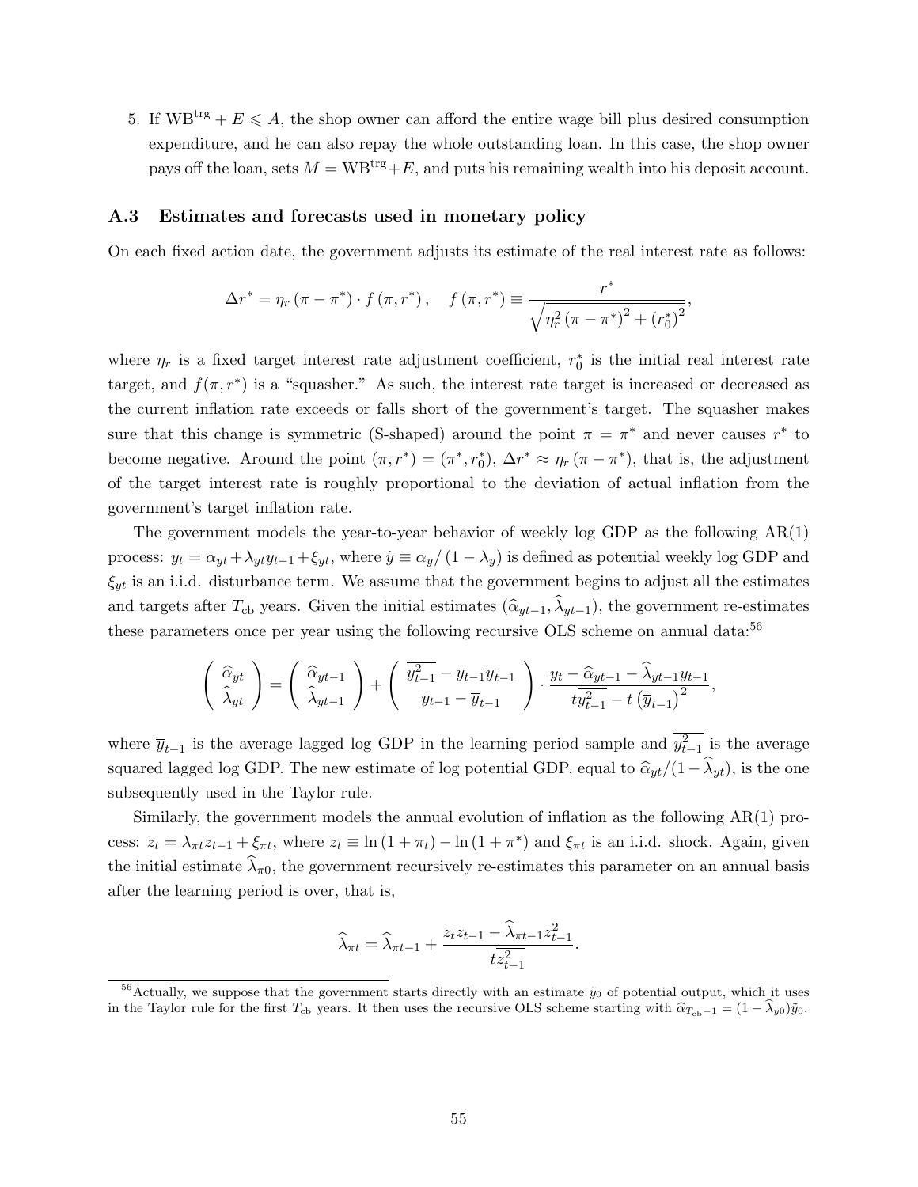5. If $\mathrm{WB}^{\mathrm{trg}} + E \leqslant A$, the shop owner can afford the entire wage bill plus desired consumption expenditure, and he can also repay the whole outstanding loan. In this case, the shop owner pays off the loan, sets $M = \mathrm{WB}^{\mathrm{trg}} + E$, and puts his remaining wealth into his deposit account.

### A.3 Estimates and forecasts used in monetary policy

On each fixed action date, the government adjusts its estimate of the real interest rate as follows:

$$\Delta r^* = \eta_r \left(\pi - \pi^*\right) \cdot f\left(\pi, r^*\right), \quad f\left(\pi, r^*\right) \equiv \frac{r^*}{\sqrt{\eta_r^2 \left(\pi - \pi^*\right)^2 + \left(r_0^*\right)^2}},$$

where $\eta_r$ is a fixed target interest rate adjustment coefficient, $r_0^*$ is the initial real interest rate target, and $f(\pi, r^*)$ is a "squasher." As such, the interest rate target is increased or decreased as the current inflation rate exceeds or falls short of the government's target. The squasher makes sure that this change is symmetric (S-shaped) around the point $\pi = \pi^*$ and never causes $r^*$ to become negative. Around the point $(\pi, r^*) = (\pi^*, r_0^*)$, $\Delta r^* \approx \eta_r \left(\pi - \pi^*\right)$, that is, the adjustment of the target interest rate is roughly proportional to the deviation of actual inflation from the government's target inflation rate.

The government models the year-to-year behavior of weekly log GDP as the following AR(1) process: $y_t = \alpha_{yt} + \lambda_{yt} y_{t-1} + \xi_{yt}$, where $\tilde{y} \equiv \alpha_y / \left(1 - \lambda_y\right)$ is defined as potential weekly log GDP and $\xi_{yt}$ is an i.i.d. disturbance term. We assume that the government begins to adjust all the estimates and targets after $T_{\mathrm{cb}}$ years. Given the initial estimates $(\widehat{\alpha}_{yt-1}, \widehat{\lambda}_{yt-1})$, the government re-estimates these parameters once per year using the following recursive OLS scheme on annual data:[56]

$$\begin{pmatrix} \widehat{\alpha}_{yt} \\ \widehat{\lambda}_{yt} \end{pmatrix} = \begin{pmatrix} \widehat{\alpha}_{yt-1} \\ \widehat{\lambda}_{yt-1} \end{pmatrix} + \begin{pmatrix} \overline{y_{t-1}^2} - y_{t-1}\overline{y}_{t-1} \\ y_{t-1} - \overline{y}_{t-1} \end{pmatrix} \cdot \frac{y_t - \widehat{\alpha}_{yt-1} - \widehat{\lambda}_{yt-1} y_{t-1}}{t\overline{y_{t-1}^2} - t\left(\overline{y}_{t-1}\right)^2},$$

where $\overline{y}_{t-1}$ is the average lagged log GDP in the learning period sample and $\overline{y_{t-1}^2}$ is the average squared lagged log GDP. The new estimate of log potential GDP, equal to $\widehat{\alpha}_{yt}/(1 - \widehat{\lambda}_{yt})$, is the one subsequently used in the Taylor rule.

Similarly, the government models the annual evolution of inflation as the following AR(1) process: $z_t = \lambda_{\pi t} z_{t-1} + \xi_{\pi t}$, where $z_t \equiv \ln\left(1 + \pi_t\right) - \ln\left(1 + \pi^*\right)$ and $\xi_{\pi t}$ is an i.i.d. shock. Again, given the initial estimate $\widehat{\lambda}_{\pi 0}$, the government recursively re-estimates this parameter on an annual basis after the learning period is over, that is,

$$\widehat{\lambda}_{\pi t} = \widehat{\lambda}_{\pi t-1} + \frac{z_t z_{t-1} - \widehat{\lambda}_{\pi t-1} z_{t-1}^2}{t\overline{z_{t-1}^2}}.$$

---

[56] Actually, we suppose that the government starts directly with an estimate $\tilde{y}_0$ of potential output, which it uses in the Taylor rule for the first $T_{\mathrm{cb}}$ years. It then uses the recursive OLS scheme starting with $\widehat{\alpha}_{T_{\mathrm{cb}}-1} = (1 - \widehat{\lambda}_{y0})\tilde{y}_0$.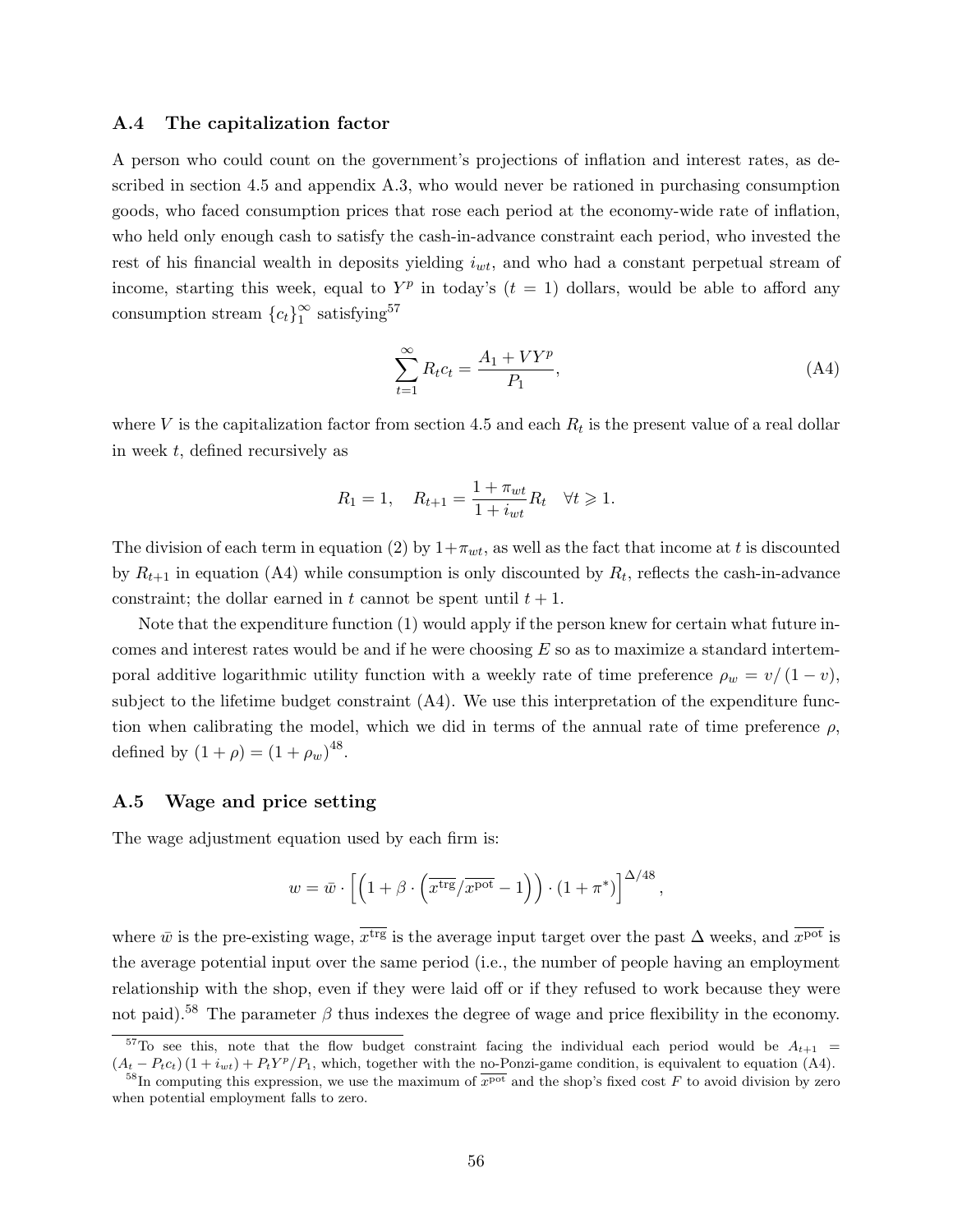### A.4 The capitalization factor

A person who could count on the government's projections of inflation and interest rates, as described in section 4.5 and appendix A.3, who would never be rationed in purchasing consumption goods, who faced consumption prices that rose each period at the economy-wide rate of inflation, who held only enough cash to satisfy the cash-in-advance constraint each period, who invested the rest of his financial wealth in deposits yielding $i_{wt}$, and who had a constant perpetual stream of income, starting this week, equal to $Y^p$ in today's ($t = 1$) dollars, would be able to afford any consumption stream $\{c_t\}_1^\infty$ satisfying[57]

$$\sum_{t=1}^{\infty} R_t c_t = \frac{A_1 + VY^p}{P_1}, \tag{A4}$$

where $V$ is the capitalization factor from section 4.5 and each $R_t$ is the present value of a real dollar in week $t$, defined recursively as

$$R_1 = 1, \quad R_{t+1} = \frac{1 + \pi_{wt}}{1 + i_{wt}} R_t \quad \forall t \geqslant 1.$$

The division of each term in equation (2) by $1+\pi_{wt}$, as well as the fact that income at $t$ is discounted by $R_{t+1}$ in equation (A4) while consumption is only discounted by $R_t$, reflects the cash-in-advance constraint; the dollar earned in $t$ cannot be spent until $t + 1$.

Note that the expenditure function (1) would apply if the person knew for certain what future incomes and interest rates would be and if he were choosing $E$ so as to maximize a standard intertemporal additive logarithmic utility function with a weekly rate of time preference $\rho_w = v/(1-v)$, subject to the lifetime budget constraint (A4). We use this interpretation of the expenditure function when calibrating the model, which we did in terms of the annual rate of time preference $\rho$, defined by $(1 + \rho) = (1 + \rho_w)^{48}$.

### A.5 Wage and price setting

The wage adjustment equation used by each firm is:

$$w = \bar{w} \cdot \left[ \left( 1 + \beta \cdot \left( \overline{x^{\text{trg}}} / \overline{x^{\text{pot}}} - 1 \right) \right) \cdot (1 + \pi^*) \right]^{\Delta/48},$$

where $\bar{w}$ is the pre-existing wage, $\overline{x^{\text{trg}}}$ is the average input target over the past $\Delta$ weeks, and $\overline{x^{\text{pot}}}$ is the average potential input over the same period (i.e., the number of people having an employment relationship with the shop, even if they were laid off or if they refused to work because they were not paid).[58] The parameter $\beta$ thus indexes the degree of wage and price flexibility in the economy.

[57] To see this, note that the flow budget constraint facing the individual each period would be $A_{t+1} = (A_t - P_t c_t)(1 + i_{wt}) + P_t Y^p / P_1$, which, together with the no-Ponzi-game condition, is equivalent to equation (A4).

[58] In computing this expression, we use the maximum of $\overline{x^{\text{pot}}}$ and the shop's fixed cost $F$ to avoid division by zero when potential employment falls to zero.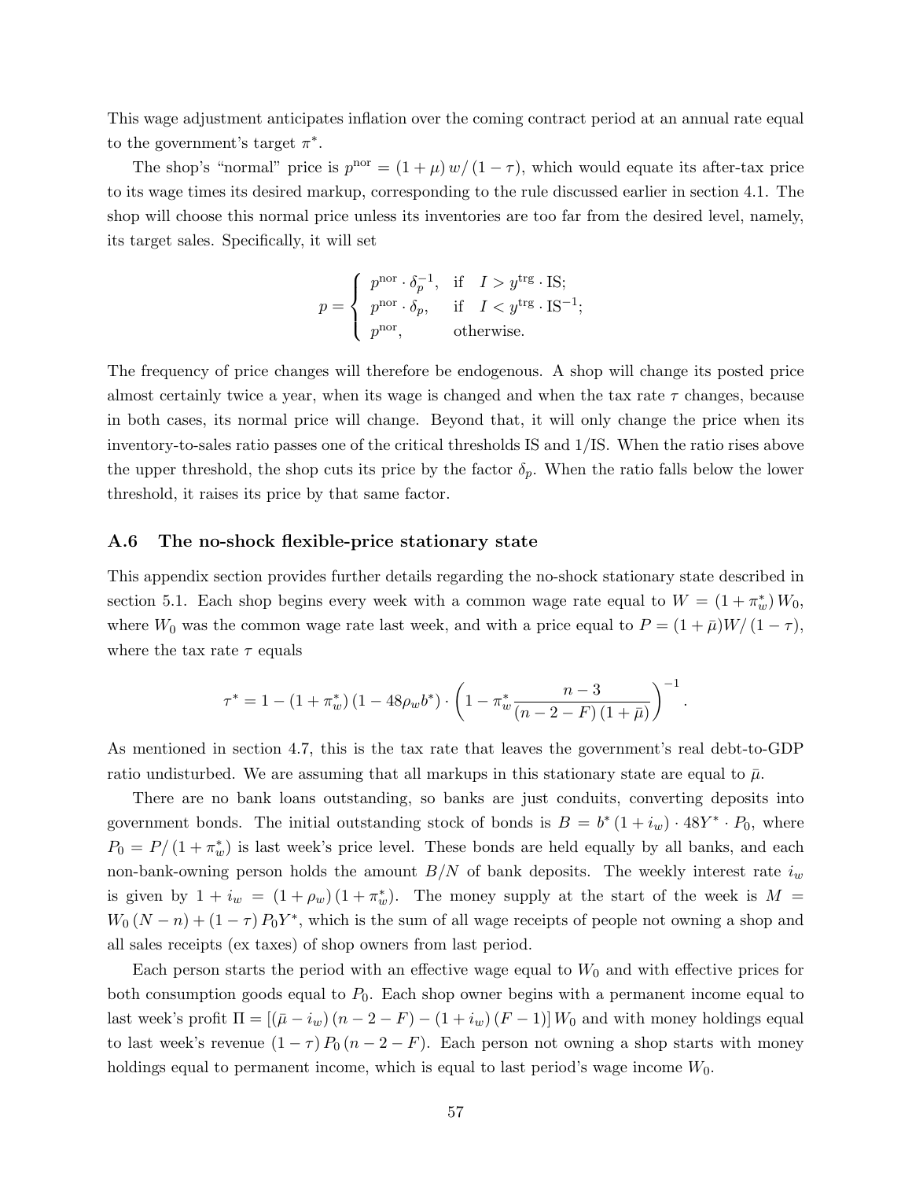This wage adjustment anticipates inflation over the coming contract period at an annual rate equal to the government's target $\pi^*$.

The shop's "normal" price is $p^{\text{nor}} = (1+\mu)\,w/(1-\tau)$, which would equate its after-tax price to its wage times its desired markup, corresponding to the rule discussed earlier in section 4.1. The shop will choose this normal price unless its inventories are too far from the desired level, namely, its target sales. Specifically, it will set

$$p = \begin{cases} p^{\text{nor}} \cdot \delta_p^{-1}, & \text{if} \quad I > y^{\text{trg}} \cdot \text{IS}; \\ p^{\text{nor}} \cdot \delta_p, & \text{if} \quad I < y^{\text{trg}} \cdot \text{IS}^{-1}; \\ p^{\text{nor}}, & \text{otherwise.} \end{cases}$$

The frequency of price changes will therefore be endogenous. A shop will change its posted price almost certainly twice a year, when its wage is changed and when the tax rate $\tau$ changes, because in both cases, its normal price will change. Beyond that, it will only change the price when its inventory-to-sales ratio passes one of the critical thresholds IS and 1/IS. When the ratio rises above the upper threshold, the shop cuts its price by the factor $\delta_p$. When the ratio falls below the lower threshold, it raises its price by that same factor.

### A.6 The no-shock flexible-price stationary state

This appendix section provides further details regarding the no-shock stationary state described in section 5.1. Each shop begins every week with a common wage rate equal to $W = (1+\pi_w^*)\,W_0$, where $W_0$ was the common wage rate last week, and with a price equal to $P = (1+\bar{\mu})W/(1-\tau)$, where the tax rate $\tau$ equals

$$\tau^* = 1 - (1+\pi_w^*)\,(1 - 48\rho_w b^*) \cdot \left(1 - \pi_w^* \frac{n-3}{(n-2-F)\,(1+\bar{\mu})}\right)^{-1}.$$

As mentioned in section 4.7, this is the tax rate that leaves the government's real debt-to-GDP ratio undisturbed. We are assuming that all markups in this stationary state are equal to $\bar{\mu}$.

There are no bank loans outstanding, so banks are just conduits, converting deposits into government bonds. The initial outstanding stock of bonds is $B = b^*\,(1+i_w) \cdot 48Y^* \cdot P_0$, where $P_0 = P/(1+\pi_w^*)$ is last week's price level. These bonds are held equally by all banks, and each non-bank-owning person holds the amount $B/N$ of bank deposits. The weekly interest rate $i_w$ is given by $1 + i_w = (1+\rho_w)\,(1+\pi_w^*)$. The money supply at the start of the week is $M = W_0\,(N-n) + (1-\tau)\,P_0 Y^*$, which is the sum of all wage receipts of people not owning a shop and all sales receipts (ex taxes) of shop owners from last period.

Each person starts the period with an effective wage equal to $W_0$ and with effective prices for both consumption goods equal to $P_0$. Each shop owner begins with a permanent income equal to last week's profit $\Pi = [(\bar{\mu} - i_w)\,(n-2-F) - (1+i_w)\,(F-1)]\,W_0$ and with money holdings equal to last week's revenue $(1-\tau)\,P_0\,(n-2-F)$. Each person not owning a shop starts with money holdings equal to permanent income, which is equal to last period's wage income $W_0$.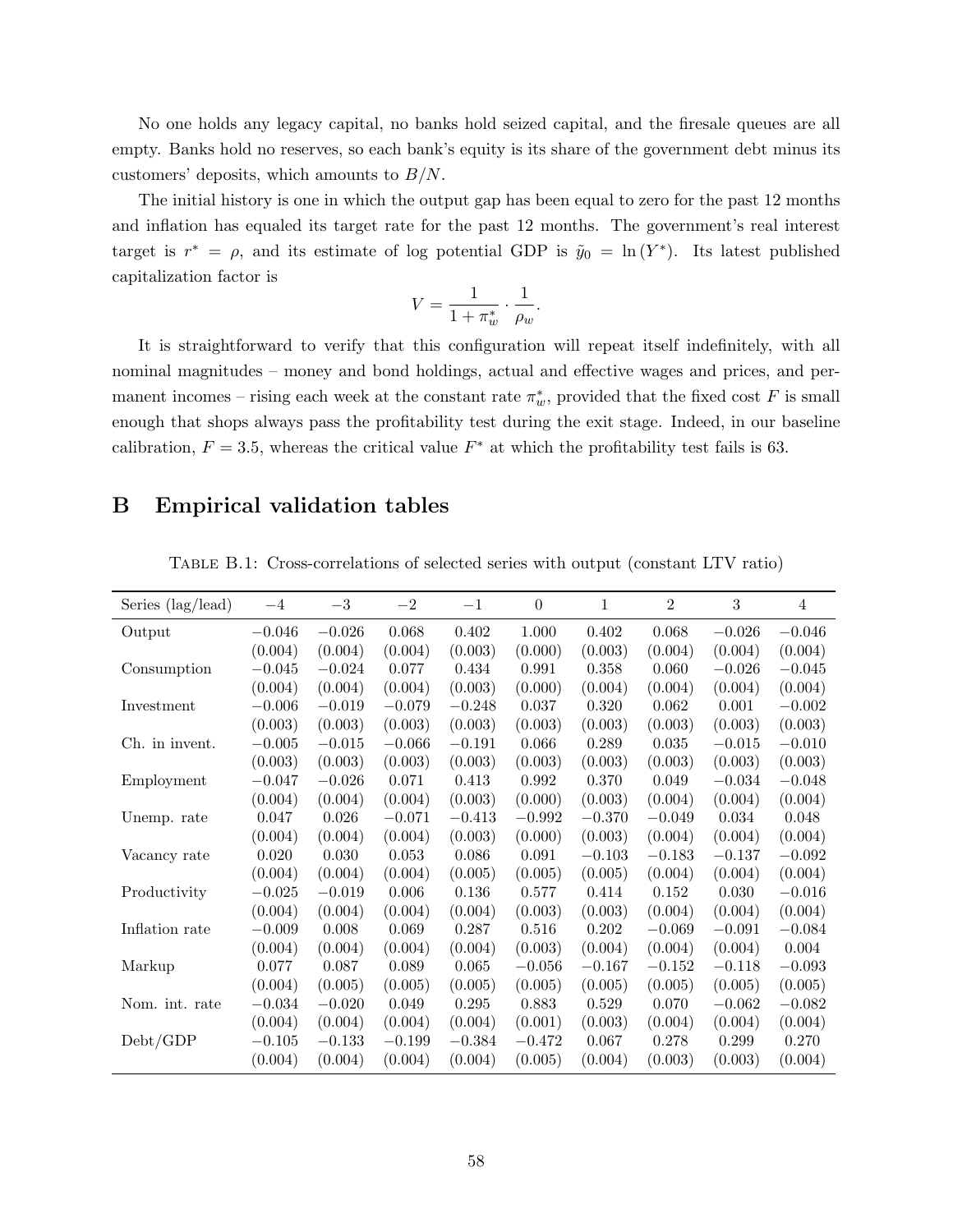No one holds any legacy capital, no banks hold seized capital, and the firesale queues are all empty. Banks hold no reserves, so each bank's equity is its share of the government debt minus its customers' deposits, which amounts to $B/N$.

The initial history is one in which the output gap has been equal to zero for the past 12 months and inflation has equaled its target rate for the past 12 months. The government's real interest target is $r^* = \rho$, and its estimate of log potential GDP is $\tilde{y}_0 = \ln(Y^*)$. Its latest published capitalization factor is

$$V = \frac{1}{1+\pi_w^*} \cdot \frac{1}{\rho_w}.$$

It is straightforward to verify that this configuration will repeat itself indefinitely, with all nominal magnitudes – money and bond holdings, actual and effective wages and prices, and permanent incomes – rising each week at the constant rate $\pi_w^*$, provided that the fixed cost $F$ is small enough that shops always pass the profitability test during the exit stage. Indeed, in our baseline calibration, $F = 3.5$, whereas the critical value $F^*$ at which the profitability test fails is 63.

# B Empirical validation tables

Table B.1: Cross-correlations of selected series with output (constant LTV ratio)

| Series (lag/lead) | $-4$ | $-3$ | $-2$ | $-1$ | 0 | 1 | 2 | 3 | 4 |
|---|---|---|---|---|---|---|---|---|---|
| Output | $-0.046$ | $-0.026$ | 0.068 | 0.402 | 1.000 | 0.402 | 0.068 | $-0.026$ | $-0.046$ |
| | (0.004) | (0.004) | (0.004) | (0.003) | (0.000) | (0.003) | (0.004) | (0.004) | (0.004) |
| Consumption | $-0.045$ | $-0.024$ | 0.077 | 0.434 | 0.991 | 0.358 | 0.060 | $-0.026$ | $-0.045$ |
| | (0.004) | (0.004) | (0.004) | (0.003) | (0.000) | (0.004) | (0.004) | (0.004) | (0.004) |
| Investment | $-0.006$ | $-0.019$ | $-0.079$ | $-0.248$ | 0.037 | 0.320 | 0.062 | 0.001 | $-0.002$ |
| | (0.003) | (0.003) | (0.003) | (0.003) | (0.003) | (0.003) | (0.003) | (0.003) | (0.003) |
| Ch. in invent. | $-0.005$ | $-0.015$ | $-0.066$ | $-0.191$ | 0.066 | 0.289 | 0.035 | $-0.015$ | $-0.010$ |
| | (0.003) | (0.003) | (0.003) | (0.003) | (0.003) | (0.003) | (0.003) | (0.003) | (0.003) |
| Employment | $-0.047$ | $-0.026$ | 0.071 | 0.413 | 0.992 | 0.370 | 0.049 | $-0.034$ | $-0.048$ |
| | (0.004) | (0.004) | (0.004) | (0.003) | (0.000) | (0.003) | (0.004) | (0.004) | (0.004) |
| Unemp. rate | 0.047 | 0.026 | $-0.071$ | $-0.413$ | $-0.992$ | $-0.370$ | $-0.049$ | 0.034 | 0.048 |
| | (0.004) | (0.004) | (0.004) | (0.003) | (0.000) | (0.003) | (0.004) | (0.004) | (0.004) |
| Vacancy rate | 0.020 | 0.030 | 0.053 | 0.086 | 0.091 | $-0.103$ | $-0.183$ | $-0.137$ | $-0.092$ |
| | (0.004) | (0.004) | (0.004) | (0.005) | (0.005) | (0.005) | (0.004) | (0.004) | (0.004) |
| Productivity | $-0.025$ | $-0.019$ | 0.006 | 0.136 | 0.577 | 0.414 | 0.152 | 0.030 | $-0.016$ |
| | (0.004) | (0.004) | (0.004) | (0.004) | (0.003) | (0.003) | (0.004) | (0.004) | (0.004) |
| Inflation rate | $-0.009$ | 0.008 | 0.069 | 0.287 | 0.516 | 0.202 | $-0.069$ | $-0.091$ | $-0.084$ |
| | (0.004) | (0.004) | (0.004) | (0.004) | (0.003) | (0.004) | (0.004) | (0.004) | 0.004 |
| Markup | 0.077 | 0.087 | 0.089 | 0.065 | $-0.056$ | $-0.167$ | $-0.152$ | $-0.118$ | $-0.093$ |
| | (0.004) | (0.005) | (0.005) | (0.005) | (0.005) | (0.005) | (0.005) | (0.005) | (0.005) |
| Nom. int. rate | $-0.034$ | $-0.020$ | 0.049 | 0.295 | 0.883 | 0.529 | 0.070 | $-0.062$ | $-0.082$ |
| | (0.004) | (0.004) | (0.004) | (0.004) | (0.001) | (0.003) | (0.004) | (0.004) | (0.004) |
| Debt/GDP | $-0.105$ | $-0.133$ | $-0.199$ | $-0.384$ | $-0.472$ | 0.067 | 0.278 | 0.299 | 0.270 |
| | (0.004) | (0.004) | (0.004) | (0.004) | (0.005) | (0.004) | (0.003) | (0.003) | (0.004) |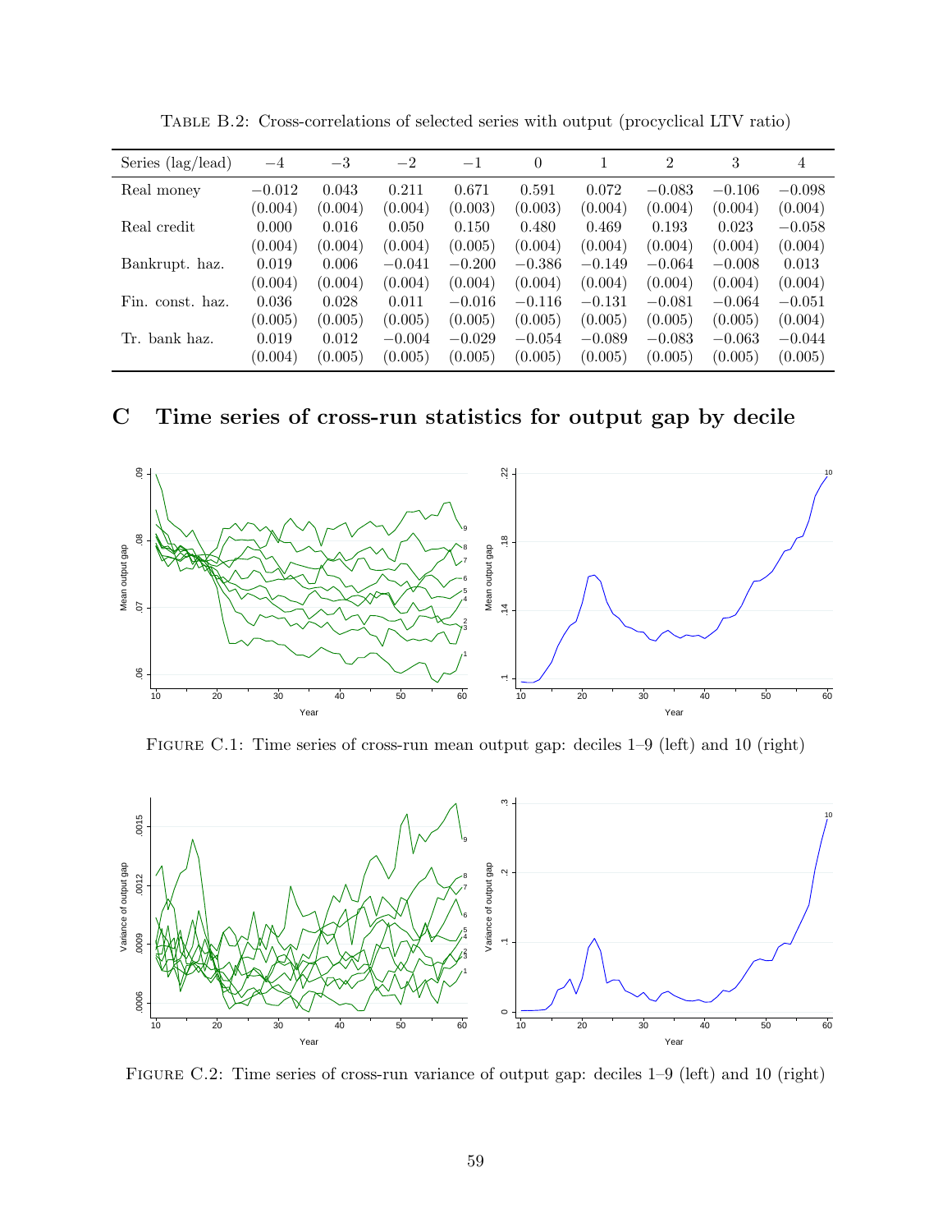Table B.2: Cross-correlations of selected series with output (procyclical LTV ratio)

| Series (lag/lead) | −4 | −3 | −2 | −1 | 0 | 1 | 2 | 3 | 4 |
|---|---|---|---|---|---|---|---|---|---|
| Real money | −0.012 | 0.043 | 0.211 | 0.671 | 0.591 | 0.072 | −0.083 | −0.106 | −0.098 |
| | (0.004) | (0.004) | (0.004) | (0.003) | (0.003) | (0.004) | (0.004) | (0.004) | (0.004) |
| Real credit | 0.000 | 0.016 | 0.050 | 0.150 | 0.480 | 0.469 | 0.193 | 0.023 | −0.058 |
| | (0.004) | (0.004) | (0.004) | (0.005) | (0.004) | (0.004) | (0.004) | (0.004) | (0.004) |
| Bankrupt. haz. | 0.019 | 0.006 | −0.041 | −0.200 | −0.386 | −0.149 | −0.064 | −0.008 | 0.013 |
| | (0.004) | (0.004) | (0.004) | (0.004) | (0.004) | (0.004) | (0.004) | (0.004) | (0.004) |
| Fin. const. haz. | 0.036 | 0.028 | 0.011 | −0.016 | −0.116 | −0.131 | −0.081 | −0.064 | −0.051 |
| | (0.005) | (0.005) | (0.005) | (0.005) | (0.005) | (0.005) | (0.005) | (0.005) | (0.004) |
| Tr. bank haz. | 0.019 | 0.012 | −0.004 | −0.029 | −0.054 | −0.089 | −0.083 | −0.063 | −0.044 |
| | (0.004) | (0.005) | (0.005) | (0.005) | (0.005) | (0.005) | (0.005) | (0.005) | (0.005) |

# C Time series of cross-run statistics for output gap by decile

Figure C.1: Time series of cross-run mean output gap: deciles 1–9 (left) and 10 (right)

Figure C.2: Time series of cross-run variance of output gap: deciles 1–9 (left) and 10 (right)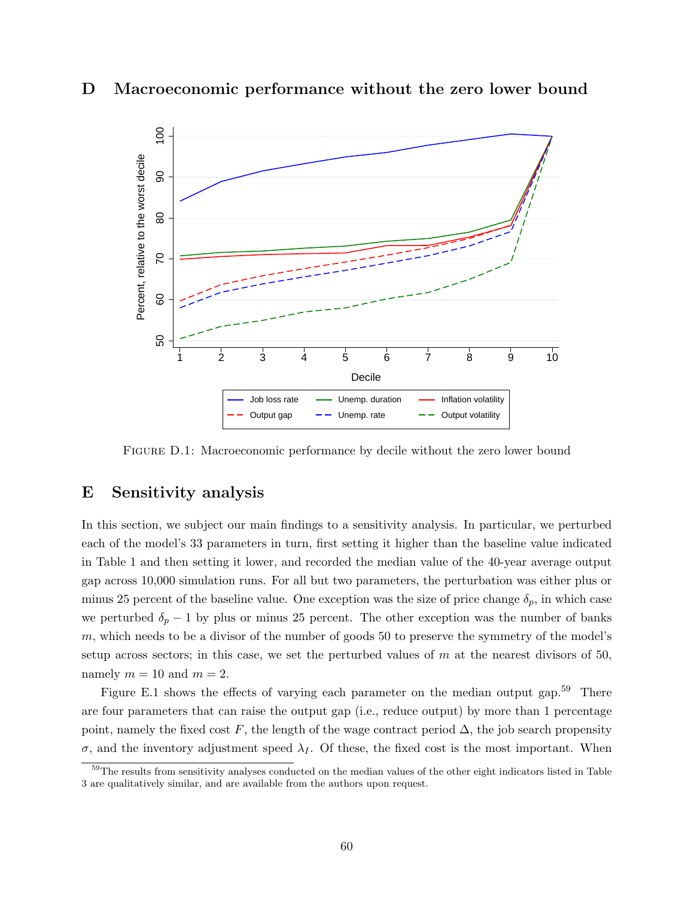# D Macroeconomic performance without the zero lower bound

Figure D.1: Macroeconomic performance by decile without the zero lower bound

# E Sensitivity analysis

In this section, we subject our main findings to a sensitivity analysis. In particular, we perturbed each of the model's 33 parameters in turn, first setting it higher than the baseline value indicated in Table 1 and then setting it lower, and recorded the median value of the 40-year average output gap across 10,000 simulation runs. For all but two parameters, the perturbation was either plus or minus 25 percent of the baseline value. One exception was the size of price change $\delta_p$, in which case we perturbed $\delta_p - 1$ by plus or minus 25 percent. The other exception was the number of banks $m$, which needs to be a divisor of the number of goods 50 to preserve the symmetry of the model's setup across sectors; in this case, we set the perturbed values of $m$ at the nearest divisors of 50, namely $m = 10$ and $m = 2$.

Figure E.1 shows the effects of varying each parameter on the median output gap.[59] There are four parameters that can raise the output gap (i.e., reduce output) by more than 1 percentage point, namely the fixed cost $F$, the length of the wage contract period $\Delta$, the job search propensity $\sigma$, and the inventory adjustment speed $\lambda_I$. Of these, the fixed cost is the most important. When

[59] The results from sensitivity analyses conducted on the median values of the other eight indicators listed in Table 3 are qualitatively similar, and are available from the authors upon request.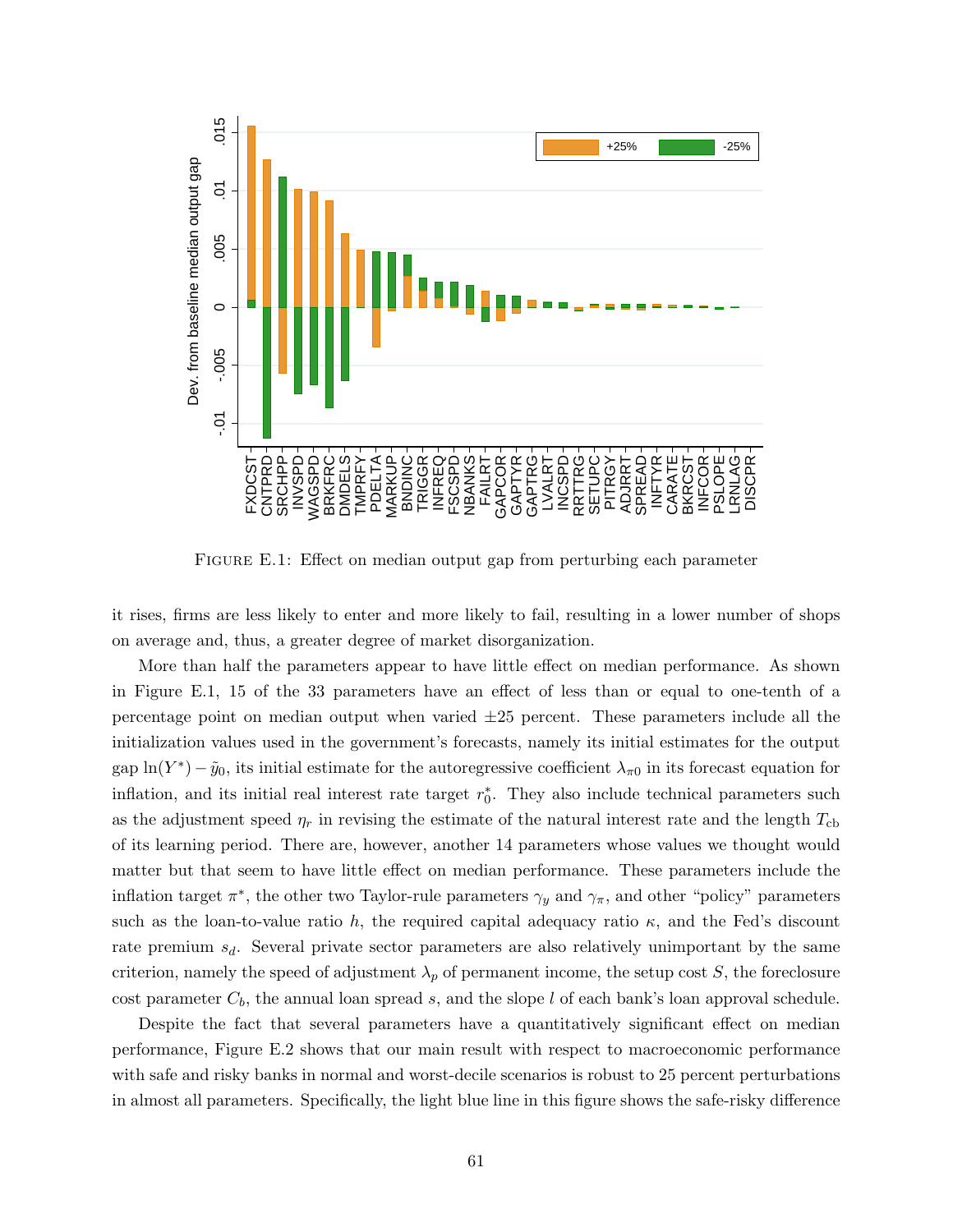Figure E.1: Effect on median output gap from perturbing each parameter

it rises, firms are less likely to enter and more likely to fail, resulting in a lower number of shops on average and, thus, a greater degree of market disorganization.

More than half the parameters appear to have little effect on median performance. As shown in Figure E.1, 15 of the 33 parameters have an effect of less than or equal to one-tenth of a percentage point on median output when varied ±25 percent. These parameters include all the initialization values used in the government's forecasts, namely its initial estimates for the output gap $\ln(Y^*) - \tilde{y}_0$, its initial estimate for the autoregressive coefficient $\lambda_{\pi 0}$ in its forecast equation for inflation, and its initial real interest rate target $r_0^*$. They also include technical parameters such as the adjustment speed $\eta_r$ in revising the estimate of the natural interest rate and the length $T_{\text{cb}}$ of its learning period. There are, however, another 14 parameters whose values we thought would matter but that seem to have little effect on median performance. These parameters include the inflation target $\pi^*$, the other two Taylor-rule parameters $\gamma_y$ and $\gamma_\pi$, and other "policy" parameters such as the loan-to-value ratio $h$, the required capital adequacy ratio $\kappa$, and the Fed's discount rate premium $s_d$. Several private sector parameters are also relatively unimportant by the same criterion, namely the speed of adjustment $\lambda_p$ of permanent income, the setup cost $S$, the foreclosure cost parameter $C_b$, the annual loan spread $s$, and the slope $l$ of each bank's loan approval schedule.

Despite the fact that several parameters have a quantitatively significant effect on median performance, Figure E.2 shows that our main result with respect to macroeconomic performance with safe and risky banks in normal and worst-decile scenarios is robust to 25 percent perturbations in almost all parameters. Specifically, the light blue line in this figure shows the safe-risky difference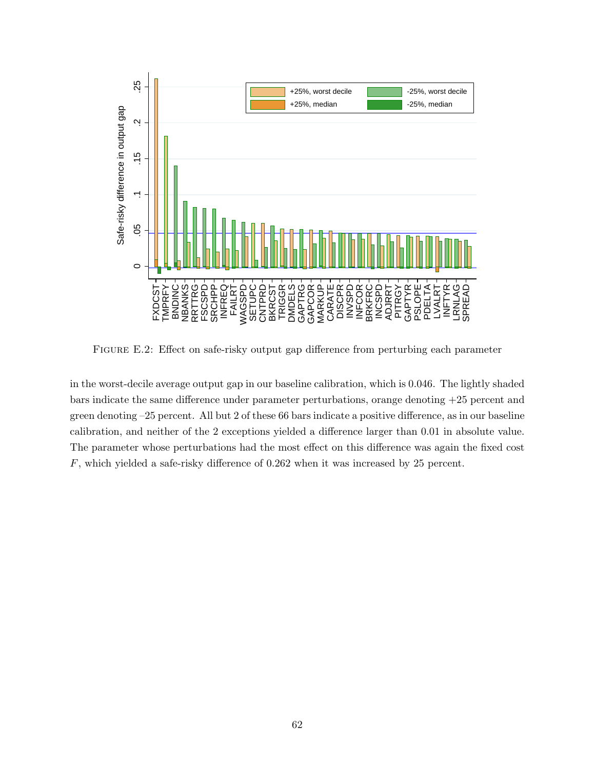Safe-risky difference in output gap

0 .05 .1 .15 .2 .25

+25%, worst decile

+25%, median

-25%, worst decile

-25%, median

FXDCST TMPRFY BNDINC NBANKS RRTTRG FSCSPD SRCHPP INFREQ FAILRT WAGSPD SETUPC CNTPRD BKRCST TRIGGR DMDELS GAPTRG GAPCOR MARKUP CARATE DISCPR INVSPD INFCOR BRKFRC INCSPD ADJRRT PITRGY GAPTYR PSLOPE PDELTA LVALRT INFTYR LRNLAG SPREAD

FIGURE E.2: Effect on safe-risky output gap difference from perturbing each parameter

in the worst-decile average output gap in our baseline calibration, which is 0.046. The lightly shaded bars indicate the same difference under parameter perturbations, orange denoting +25 percent and green denoting –25 percent. All but 2 of these 66 bars indicate a positive difference, as in our baseline calibration, and neither of the 2 exceptions yielded a difference larger than 0.01 in absolute value. The parameter whose perturbations had the most effect on this difference was again the fixed cost $F$, which yielded a safe-risky difference of 0.262 when it was increased by 25 percent.